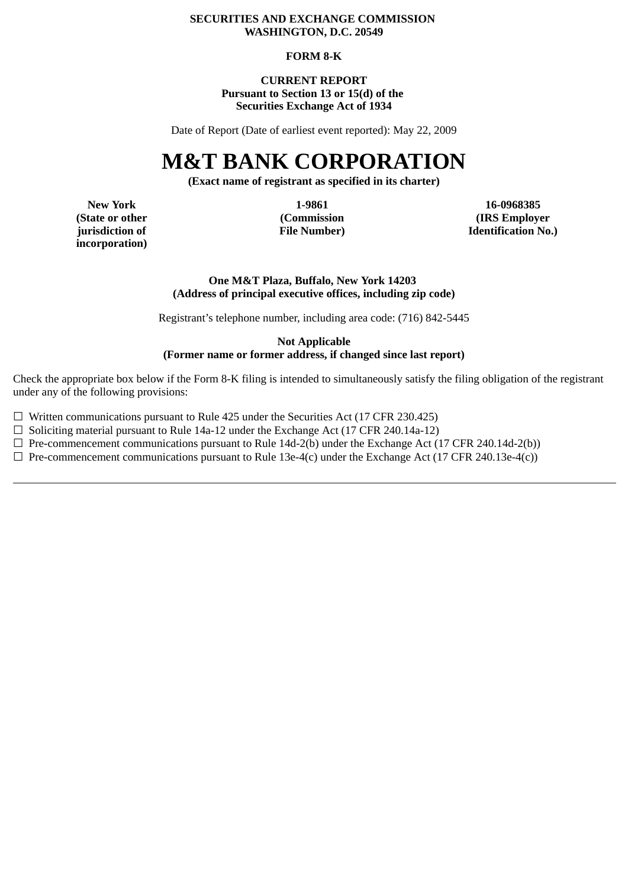**SECURITIES AND EXCHANGE COMMISSION**
**WASHINGTON, D.C. 20549**

**FORM 8-K**

**CURRENT REPORT**
**Pursuant to Section 13 or 15(d) of the**
**Securities Exchange Act of 1934**

Date of Report (Date of earliest event reported): May 22, 2009

# M&T BANK CORPORATION

**(Exact name of registrant as specified in its charter)**

| New York | 1-9861 | 16-0968385 |
|---|---|---|
| **(State or other jurisdiction of incorporation)** | **(Commission File Number)** | **(IRS Employer Identification No.)** |

**One M&T Plaza, Buffalo, New York 14203**
**(Address of principal executive offices, including zip code)**

Registrant's telephone number, including area code: (716) 842-5445

**Not Applicable**
**(Former name or former address, if changed since last report)**

Check the appropriate box below if the Form 8-K filing is intended to simultaneously satisfy the filing obligation of the registrant under any of the following provisions:

☐ Written communications pursuant to Rule 425 under the Securities Act (17 CFR 230.425)
☐ Soliciting material pursuant to Rule 14a-12 under the Exchange Act (17 CFR 240.14a-12)
☐ Pre-commencement communications pursuant to Rule 14d-2(b) under the Exchange Act (17 CFR 240.14d-2(b))
☐ Pre-commencement communications pursuant to Rule 13e-4(c) under the Exchange Act (17 CFR 240.13e-4(c))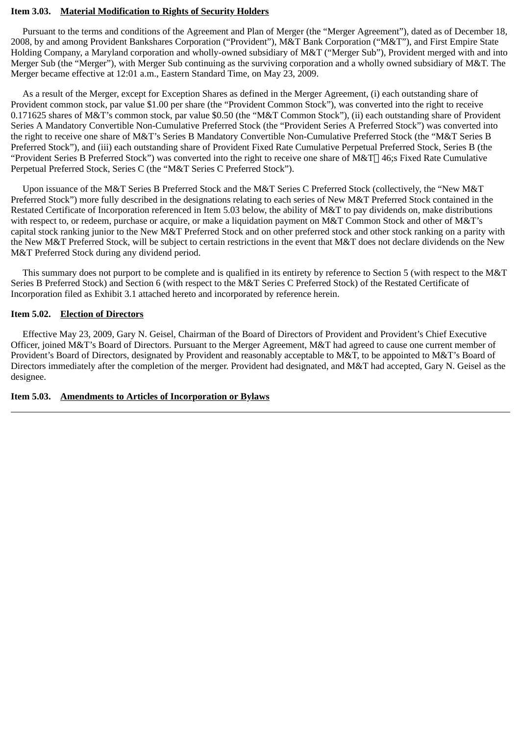**Item 3.03. Material Modification to Rights of Security Holders**

Pursuant to the terms and conditions of the Agreement and Plan of Merger (the "Merger Agreement"), dated as of December 18, 2008, by and among Provident Bankshares Corporation ("Provident"), M&T Bank Corporation ("M&T"), and First Empire State Holding Company, a Maryland corporation and wholly-owned subsidiary of M&T ("Merger Sub"), Provident merged with and into Merger Sub (the "Merger"), with Merger Sub continuing as the surviving corporation and a wholly owned subsidiary of M&T. The Merger became effective at 12:01 a.m., Eastern Standard Time, on May 23, 2009.

As a result of the Merger, except for Exception Shares as defined in the Merger Agreement, (i) each outstanding share of Provident common stock, par value $1.00 per share (the "Provident Common Stock"), was converted into the right to receive 0.171625 shares of M&T's common stock, par value $0.50 (the "M&T Common Stock"), (ii) each outstanding share of Provident Series A Mandatory Convertible Non-Cumulative Preferred Stock (the "Provident Series A Preferred Stock") was converted into the right to receive one share of M&T's Series B Mandatory Convertible Non-Cumulative Preferred Stock (the "M&T Series B Preferred Stock"), and (iii) each outstanding share of Provident Fixed Rate Cumulative Perpetual Preferred Stock, Series B (the "Provident Series B Preferred Stock") was converted into the right to receive one share of M&T 46;s Fixed Rate Cumulative Perpetual Preferred Stock, Series C (the "M&T Series C Preferred Stock").

Upon issuance of the M&T Series B Preferred Stock and the M&T Series C Preferred Stock (collectively, the "New M&T Preferred Stock") more fully described in the designations relating to each series of New M&T Preferred Stock contained in the Restated Certificate of Incorporation referenced in Item 5.03 below, the ability of M&T to pay dividends on, make distributions with respect to, or redeem, purchase or acquire, or make a liquidation payment on M&T Common Stock and other of M&T's capital stock ranking junior to the New M&T Preferred Stock and on other preferred stock and other stock ranking on a parity with the New M&T Preferred Stock, will be subject to certain restrictions in the event that M&T does not declare dividends on the New M&T Preferred Stock during any dividend period.

This summary does not purport to be complete and is qualified in its entirety by reference to Section 5 (with respect to the M&T Series B Preferred Stock) and Section 6 (with respect to the M&T Series C Preferred Stock) of the Restated Certificate of Incorporation filed as Exhibit 3.1 attached hereto and incorporated by reference herein.

**Item 5.02. Election of Directors**

Effective May 23, 2009, Gary N. Geisel, Chairman of the Board of Directors of Provident and Provident's Chief Executive Officer, joined M&T's Board of Directors. Pursuant to the Merger Agreement, M&T had agreed to cause one current member of Provident's Board of Directors, designated by Provident and reasonably acceptable to M&T, to be appointed to M&T's Board of Directors immediately after the completion of the merger. Provident had designated, and M&T had accepted, Gary N. Geisel as the designee.

**Item 5.03. Amendments to Articles of Incorporation or Bylaws**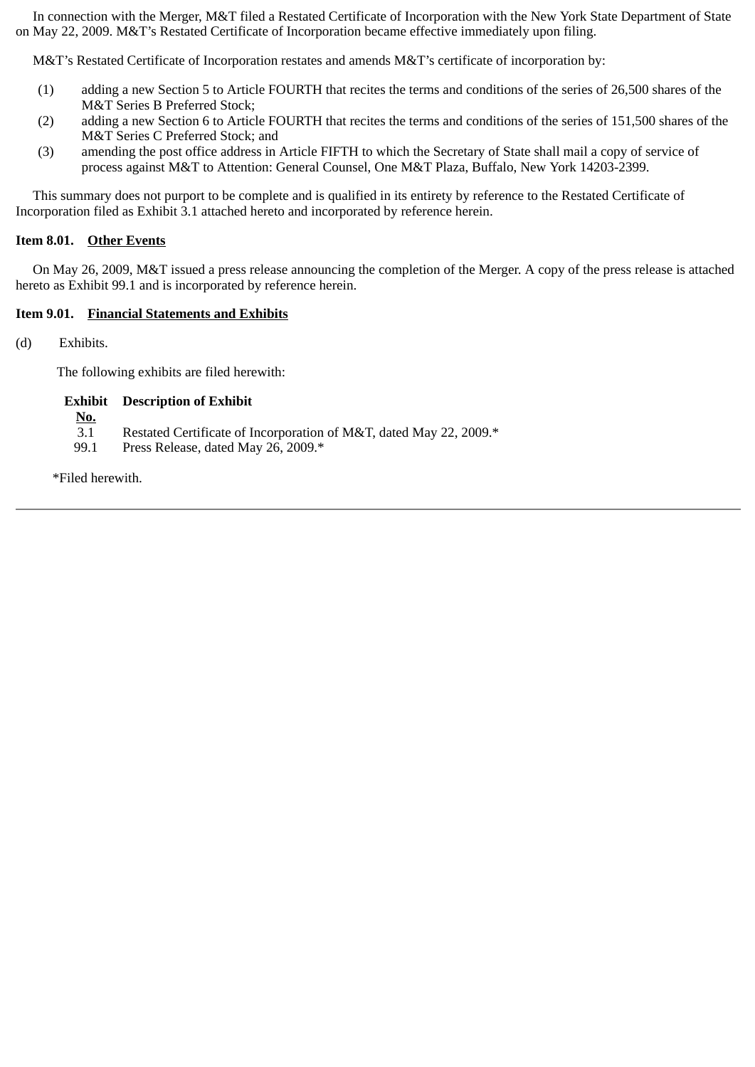In connection with the Merger, M&T filed a Restated Certificate of Incorporation with the New York State Department of State on May 22, 2009. M&T's Restated Certificate of Incorporation became effective immediately upon filing.

M&T's Restated Certificate of Incorporation restates and amends M&T's certificate of incorporation by:

(1) adding a new Section 5 to Article FOURTH that recites the terms and conditions of the series of 26,500 shares of the M&T Series B Preferred Stock;

(2) adding a new Section 6 to Article FOURTH that recites the terms and conditions of the series of 151,500 shares of the M&T Series C Preferred Stock; and

(3) amending the post office address in Article FIFTH to which the Secretary of State shall mail a copy of service of process against M&T to Attention: General Counsel, One M&T Plaza, Buffalo, New York 14203-2399.

This summary does not purport to be complete and is qualified in its entirety by reference to the Restated Certificate of Incorporation filed as Exhibit 3.1 attached hereto and incorporated by reference herein.

**Item 8.01. Other Events**

On May 26, 2009, M&T issued a press release announcing the completion of the Merger. A copy of the press release is attached hereto as Exhibit 99.1 and is incorporated by reference herein.

**Item 9.01. Financial Statements and Exhibits**

(d) Exhibits.

The following exhibits are filed herewith:

| Exhibit No. | Description of Exhibit |
|---|---|
| 3.1 | Restated Certificate of Incorporation of M&T, dated May 22, 2009.* |
| 99.1 | Press Release, dated May 26, 2009.* |

*Filed herewith.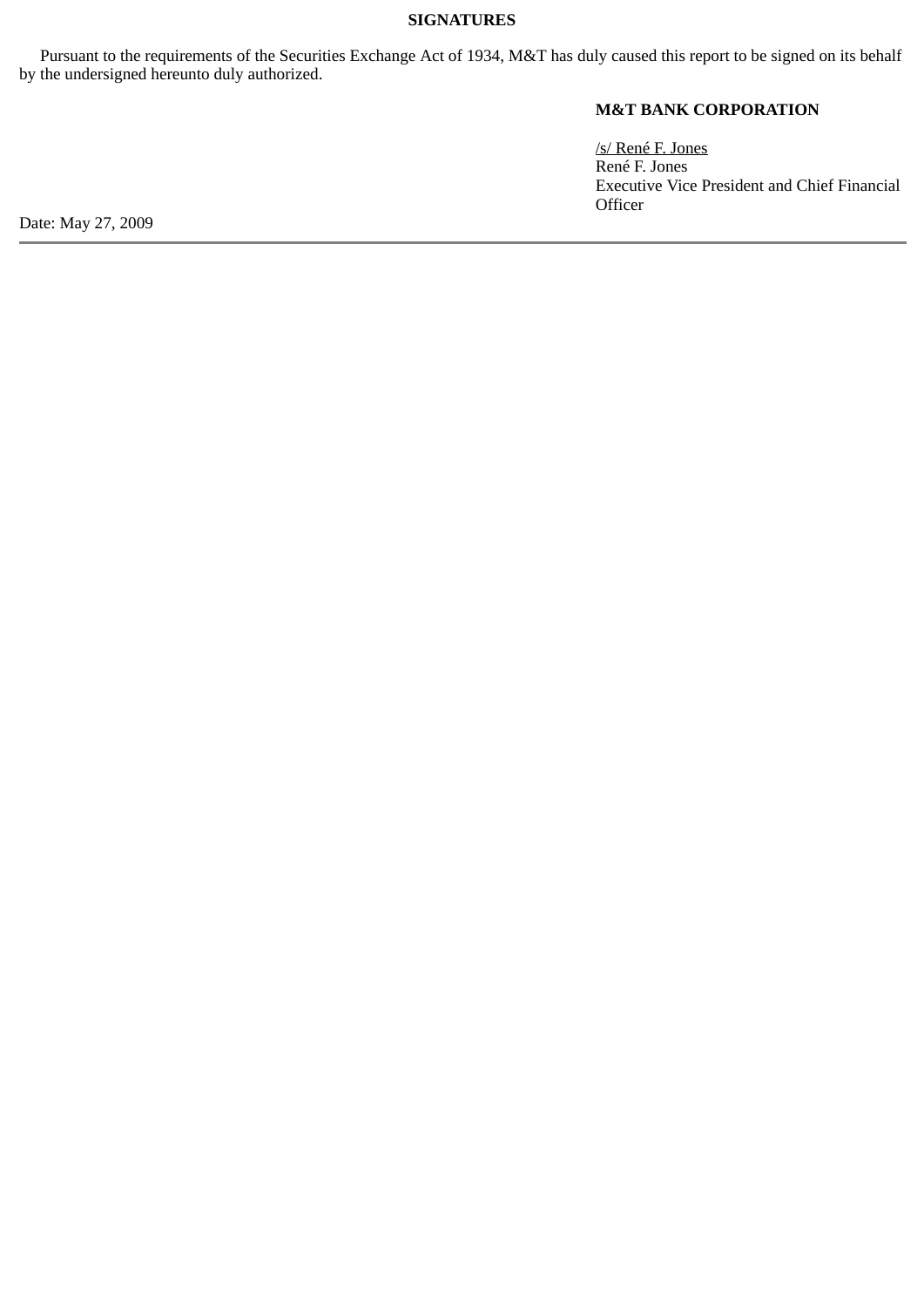**SIGNATURES**

Pursuant to the requirements of the Securities Exchange Act of 1934, M&T has duly caused this report to be signed on its behalf by the undersigned hereunto duly authorized.

**M&T BANK CORPORATION**

/s/ René F. Jones
René F. Jones
Executive Vice President and Chief Financial Officer

Date: May 27, 2009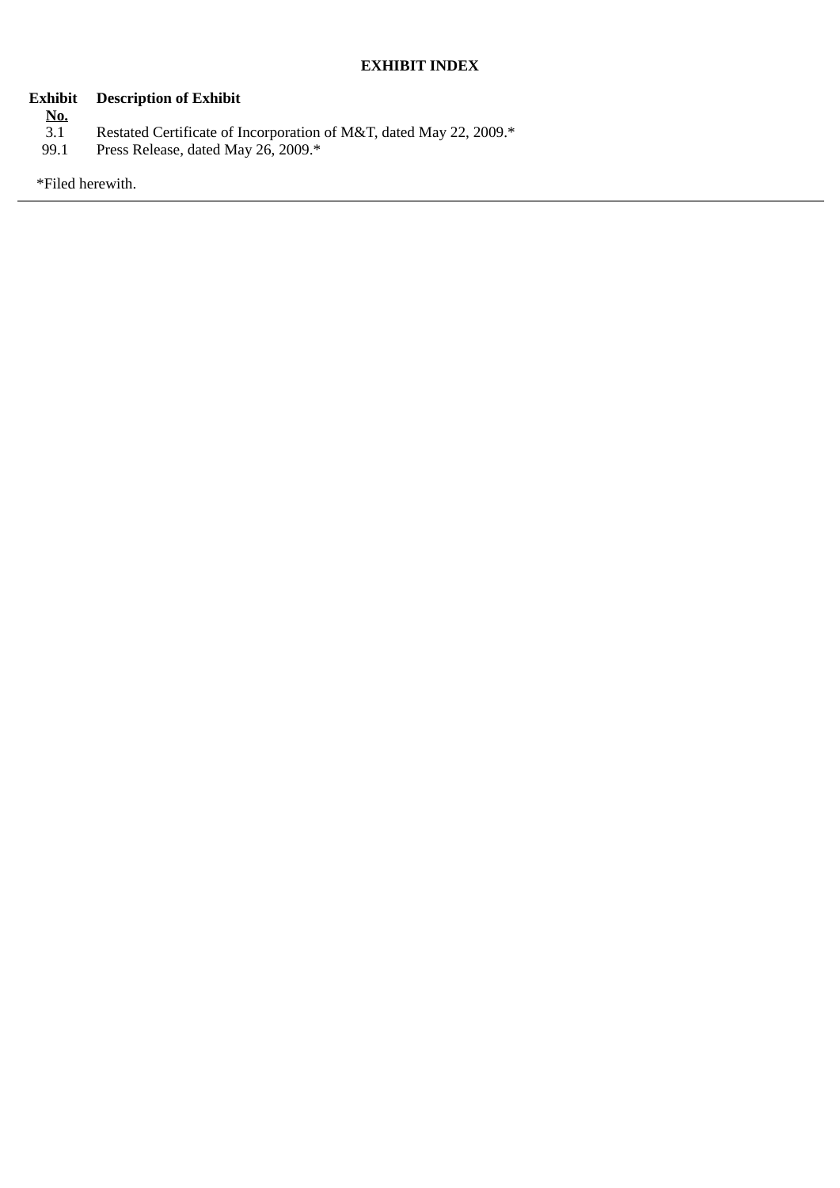**EXHIBIT INDEX**

| Exhibit No. | Description of Exhibit |
| --- | --- |
| 3.1 | Restated Certificate of Incorporation of M&T, dated May 22, 2009.* |
| 99.1 | Press Release, dated May 26, 2009.* |

*Filed herewith.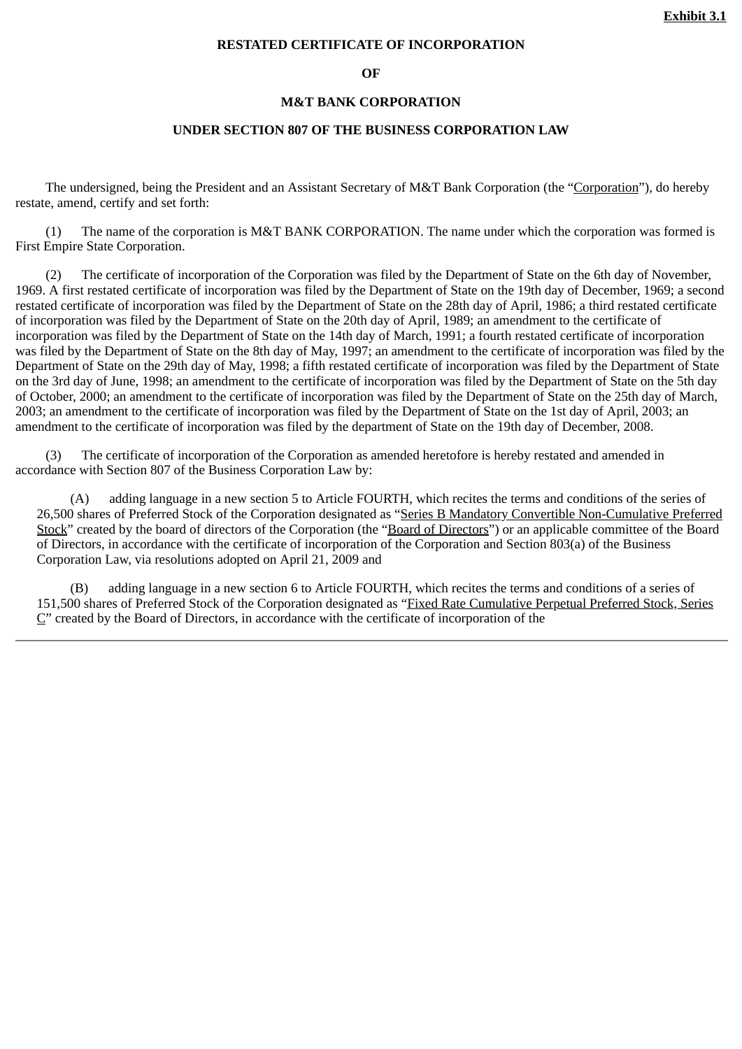**Exhibit 3.1**

**RESTATED CERTIFICATE OF INCORPORATION**

**OF**

**M&T BANK CORPORATION**

**UNDER SECTION 807 OF THE BUSINESS CORPORATION LAW**

The undersigned, being the President and an Assistant Secretary of M&T Bank Corporation (the "Corporation"), do hereby restate, amend, certify and set forth:

(1) The name of the corporation is M&T BANK CORPORATION. The name under which the corporation was formed is First Empire State Corporation.

(2) The certificate of incorporation of the Corporation was filed by the Department of State on the 6th day of November, 1969. A first restated certificate of incorporation was filed by the Department of State on the 19th day of December, 1969; a second restated certificate of incorporation was filed by the Department of State on the 28th day of April, 1986; a third restated certificate of incorporation was filed by the Department of State on the 20th day of April, 1989; an amendment to the certificate of incorporation was filed by the Department of State on the 14th day of March, 1991; a fourth restated certificate of incorporation was filed by the Department of State on the 8th day of May, 1997; an amendment to the certificate of incorporation was filed by the Department of State on the 29th day of May, 1998; a fifth restated certificate of incorporation was filed by the Department of State on the 3rd day of June, 1998; an amendment to the certificate of incorporation was filed by the Department of State on the 5th day of October, 2000; an amendment to the certificate of incorporation was filed by the Department of State on the 25th day of March, 2003; an amendment to the certificate of incorporation was filed by the Department of State on the 1st day of April, 2003; an amendment to the certificate of incorporation was filed by the department of State on the 19th day of December, 2008.

(3) The certificate of incorporation of the Corporation as amended heretofore is hereby restated and amended in accordance with Section 807 of the Business Corporation Law by:

(A) adding language in a new section 5 to Article FOURTH, which recites the terms and conditions of the series of 26,500 shares of Preferred Stock of the Corporation designated as "Series B Mandatory Convertible Non-Cumulative Preferred Stock" created by the board of directors of the Corporation (the "Board of Directors") or an applicable committee of the Board of Directors, in accordance with the certificate of incorporation of the Corporation and Section 803(a) of the Business Corporation Law, via resolutions adopted on April 21, 2009 and

(B) adding language in a new section 6 to Article FOURTH, which recites the terms and conditions of a series of 151,500 shares of Preferred Stock of the Corporation designated as "Fixed Rate Cumulative Perpetual Preferred Stock, Series C" created by the Board of Directors, in accordance with the certificate of incorporation of the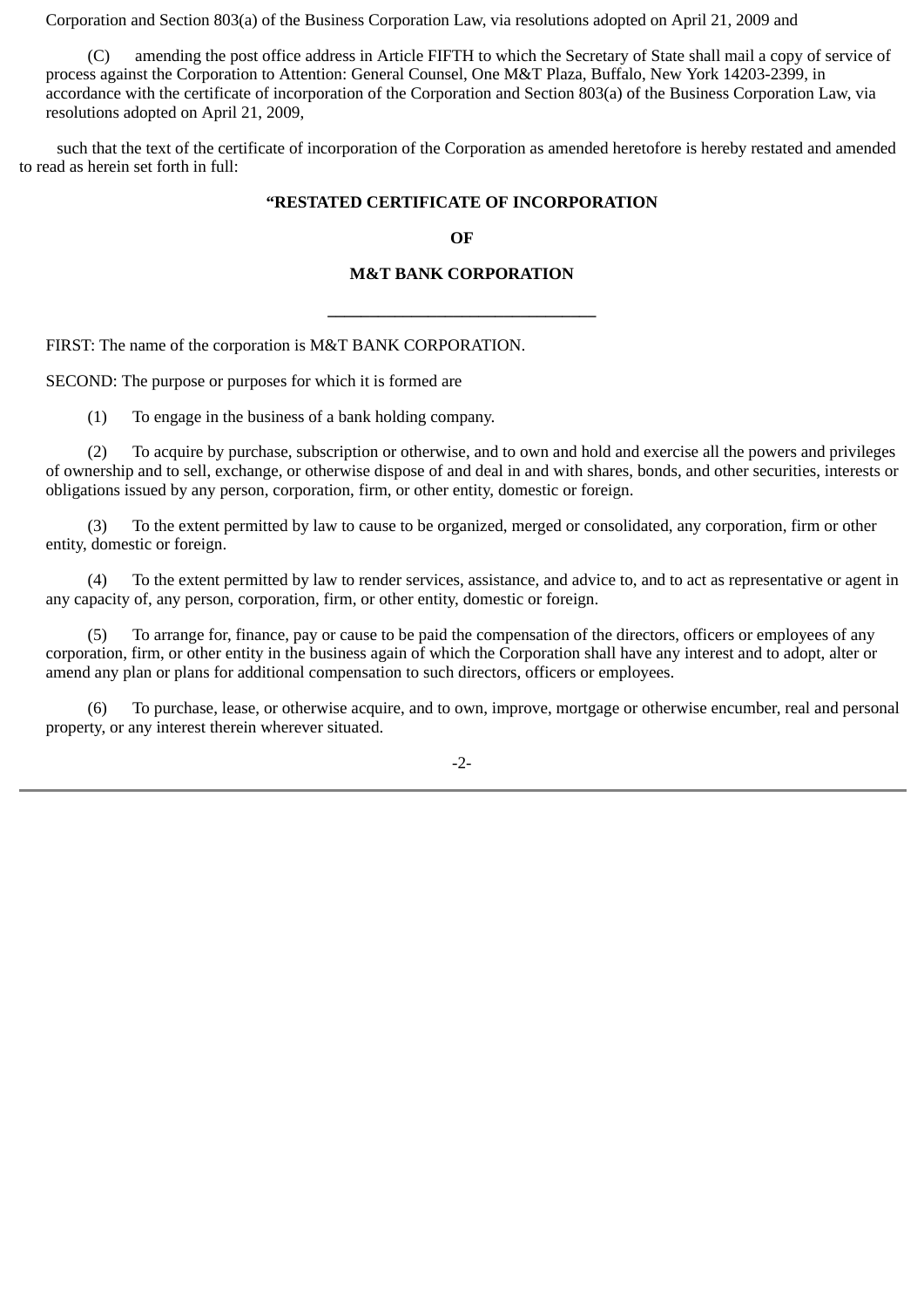Corporation and Section 803(a) of the Business Corporation Law, via resolutions adopted on April 21, 2009 and

(C) amending the post office address in Article FIFTH to which the Secretary of State shall mail a copy of service of process against the Corporation to Attention: General Counsel, One M&T Plaza, Buffalo, New York 14203-2399, in accordance with the certificate of incorporation of the Corporation and Section 803(a) of the Business Corporation Law, via resolutions adopted on April 21, 2009,

such that the text of the certificate of incorporation of the Corporation as amended heretofore is hereby restated and amended to read as herein set forth in full:

**"RESTATED CERTIFICATE OF INCORPORATION**

**OF**

**M&T BANK CORPORATION**

---

FIRST: The name of the corporation is M&T BANK CORPORATION.

SECOND: The purpose or purposes for which it is formed are

(1) To engage in the business of a bank holding company.

(2) To acquire by purchase, subscription or otherwise, and to own and hold and exercise all the powers and privileges of ownership and to sell, exchange, or otherwise dispose of and deal in and with shares, bonds, and other securities, interests or obligations issued by any person, corporation, firm, or other entity, domestic or foreign.

(3) To the extent permitted by law to cause to be organized, merged or consolidated, any corporation, firm or other entity, domestic or foreign.

(4) To the extent permitted by law to render services, assistance, and advice to, and to act as representative or agent in any capacity of, any person, corporation, firm, or other entity, domestic or foreign.

(5) To arrange for, finance, pay or cause to be paid the compensation of the directors, officers or employees of any corporation, firm, or other entity in the business again of which the Corporation shall have any interest and to adopt, alter or amend any plan or plans for additional compensation to such directors, officers or employees.

(6) To purchase, lease, or otherwise acquire, and to own, improve, mortgage or otherwise encumber, real and personal property, or any interest therein wherever situated.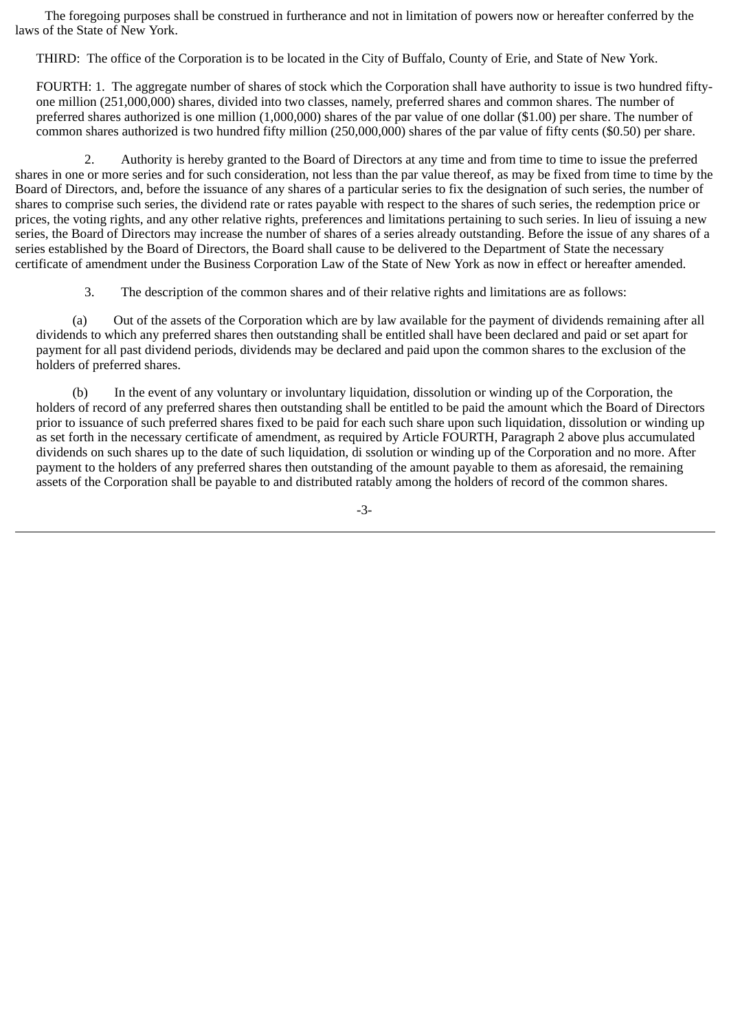The foregoing purposes shall be construed in furtherance and not in limitation of powers now or hereafter conferred by the laws of the State of New York.

THIRD: The office of the Corporation is to be located in the City of Buffalo, County of Erie, and State of New York.

FOURTH: 1. The aggregate number of shares of stock which the Corporation shall have authority to issue is two hundred fifty-one million (251,000,000) shares, divided into two classes, namely, preferred shares and common shares. The number of preferred shares authorized is one million (1,000,000) shares of the par value of one dollar ($1.00) per share. The number of common shares authorized is two hundred fifty million (250,000,000) shares of the par value of fifty cents ($0.50) per share.

2. Authority is hereby granted to the Board of Directors at any time and from time to time to issue the preferred shares in one or more series and for such consideration, not less than the par value thereof, as may be fixed from time to time by the Board of Directors, and, before the issuance of any shares of a particular series to fix the designation of such series, the number of shares to comprise such series, the dividend rate or rates payable with respect to the shares of such series, the redemption price or prices, the voting rights, and any other relative rights, preferences and limitations pertaining to such series. In lieu of issuing a new series, the Board of Directors may increase the number of shares of a series already outstanding. Before the issue of any shares of a series established by the Board of Directors, the Board shall cause to be delivered to the Department of State the necessary certificate of amendment under the Business Corporation Law of the State of New York as now in effect or hereafter amended.

3. The description of the common shares and of their relative rights and limitations are as follows:

(a) Out of the assets of the Corporation which are by law available for the payment of dividends remaining after all dividends to which any preferred shares then outstanding shall be entitled shall have been declared and paid or set apart for payment for all past dividend periods, dividends may be declared and paid upon the common shares to the exclusion of the holders of preferred shares.

(b) In the event of any voluntary or involuntary liquidation, dissolution or winding up of the Corporation, the holders of record of any preferred shares then outstanding shall be entitled to be paid the amount which the Board of Directors prior to issuance of such preferred shares fixed to be paid for each such share upon such liquidation, dissolution or winding up as set forth in the necessary certificate of amendment, as required by Article FOURTH, Paragraph 2 above plus accumulated dividends on such shares up to the date of such liquidation, di ssolution or winding up of the Corporation and no more. After payment to the holders of any preferred shares then outstanding of the amount payable to them as aforesaid, the remaining assets of the Corporation shall be payable to and distributed ratably among the holders of record of the common shares.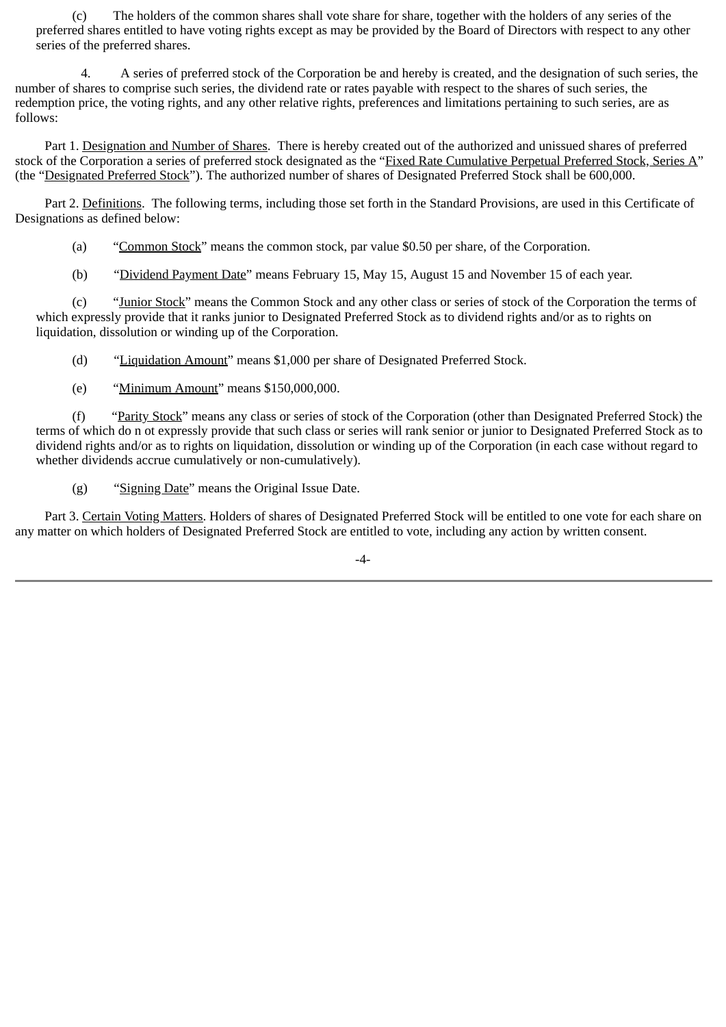(c) The holders of the common shares shall vote share for share, together with the holders of any series of the preferred shares entitled to have voting rights except as may be provided by the Board of Directors with respect to any other series of the preferred shares.

4. A series of preferred stock of the Corporation be and hereby is created, and the designation of such series, the number of shares to comprise such series, the dividend rate or rates payable with respect to the shares of such series, the redemption price, the voting rights, and any other relative rights, preferences and limitations pertaining to such series, are as follows:

Part 1. Designation and Number of Shares. There is hereby created out of the authorized and unissued shares of preferred stock of the Corporation a series of preferred stock designated as the "Fixed Rate Cumulative Perpetual Preferred Stock, Series A" (the "Designated Preferred Stock"). The authorized number of shares of Designated Preferred Stock shall be 600,000.

Part 2. Definitions. The following terms, including those set forth in the Standard Provisions, are used in this Certificate of Designations as defined below:

(a) "Common Stock" means the common stock, par value $0.50 per share, of the Corporation.

(b) "Dividend Payment Date" means February 15, May 15, August 15 and November 15 of each year.

(c) "Junior Stock" means the Common Stock and any other class or series of stock of the Corporation the terms of which expressly provide that it ranks junior to Designated Preferred Stock as to dividend rights and/or as to rights on liquidation, dissolution or winding up of the Corporation.

(d) "Liquidation Amount" means $1,000 per share of Designated Preferred Stock.

(e) "Minimum Amount" means $150,000,000.

(f) "Parity Stock" means any class or series of stock of the Corporation (other than Designated Preferred Stock) the terms of which do n ot expressly provide that such class or series will rank senior or junior to Designated Preferred Stock as to dividend rights and/or as to rights on liquidation, dissolution or winding up of the Corporation (in each case without regard to whether dividends accrue cumulatively or non-cumulatively).

(g) "Signing Date" means the Original Issue Date.

Part 3. Certain Voting Matters. Holders of shares of Designated Preferred Stock will be entitled to one vote for each share on any matter on which holders of Designated Preferred Stock are entitled to vote, including any action by written consent.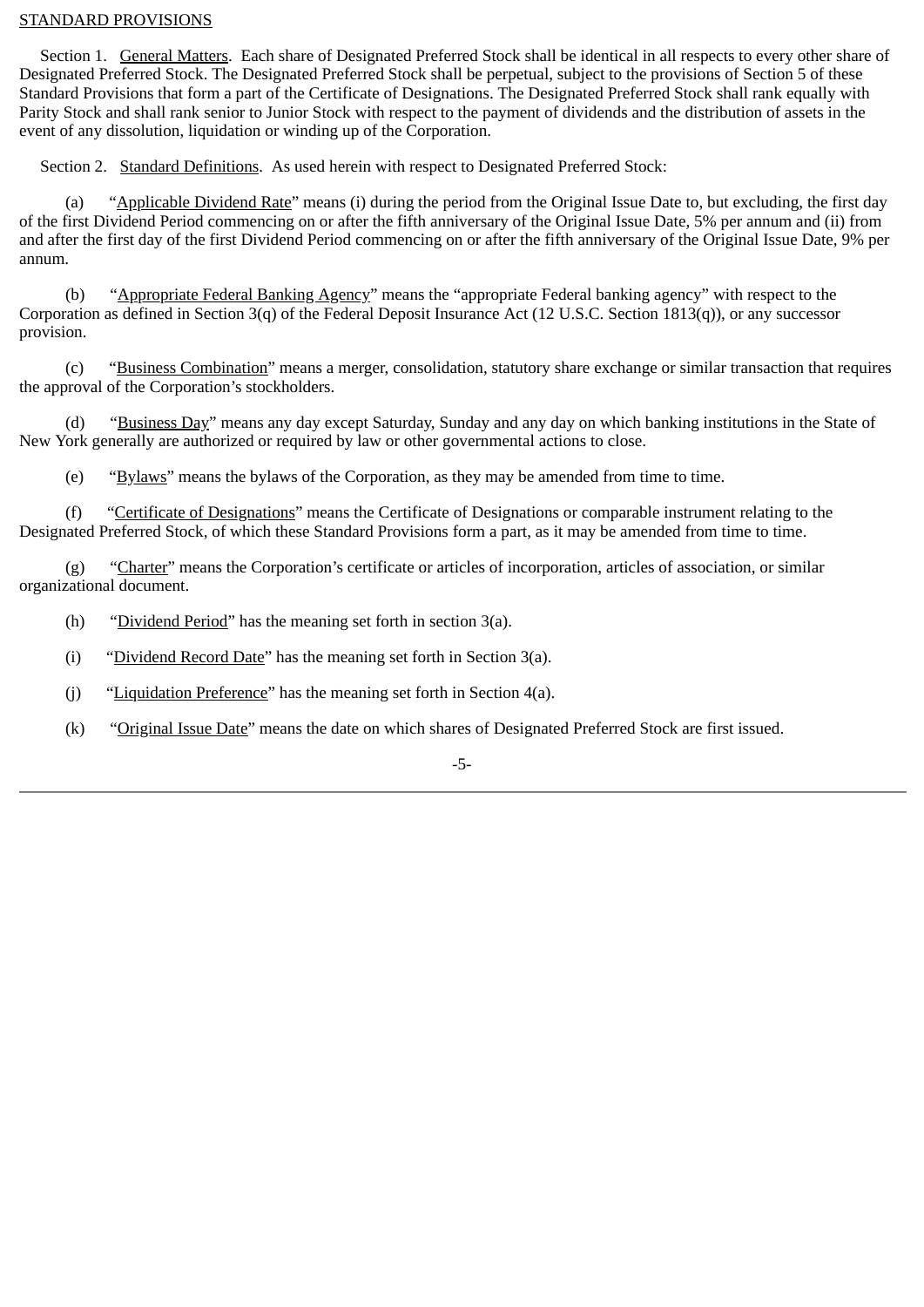STANDARD PROVISIONS

Section 1. General Matters. Each share of Designated Preferred Stock shall be identical in all respects to every other share of Designated Preferred Stock. The Designated Preferred Stock shall be perpetual, subject to the provisions of Section 5 of these Standard Provisions that form a part of the Certificate of Designations. The Designated Preferred Stock shall rank equally with Parity Stock and shall rank senior to Junior Stock with respect to the payment of dividends and the distribution of assets in the event of any dissolution, liquidation or winding up of the Corporation.

Section 2. Standard Definitions. As used herein with respect to Designated Preferred Stock:

(a) "Applicable Dividend Rate" means (i) during the period from the Original Issue Date to, but excluding, the first day of the first Dividend Period commencing on or after the fifth anniversary of the Original Issue Date, 5% per annum and (ii) from and after the first day of the first Dividend Period commencing on or after the fifth anniversary of the Original Issue Date, 9% per annum.

(b) "Appropriate Federal Banking Agency" means the "appropriate Federal banking agency" with respect to the Corporation as defined in Section 3(q) of the Federal Deposit Insurance Act (12 U.S.C. Section 1813(q)), or any successor provision.

(c) "Business Combination" means a merger, consolidation, statutory share exchange or similar transaction that requires the approval of the Corporation's stockholders.

(d) "Business Day" means any day except Saturday, Sunday and any day on which banking institutions in the State of New York generally are authorized or required by law or other governmental actions to close.

(e) "Bylaws" means the bylaws of the Corporation, as they may be amended from time to time.

(f) "Certificate of Designations" means the Certificate of Designations or comparable instrument relating to the Designated Preferred Stock, of which these Standard Provisions form a part, as it may be amended from time to time.

(g) "Charter" means the Corporation's certificate or articles of incorporation, articles of association, or similar organizational document.

(h) "Dividend Period" has the meaning set forth in section 3(a).

(i) "Dividend Record Date" has the meaning set forth in Section 3(a).

(j) "Liquidation Preference" has the meaning set forth in Section 4(a).

(k) "Original Issue Date" means the date on which shares of Designated Preferred Stock are first issued.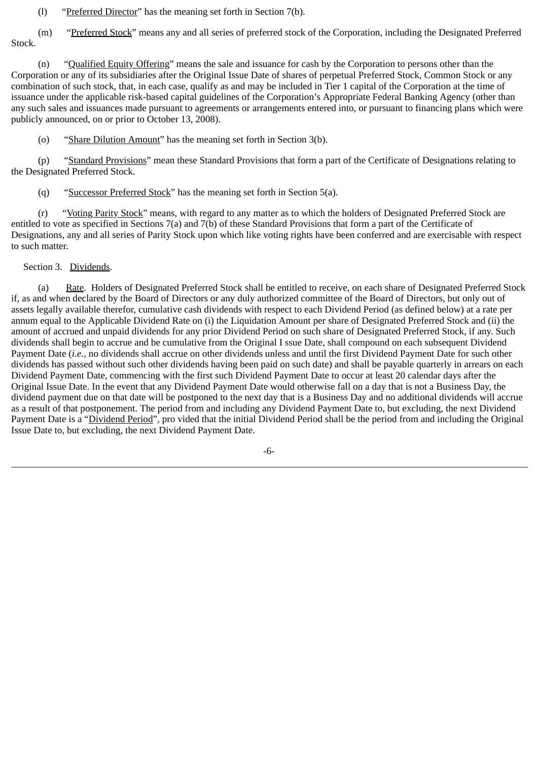(l) "Preferred Director" has the meaning set forth in Section 7(b).

(m) "Preferred Stock" means any and all series of preferred stock of the Corporation, including the Designated Preferred Stock.

(n) "Qualified Equity Offering" means the sale and issuance for cash by the Corporation to persons other than the Corporation or any of its subsidiaries after the Original Issue Date of shares of perpetual Preferred Stock, Common Stock or any combination of such stock, that, in each case, qualify as and may be included in Tier 1 capital of the Corporation at the time of issuance under the applicable risk-based capital guidelines of the Corporation's Appropriate Federal Banking Agency (other than any such sales and issuances made pursuant to agreements or arrangements entered into, or pursuant to financing plans which were publicly announced, on or prior to October 13, 2008).

(o) "Share Dilution Amount" has the meaning set forth in Section 3(b).

(p) "Standard Provisions" mean these Standard Provisions that form a part of the Certificate of Designations relating to the Designated Preferred Stock.

(q) "Successor Preferred Stock" has the meaning set forth in Section 5(a).

(r) "Voting Parity Stock" means, with regard to any matter as to which the holders of Designated Preferred Stock are entitled to vote as specified in Sections 7(a) and 7(b) of these Standard Provisions that form a part of the Certificate of Designations, any and all series of Parity Stock upon which like voting rights have been conferred and are exercisable with respect to such matter.

Section 3. Dividends.

(a) Rate. Holders of Designated Preferred Stock shall be entitled to receive, on each share of Designated Preferred Stock if, as and when declared by the Board of Directors or any duly authorized committee of the Board of Directors, but only out of assets legally available therefor, cumulative cash dividends with respect to each Dividend Period (as defined below) at a rate per annum equal to the Applicable Dividend Rate on (i) the Liquidation Amount per share of Designated Preferred Stock and (ii) the amount of accrued and unpaid dividends for any prior Dividend Period on such share of Designated Preferred Stock, if any. Such dividends shall begin to accrue and be cumulative from the Original I ssue Date, shall compound on each subsequent Dividend Payment Date (*i.e.*, no dividends shall accrue on other dividends unless and until the first Dividend Payment Date for such other dividends has passed without such other dividends having been paid on such date) and shall be payable quarterly in arrears on each Dividend Payment Date, commencing with the first such Dividend Payment Date to occur at least 20 calendar days after the Original Issue Date. In the event that any Dividend Payment Date would otherwise fall on a day that is not a Business Day, the dividend payment due on that date will be postponed to the next day that is a Business Day and no additional dividends will accrue as a result of that postponement. The period from and including any Dividend Payment Date to, but excluding, the next Dividend Payment Date is a "Dividend Period", pro vided that the initial Dividend Period shall be the period from and including the Original Issue Date to, but excluding, the next Dividend Payment Date.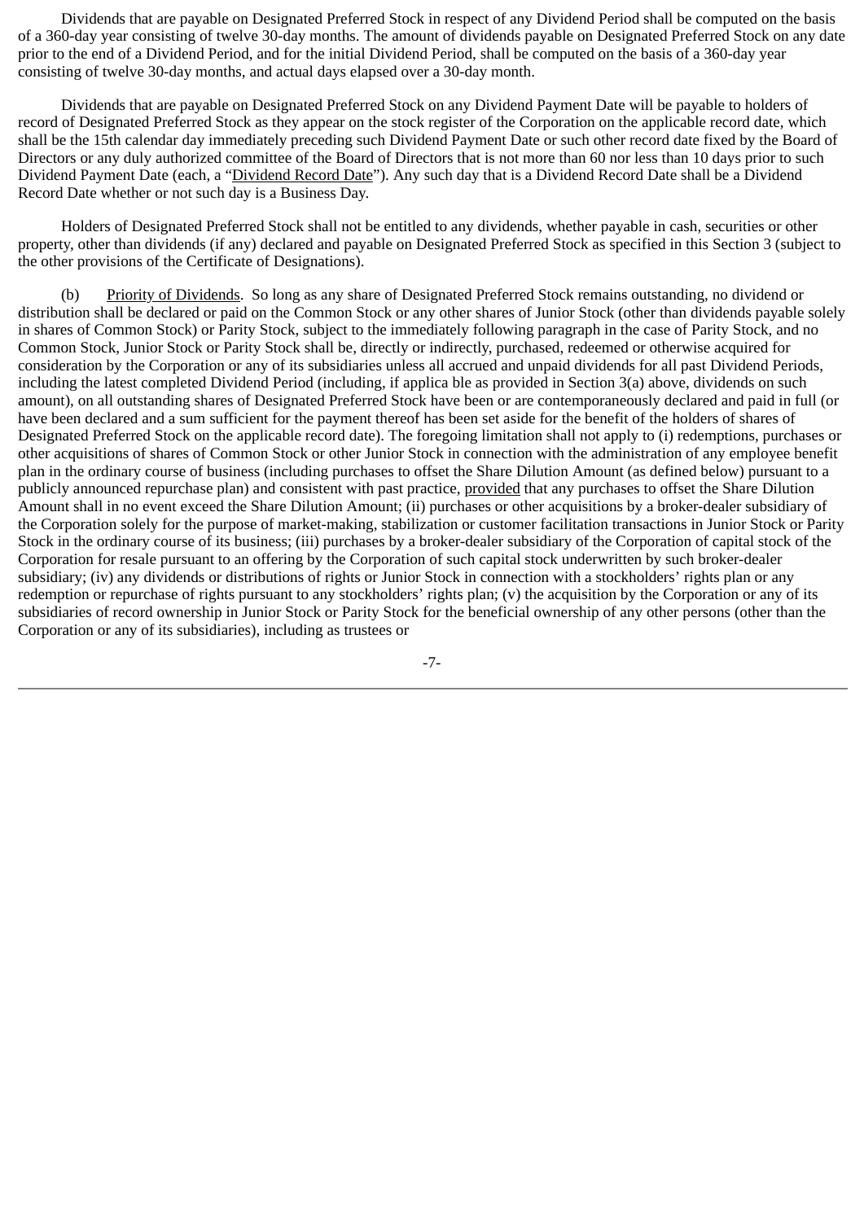Dividends that are payable on Designated Preferred Stock in respect of any Dividend Period shall be computed on the basis of a 360-day year consisting of twelve 30-day months. The amount of dividends payable on Designated Preferred Stock on any date prior to the end of a Dividend Period, and for the initial Dividend Period, shall be computed on the basis of a 360-day year consisting of twelve 30-day months, and actual days elapsed over a 30-day month.

Dividends that are payable on Designated Preferred Stock on any Dividend Payment Date will be payable to holders of record of Designated Preferred Stock as they appear on the stock register of the Corporation on the applicable record date, which shall be the 15th calendar day immediately preceding such Dividend Payment Date or such other record date fixed by the Board of Directors or any duly authorized committee of the Board of Directors that is not more than 60 nor less than 10 days prior to such Dividend Payment Date (each, a "Dividend Record Date"). Any such day that is a Dividend Record Date shall be a Dividend Record Date whether or not such day is a Business Day.

Holders of Designated Preferred Stock shall not be entitled to any dividends, whether payable in cash, securities or other property, other than dividends (if any) declared and payable on Designated Preferred Stock as specified in this Section 3 (subject to the other provisions of the Certificate of Designations).

(b) Priority of Dividends. So long as any share of Designated Preferred Stock remains outstanding, no dividend or distribution shall be declared or paid on the Common Stock or any other shares of Junior Stock (other than dividends payable solely in shares of Common Stock) or Parity Stock, subject to the immediately following paragraph in the case of Parity Stock, and no Common Stock, Junior Stock or Parity Stock shall be, directly or indirectly, purchased, redeemed or otherwise acquired for consideration by the Corporation or any of its subsidiaries unless all accrued and unpaid dividends for all past Dividend Periods, including the latest completed Dividend Period (including, if applica ble as provided in Section 3(a) above, dividends on such amount), on all outstanding shares of Designated Preferred Stock have been or are contemporaneously declared and paid in full (or have been declared and a sum sufficient for the payment thereof has been set aside for the benefit of the holders of shares of Designated Preferred Stock on the applicable record date). The foregoing limitation shall not apply to (i) redemptions, purchases or other acquisitions of shares of Common Stock or other Junior Stock in connection with the administration of any employee benefit plan in the ordinary course of business (including purchases to offset the Share Dilution Amount (as defined below) pursuant to a publicly announced repurchase plan) and consistent with past practice, provided that any purchases to offset the Share Dilution Amount shall in no event exceed the Share Dilution Amount; (ii) purchases or other acquisitions by a broker-dealer subsidiary of the Corporation solely for the purpose of market-making, stabilization or customer facilitation transactions in Junior Stock or Parity Stock in the ordinary course of its business; (iii) purchases by a broker-dealer subsidiary of the Corporation of capital stock of the Corporation for resale pursuant to an offering by the Corporation of such capital stock underwritten by such broker-dealer subsidiary; (iv) any dividends or distributions of rights or Junior Stock in connection with a stockholders' rights plan or any redemption or repurchase of rights pursuant to any stockholders' rights plan; (v) the acquisition by the Corporation or any of its subsidiaries of record ownership in Junior Stock or Parity Stock for the beneficial ownership of any other persons (other than the Corporation or any of its subsidiaries), including as trustees or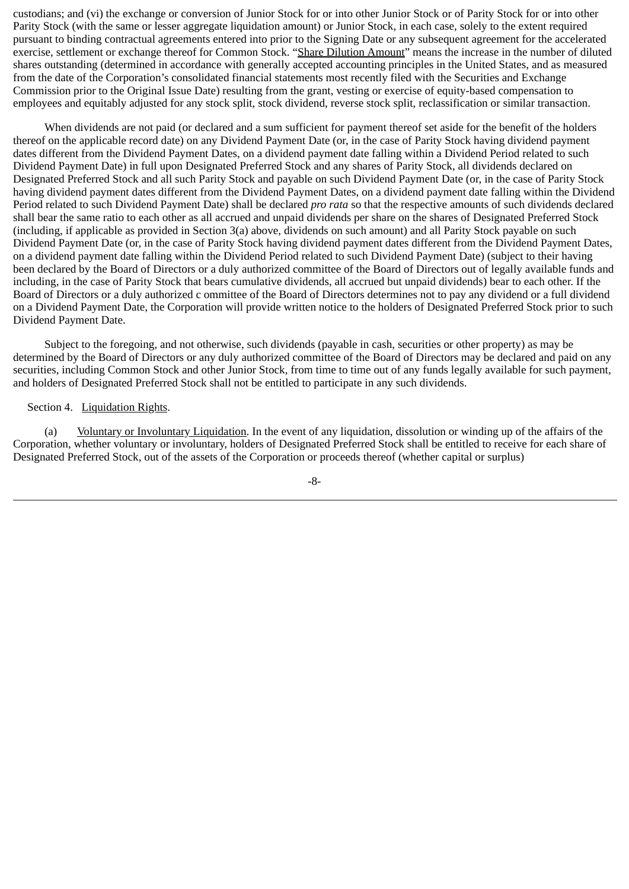custodians; and (vi) the exchange or conversion of Junior Stock for or into other Junior Stock or of Parity Stock for or into other Parity Stock (with the same or lesser aggregate liquidation amount) or Junior Stock, in each case, solely to the extent required pursuant to binding contractual agreements entered into prior to the Signing Date or any subsequent agreement for the accelerated exercise, settlement or exchange thereof for Common Stock. "Share Dilution Amount" means the increase in the number of diluted shares outstanding (determined in accordance with generally accepted accounting principles in the United States, and as measured from the date of the Corporation's consolidated financial statements most recently filed with the Securities and Exchange Commission prior to the Original Issue Date) resulting from the grant, vesting or exercise of equity-based compensation to employees and equitably adjusted for any stock split, stock dividend, reverse stock split, reclassification or similar transaction.

When dividends are not paid (or declared and a sum sufficient for payment thereof set aside for the benefit of the holders thereof on the applicable record date) on any Dividend Payment Date (or, in the case of Parity Stock having dividend payment dates different from the Dividend Payment Dates, on a dividend payment date falling within a Dividend Period related to such Dividend Payment Date) in full upon Designated Preferred Stock and any shares of Parity Stock, all dividends declared on Designated Preferred Stock and all such Parity Stock and payable on such Dividend Payment Date (or, in the case of Parity Stock having dividend payment dates different from the Dividend Payment Dates, on a dividend payment date falling within the Dividend Period related to such Dividend Payment Date) shall be declared *pro rata* so that the respective amounts of such dividends declared shall bear the same ratio to each other as all accrued and unpaid dividends per share on the shares of Designated Preferred Stock (including, if applicable as provided in Section 3(a) above, dividends on such amount) and all Parity Stock payable on such Dividend Payment Date (or, in the case of Parity Stock having dividend payment dates different from the Dividend Payment Dates, on a dividend payment date falling within the Dividend Period related to such Dividend Payment Date) (subject to their having been declared by the Board of Directors or a duly authorized committee of the Board of Directors out of legally available funds and including, in the case of Parity Stock that bears cumulative dividends, all accrued but unpaid dividends) bear to each other. If the Board of Directors or a duly authorized c ommittee of the Board of Directors determines not to pay any dividend or a full dividend on a Dividend Payment Date, the Corporation will provide written notice to the holders of Designated Preferred Stock prior to such Dividend Payment Date.

Subject to the foregoing, and not otherwise, such dividends (payable in cash, securities or other property) as may be determined by the Board of Directors or any duly authorized committee of the Board of Directors may be declared and paid on any securities, including Common Stock and other Junior Stock, from time to time out of any funds legally available for such payment, and holders of Designated Preferred Stock shall not be entitled to participate in any such dividends.

Section 4. Liquidation Rights.

(a) Voluntary or Involuntary Liquidation. In the event of any liquidation, dissolution or winding up of the affairs of the Corporation, whether voluntary or involuntary, holders of Designated Preferred Stock shall be entitled to receive for each share of Designated Preferred Stock, out of the assets of the Corporation or proceeds thereof (whether capital or surplus)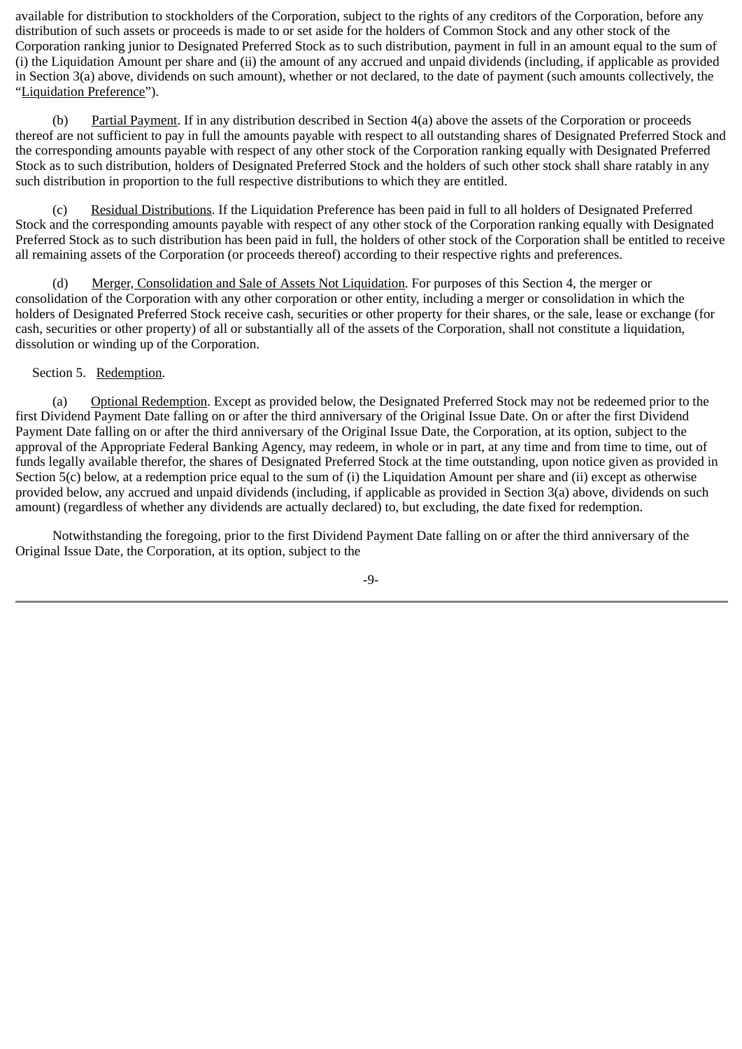available for distribution to stockholders of the Corporation, subject to the rights of any creditors of the Corporation, before any distribution of such assets or proceeds is made to or set aside for the holders of Common Stock and any other stock of the Corporation ranking junior to Designated Preferred Stock as to such distribution, payment in full in an amount equal to the sum of (i) the Liquidation Amount per share and (ii) the amount of any accrued and unpaid dividends (including, if applicable as provided in Section 3(a) above, dividends on such amount), whether or not declared, to the date of payment (such amounts collectively, the "<u>Liquidation Preference</u>").

(b) <u>Partial Payment</u>. If in any distribution described in Section 4(a) above the assets of the Corporation or proceeds thereof are not sufficient to pay in full the amounts payable with respect to all outstanding shares of Designated Preferred Stock and the corresponding amounts payable with respect of any other stock of the Corporation ranking equally with Designated Preferred Stock as to such distribution, holders of Designated Preferred Stock and the holders of such other stock shall share ratably in any such distribution in proportion to the full respective distributions to which they are entitled.

(c) <u>Residual Distributions</u>. If the Liquidation Preference has been paid in full to all holders of Designated Preferred Stock and the corresponding amounts payable with respect of any other stock of the Corporation ranking equally with Designated Preferred Stock as to such distribution has been paid in full, the holders of other stock of the Corporation shall be entitled to receive all remaining assets of the Corporation (or proceeds thereof) according to their respective rights and preferences.

(d) <u>Merger, Consolidation and Sale of Assets Not Liquidation</u>. For purposes of this Section 4, the merger or consolidation of the Corporation with any other corporation or other entity, including a merger or consolidation in which the holders of Designated Preferred Stock receive cash, securities or other property for their shares, or the sale, lease or exchange (for cash, securities or other property) of all or substantially all of the assets of the Corporation, shall not constitute a liquidation, dissolution or winding up of the Corporation.

Section 5. <u>Redemption</u>.

(a) <u>Optional Redemption</u>. Except as provided below, the Designated Preferred Stock may not be redeemed prior to the first Dividend Payment Date falling on or after the third anniversary of the Original Issue Date. On or after the first Dividend Payment Date falling on or after the third anniversary of the Original Issue Date, the Corporation, at its option, subject to the approval of the Appropriate Federal Banking Agency, may redeem, in whole or in part, at any time and from time to time, out of funds legally available therefor, the shares of Designated Preferred Stock at the time outstanding, upon notice given as provided in Section 5(c) below, at a redemption price equal to the sum of (i) the Liquidation Amount per share and (ii) except as otherwise provided below, any accrued and unpaid dividends (including, if applicable as provided in Section 3(a) above, dividends on such amount) (regardless of whether any dividends are actually declared) to, but excluding, the date fixed for redemption.

Notwithstanding the foregoing, prior to the first Dividend Payment Date falling on or after the third anniversary of the Original Issue Date, the Corporation, at its option, subject to the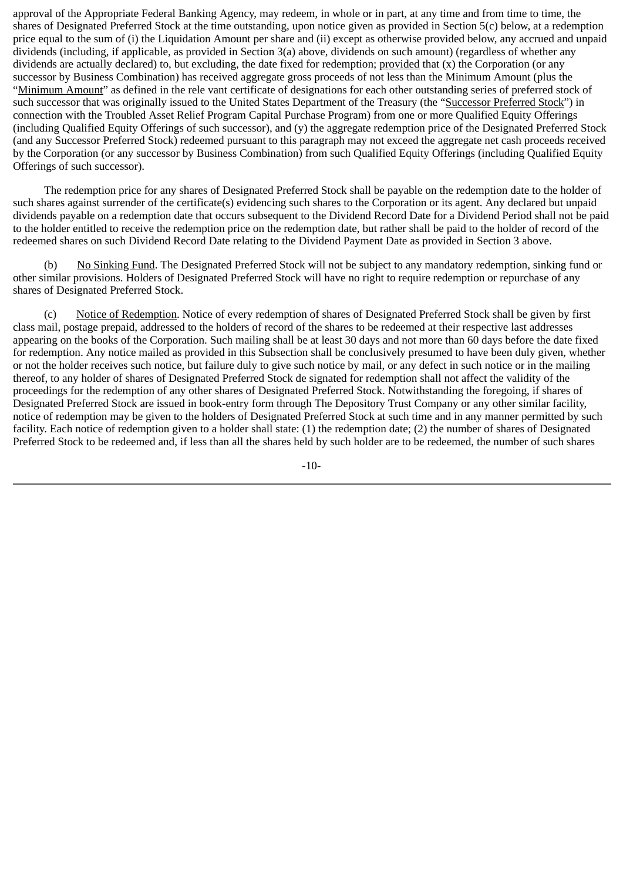approval of the Appropriate Federal Banking Agency, may redeem, in whole or in part, at any time and from time to time, the shares of Designated Preferred Stock at the time outstanding, upon notice given as provided in Section 5(c) below, at a redemption price equal to the sum of (i) the Liquidation Amount per share and (ii) except as otherwise provided below, any accrued and unpaid dividends (including, if applicable, as provided in Section 3(a) above, dividends on such amount) (regardless of whether any dividends are actually declared) to, but excluding, the date fixed for redemption; provided that (x) the Corporation (or any successor by Business Combination) has received aggregate gross proceeds of not less than the Minimum Amount (plus the "Minimum Amount" as defined in the rele vant certificate of designations for each other outstanding series of preferred stock of such successor that was originally issued to the United States Department of the Treasury (the "Successor Preferred Stock") in connection with the Troubled Asset Relief Program Capital Purchase Program) from one or more Qualified Equity Offerings (including Qualified Equity Offerings of such successor), and (y) the aggregate redemption price of the Designated Preferred Stock (and any Successor Preferred Stock) redeemed pursuant to this paragraph may not exceed the aggregate net cash proceeds received by the Corporation (or any successor by Business Combination) from such Qualified Equity Offerings (including Qualified Equity Offerings of such successor).

The redemption price for any shares of Designated Preferred Stock shall be payable on the redemption date to the holder of such shares against surrender of the certificate(s) evidencing such shares to the Corporation or its agent. Any declared but unpaid dividends payable on a redemption date that occurs subsequent to the Dividend Record Date for a Dividend Period shall not be paid to the holder entitled to receive the redemption price on the redemption date, but rather shall be paid to the holder of record of the redeemed shares on such Dividend Record Date relating to the Dividend Payment Date as provided in Section 3 above.

(b) No Sinking Fund. The Designated Preferred Stock will not be subject to any mandatory redemption, sinking fund or other similar provisions. Holders of Designated Preferred Stock will have no right to require redemption or repurchase of any shares of Designated Preferred Stock.

(c) Notice of Redemption. Notice of every redemption of shares of Designated Preferred Stock shall be given by first class mail, postage prepaid, addressed to the holders of record of the shares to be redeemed at their respective last addresses appearing on the books of the Corporation. Such mailing shall be at least 30 days and not more than 60 days before the date fixed for redemption. Any notice mailed as provided in this Subsection shall be conclusively presumed to have been duly given, whether or not the holder receives such notice, but failure duly to give such notice by mail, or any defect in such notice or in the mailing thereof, to any holder of shares of Designated Preferred Stock de signated for redemption shall not affect the validity of the proceedings for the redemption of any other shares of Designated Preferred Stock. Notwithstanding the foregoing, if shares of Designated Preferred Stock are issued in book-entry form through The Depository Trust Company or any other similar facility, notice of redemption may be given to the holders of Designated Preferred Stock at such time and in any manner permitted by such facility. Each notice of redemption given to a holder shall state: (1) the redemption date; (2) the number of shares of Designated Preferred Stock to be redeemed and, if less than all the shares held by such holder are to be redeemed, the number of such shares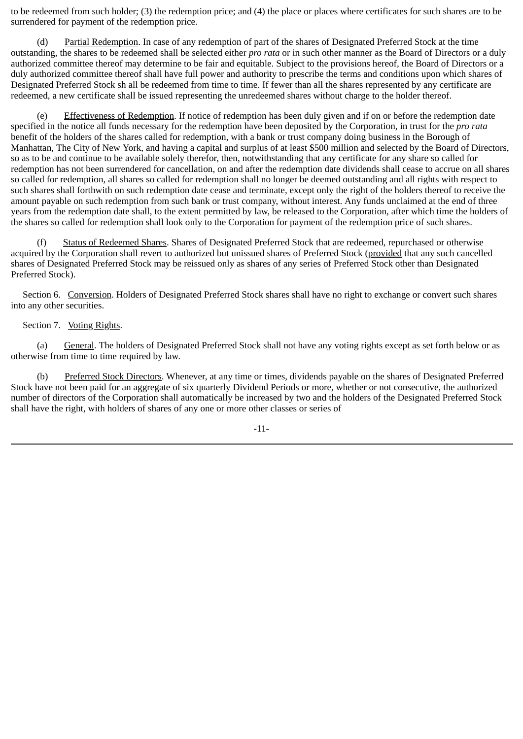to be redeemed from such holder; (3) the redemption price; and (4) the place or places where certificates for such shares are to be surrendered for payment of the redemption price.

(d) Partial Redemption. In case of any redemption of part of the shares of Designated Preferred Stock at the time outstanding, the shares to be redeemed shall be selected either *pro rata* or in such other manner as the Board of Directors or a duly authorized committee thereof may determine to be fair and equitable. Subject to the provisions hereof, the Board of Directors or a duly authorized committee thereof shall have full power and authority to prescribe the terms and conditions upon which shares of Designated Preferred Stock sh all be redeemed from time to time. If fewer than all the shares represented by any certificate are redeemed, a new certificate shall be issued representing the unredeemed shares without charge to the holder thereof.

(e) Effectiveness of Redemption. If notice of redemption has been duly given and if on or before the redemption date specified in the notice all funds necessary for the redemption have been deposited by the Corporation, in trust for the *pro rata* benefit of the holders of the shares called for redemption, with a bank or trust company doing business in the Borough of Manhattan, The City of New York, and having a capital and surplus of at least $500 million and selected by the Board of Directors, so as to be and continue to be available solely therefor, then, notwithstanding that any certificate for any share so called for redemption has not been surrendered for cancellation, on and after the redemption date dividends shall cease to accrue on all shares so called for redemption, all shares so called for redemption shall no longer be deemed outstanding and all rights with respect to such shares shall forthwith on such redemption date cease and terminate, except only the right of the holders thereof to receive the amount payable on such redemption from such bank or trust company, without interest. Any funds unclaimed at the end of three years from the redemption date shall, to the extent permitted by law, be released to the Corporation, after which time the holders of the shares so called for redemption shall look only to the Corporation for payment of the redemption price of such shares.

(f) Status of Redeemed Shares. Shares of Designated Preferred Stock that are redeemed, repurchased or otherwise acquired by the Corporation shall revert to authorized but unissued shares of Preferred Stock (provided that any such cancelled shares of Designated Preferred Stock may be reissued only as shares of any series of Preferred Stock other than Designated Preferred Stock).

Section 6. Conversion. Holders of Designated Preferred Stock shares shall have no right to exchange or convert such shares into any other securities.

Section 7. Voting Rights.

(a) General. The holders of Designated Preferred Stock shall not have any voting rights except as set forth below or as otherwise from time to time required by law.

(b) Preferred Stock Directors. Whenever, at any time or times, dividends payable on the shares of Designated Preferred Stock have not been paid for an aggregate of six quarterly Dividend Periods or more, whether or not consecutive, the authorized number of directors of the Corporation shall automatically be increased by two and the holders of the Designated Preferred Stock shall have the right, with holders of shares of any one or more other classes or series of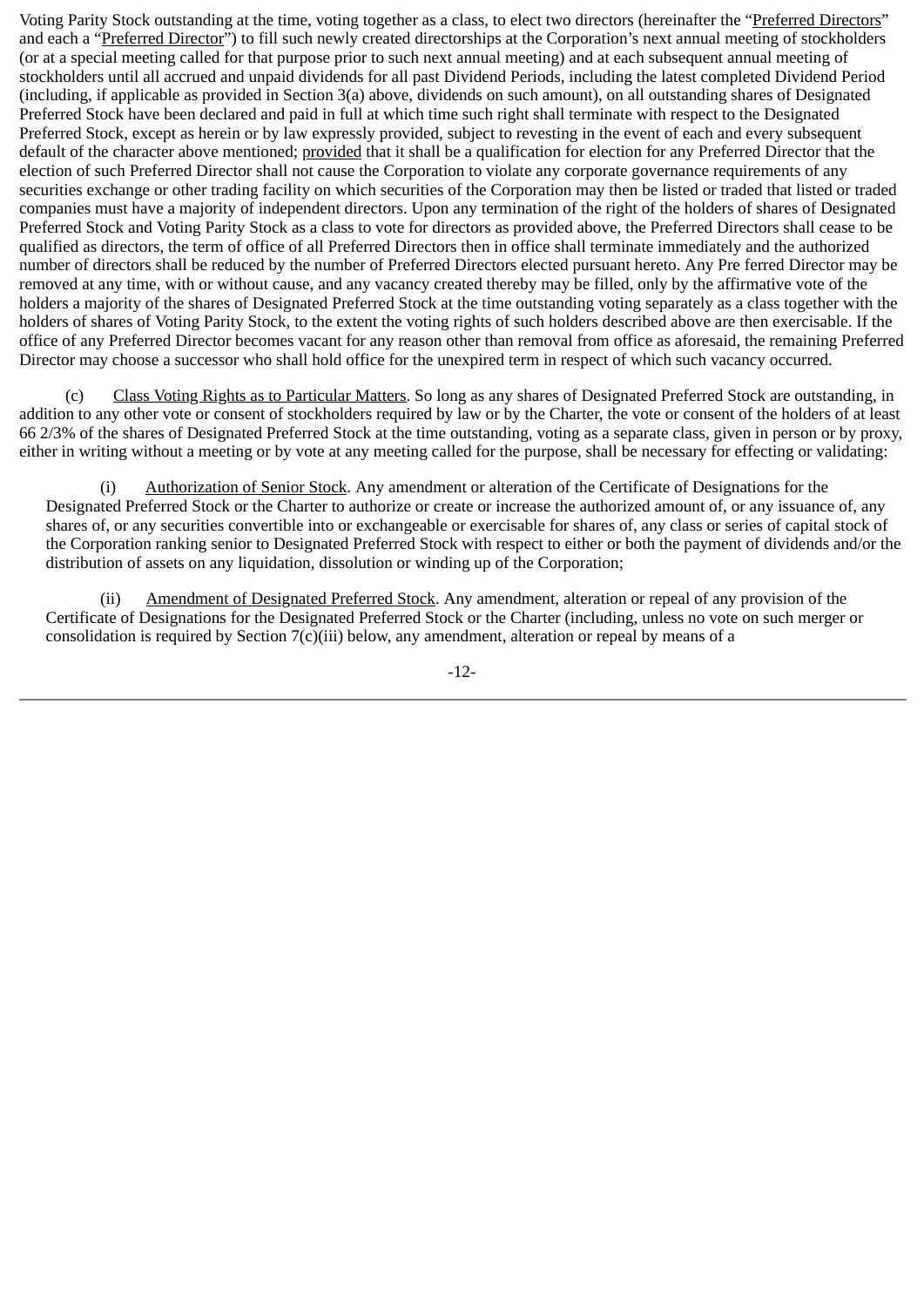Voting Parity Stock outstanding at the time, voting together as a class, to elect two directors (hereinafter the "Preferred Directors" and each a "Preferred Director") to fill such newly created directorships at the Corporation's next annual meeting of stockholders (or at a special meeting called for that purpose prior to such next annual meeting) and at each subsequent annual meeting of stockholders until all accrued and unpaid dividends for all past Dividend Periods, including the latest completed Dividend Period (including, if applicable as provided in Section 3(a) above, dividends on such amount), on all outstanding shares of Designated Preferred Stock have been declared and paid in full at which time such right shall terminate with respect to the Designated Preferred Stock, except as herein or by law expressly provided, subject to revesting in the event of each and every subsequent default of the character above mentioned; provided that it shall be a qualification for election for any Preferred Director that the election of such Preferred Director shall not cause the Corporation to violate any corporate governance requirements of any securities exchange or other trading facility on which securities of the Corporation may then be listed or traded that listed or traded companies must have a majority of independent directors. Upon any termination of the right of the holders of shares of Designated Preferred Stock and Voting Parity Stock as a class to vote for directors as provided above, the Preferred Directors shall cease to be qualified as directors, the term of office of all Preferred Directors then in office shall terminate immediately and the authorized number of directors shall be reduced by the number of Preferred Directors elected pursuant hereto. Any Pre ferred Director may be removed at any time, with or without cause, and any vacancy created thereby may be filled, only by the affirmative vote of the holders a majority of the shares of Designated Preferred Stock at the time outstanding voting separately as a class together with the holders of shares of Voting Parity Stock, to the extent the voting rights of such holders described above are then exercisable. If the office of any Preferred Director becomes vacant for any reason other than removal from office as aforesaid, the remaining Preferred Director may choose a successor who shall hold office for the unexpired term in respect of which such vacancy occurred.

(c) Class Voting Rights as to Particular Matters. So long as any shares of Designated Preferred Stock are outstanding, in addition to any other vote or consent of stockholders required by law or by the Charter, the vote or consent of the holders of at least 66 2/3% of the shares of Designated Preferred Stock at the time outstanding, voting as a separate class, given in person or by proxy, either in writing without a meeting or by vote at any meeting called for the purpose, shall be necessary for effecting or validating:

(i) Authorization of Senior Stock. Any amendment or alteration of the Certificate of Designations for the Designated Preferred Stock or the Charter to authorize or create or increase the authorized amount of, or any issuance of, any shares of, or any securities convertible into or exchangeable or exercisable for shares of, any class or series of capital stock of the Corporation ranking senior to Designated Preferred Stock with respect to either or both the payment of dividends and/or the distribution of assets on any liquidation, dissolution or winding up of the Corporation;

(ii) Amendment of Designated Preferred Stock. Any amendment, alteration or repeal of any provision of the Certificate of Designations for the Designated Preferred Stock or the Charter (including, unless no vote on such merger or consolidation is required by Section 7(c)(iii) below, any amendment, alteration or repeal by means of a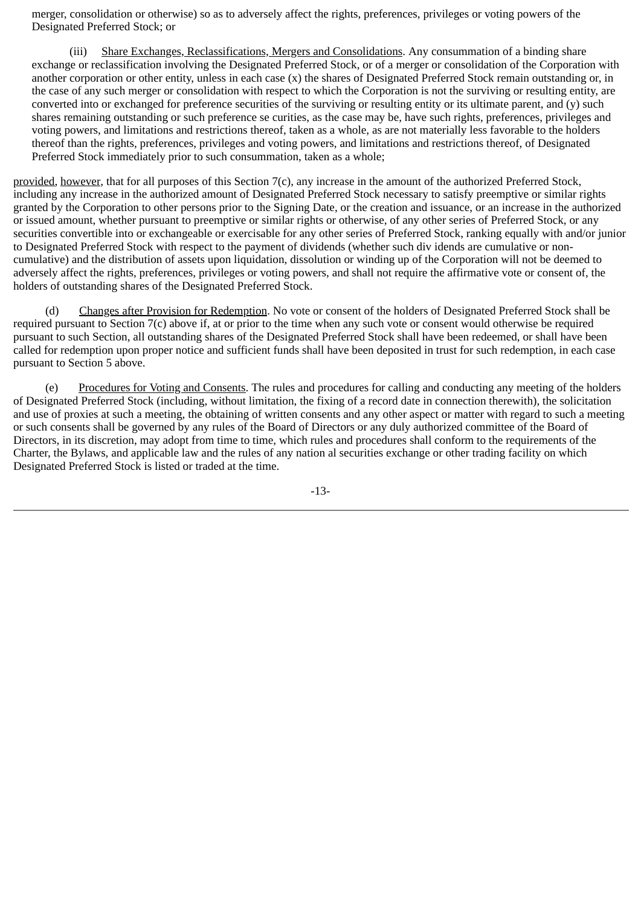merger, consolidation or otherwise) so as to adversely affect the rights, preferences, privileges or voting powers of the Designated Preferred Stock; or

(iii) Share Exchanges, Reclassifications, Mergers and Consolidations. Any consummation of a binding share exchange or reclassification involving the Designated Preferred Stock, or of a merger or consolidation of the Corporation with another corporation or other entity, unless in each case (x) the shares of Designated Preferred Stock remain outstanding or, in the case of any such merger or consolidation with respect to which the Corporation is not the surviving or resulting entity, are converted into or exchanged for preference securities of the surviving or resulting entity or its ultimate parent, and (y) such shares remaining outstanding or such preference securities, as the case may be, have such rights, preferences, privileges and voting powers, and limitations and restrictions thereof, taken as a whole, as are not materially less favorable to the holders thereof than the rights, preferences, privileges and voting powers, and limitations and restrictions thereof, of Designated Preferred Stock immediately prior to such consummation, taken as a whole;

provided, however, that for all purposes of this Section 7(c), any increase in the amount of the authorized Preferred Stock, including any increase in the authorized amount of Designated Preferred Stock necessary to satisfy preemptive or similar rights granted by the Corporation to other persons prior to the Signing Date, or the creation and issuance, or an increase in the authorized or issued amount, whether pursuant to preemptive or similar rights or otherwise, of any other series of Preferred Stock, or any securities convertible into or exchangeable or exercisable for any other series of Preferred Stock, ranking equally with and/or junior to Designated Preferred Stock with respect to the payment of dividends (whether such dividends are cumulative or non-cumulative) and the distribution of assets upon liquidation, dissolution or winding up of the Corporation will not be deemed to adversely affect the rights, preferences, privileges or voting powers, and shall not require the affirmative vote or consent of, the holders of outstanding shares of the Designated Preferred Stock.

(d) Changes after Provision for Redemption. No vote or consent of the holders of Designated Preferred Stock shall be required pursuant to Section 7(c) above if, at or prior to the time when any such vote or consent would otherwise be required pursuant to such Section, all outstanding shares of the Designated Preferred Stock shall have been redeemed, or shall have been called for redemption upon proper notice and sufficient funds shall have been deposited in trust for such redemption, in each case pursuant to Section 5 above.

(e) Procedures for Voting and Consents. The rules and procedures for calling and conducting any meeting of the holders of Designated Preferred Stock (including, without limitation, the fixing of a record date in connection therewith), the solicitation and use of proxies at such a meeting, the obtaining of written consents and any other aspect or matter with regard to such a meeting or such consents shall be governed by any rules of the Board of Directors or any duly authorized committee of the Board of Directors, in its discretion, may adopt from time to time, which rules and procedures shall conform to the requirements of the Charter, the Bylaws, and applicable law and the rules of any national securities exchange or other trading facility on which Designated Preferred Stock is listed or traded at the time.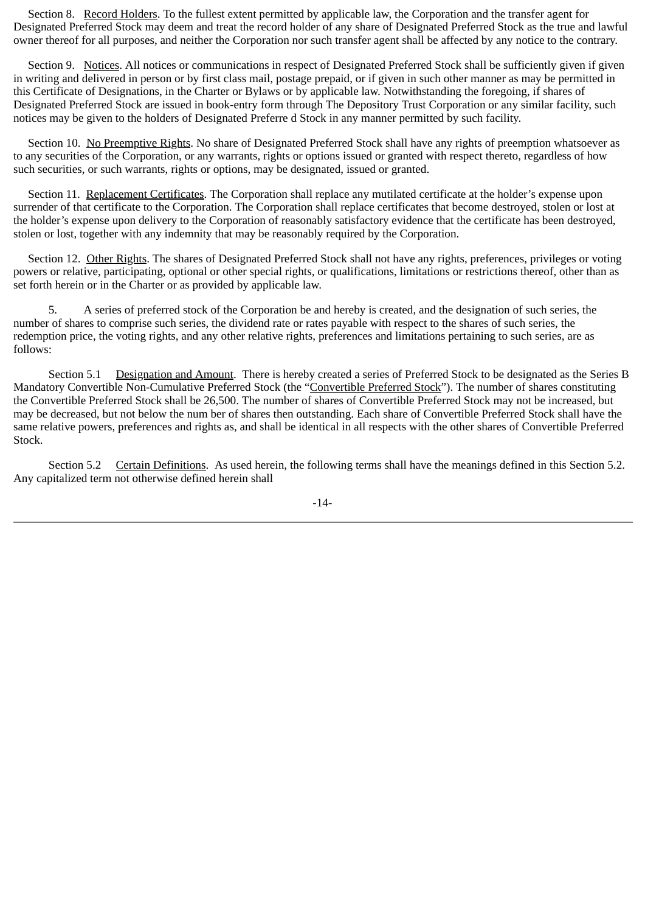Section 8. Record Holders. To the fullest extent permitted by applicable law, the Corporation and the transfer agent for Designated Preferred Stock may deem and treat the record holder of any share of Designated Preferred Stock as the true and lawful owner thereof for all purposes, and neither the Corporation nor such transfer agent shall be affected by any notice to the contrary.

Section 9. Notices. All notices or communications in respect of Designated Preferred Stock shall be sufficiently given if given in writing and delivered in person or by first class mail, postage prepaid, or if given in such other manner as may be permitted in this Certificate of Designations, in the Charter or Bylaws or by applicable law. Notwithstanding the foregoing, if shares of Designated Preferred Stock are issued in book-entry form through The Depository Trust Corporation or any similar facility, such notices may be given to the holders of Designated Preferre d Stock in any manner permitted by such facility.

Section 10. No Preemptive Rights. No share of Designated Preferred Stock shall have any rights of preemption whatsoever as to any securities of the Corporation, or any warrants, rights or options issued or granted with respect thereto, regardless of how such securities, or such warrants, rights or options, may be designated, issued or granted.

Section 11. Replacement Certificates. The Corporation shall replace any mutilated certificate at the holder's expense upon surrender of that certificate to the Corporation. The Corporation shall replace certificates that become destroyed, stolen or lost at the holder's expense upon delivery to the Corporation of reasonably satisfactory evidence that the certificate has been destroyed, stolen or lost, together with any indemnity that may be reasonably required by the Corporation.

Section 12. Other Rights. The shares of Designated Preferred Stock shall not have any rights, preferences, privileges or voting powers or relative, participating, optional or other special rights, or qualifications, limitations or restrictions thereof, other than as set forth herein or in the Charter or as provided by applicable law.

5. A series of preferred stock of the Corporation be and hereby is created, and the designation of such series, the number of shares to comprise such series, the dividend rate or rates payable with respect to the shares of such series, the redemption price, the voting rights, and any other relative rights, preferences and limitations pertaining to such series, are as follows:

Section 5.1 Designation and Amount. There is hereby created a series of Preferred Stock to be designated as the Series B Mandatory Convertible Non-Cumulative Preferred Stock (the "Convertible Preferred Stock"). The number of shares constituting the Convertible Preferred Stock shall be 26,500. The number of shares of Convertible Preferred Stock may not be increased, but may be decreased, but not below the num ber of shares then outstanding. Each share of Convertible Preferred Stock shall have the same relative powers, preferences and rights as, and shall be identical in all respects with the other shares of Convertible Preferred Stock.

Section 5.2 Certain Definitions. As used herein, the following terms shall have the meanings defined in this Section 5.2. Any capitalized term not otherwise defined herein shall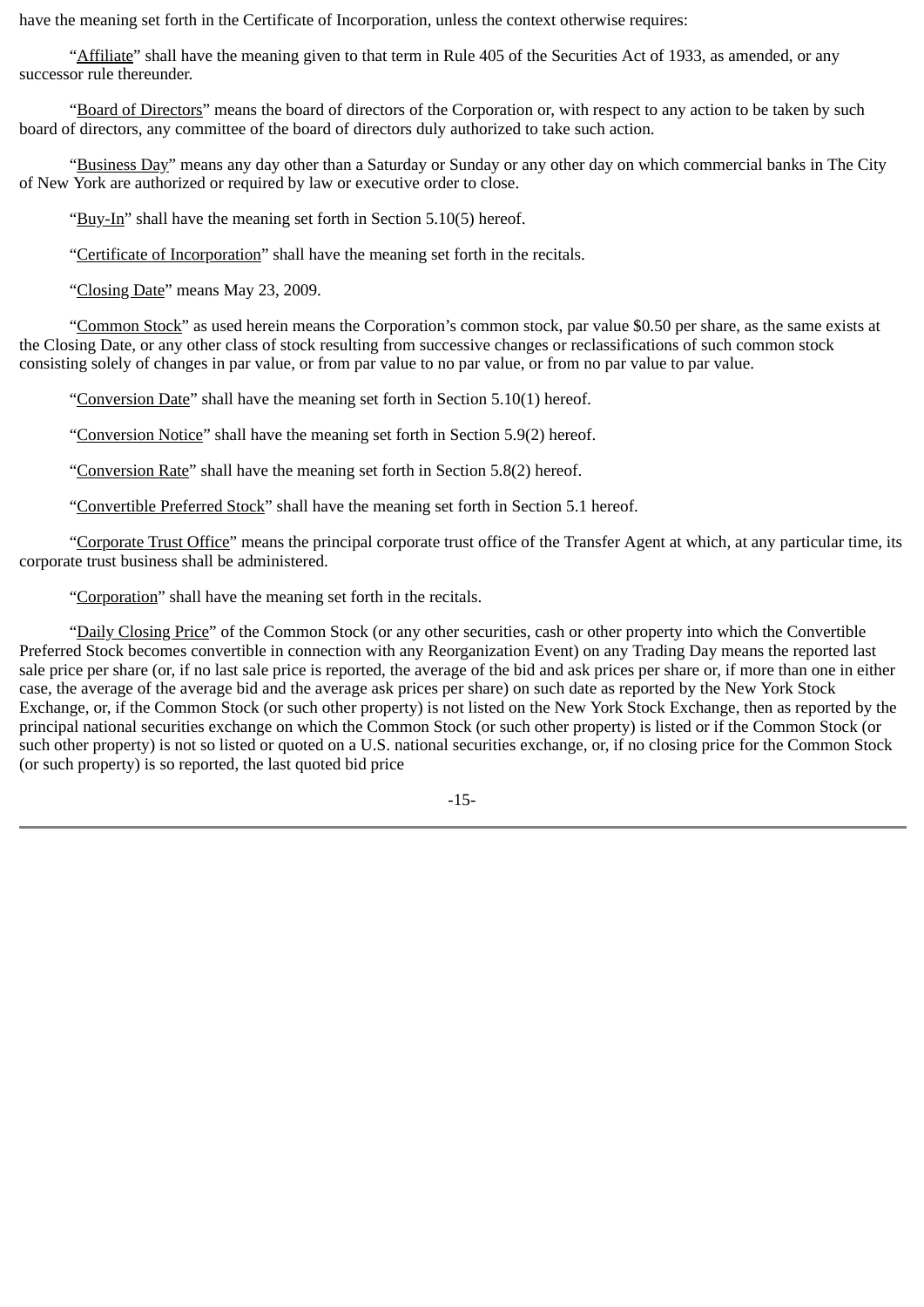have the meaning set forth in the Certificate of Incorporation, unless the context otherwise requires:

"Affiliate" shall have the meaning given to that term in Rule 405 of the Securities Act of 1933, as amended, or any successor rule thereunder.

"Board of Directors" means the board of directors of the Corporation or, with respect to any action to be taken by such board of directors, any committee of the board of directors duly authorized to take such action.

"Business Day" means any day other than a Saturday or Sunday or any other day on which commercial banks in The City of New York are authorized or required by law or executive order to close.

"Buy-In" shall have the meaning set forth in Section 5.10(5) hereof.

"Certificate of Incorporation" shall have the meaning set forth in the recitals.

"Closing Date" means May 23, 2009.

"Common Stock" as used herein means the Corporation's common stock, par value $0.50 per share, as the same exists at the Closing Date, or any other class of stock resulting from successive changes or reclassifications of such common stock consisting solely of changes in par value, or from par value to no par value, or from no par value to par value.

"Conversion Date" shall have the meaning set forth in Section 5.10(1) hereof.

"Conversion Notice" shall have the meaning set forth in Section 5.9(2) hereof.

"Conversion Rate" shall have the meaning set forth in Section 5.8(2) hereof.

"Convertible Preferred Stock" shall have the meaning set forth in Section 5.1 hereof.

"Corporate Trust Office" means the principal corporate trust office of the Transfer Agent at which, at any particular time, its corporate trust business shall be administered.

"Corporation" shall have the meaning set forth in the recitals.

"Daily Closing Price" of the Common Stock (or any other securities, cash or other property into which the Convertible Preferred Stock becomes convertible in connection with any Reorganization Event) on any Trading Day means the reported last sale price per share (or, if no last sale price is reported, the average of the bid and ask prices per share or, if more than one in either case, the average of the average bid and the average ask prices per share) on such date as reported by the New York Stock Exchange, or, if the Common Stock (or such other property) is not listed on the New York Stock Exchange, then as reported by the principal national securities exchange on which the Common Stock (or such other property) is listed or if the Common Stock (or such other property) is not so listed or quoted on a U.S. national securities exchange, or, if no closing price for the Common Stock (or such property) is so reported, the last quoted bid price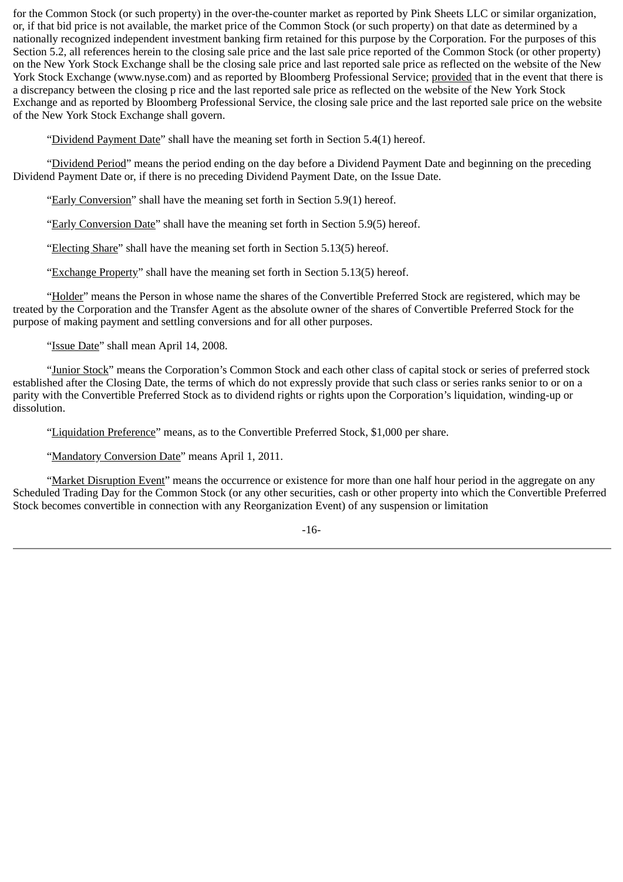for the Common Stock (or such property) in the over-the-counter market as reported by Pink Sheets LLC or similar organization, or, if that bid price is not available, the market price of the Common Stock (or such property) on that date as determined by a nationally recognized independent investment banking firm retained for this purpose by the Corporation. For the purposes of this Section 5.2, all references herein to the closing sale price and the last sale price reported of the Common Stock (or other property) on the New York Stock Exchange shall be the closing sale price and last reported sale price as reflected on the website of the New York Stock Exchange (www.nyse.com) and as reported by Bloomberg Professional Service; provided that in the event that there is a discrepancy between the closing p rice and the last reported sale price as reflected on the website of the New York Stock Exchange and as reported by Bloomberg Professional Service, the closing sale price and the last reported sale price on the website of the New York Stock Exchange shall govern.

"Dividend Payment Date" shall have the meaning set forth in Section 5.4(1) hereof.

"Dividend Period" means the period ending on the day before a Dividend Payment Date and beginning on the preceding Dividend Payment Date or, if there is no preceding Dividend Payment Date, on the Issue Date.

"Early Conversion" shall have the meaning set forth in Section 5.9(1) hereof.

"Early Conversion Date" shall have the meaning set forth in Section 5.9(5) hereof.

"Electing Share" shall have the meaning set forth in Section 5.13(5) hereof.

"Exchange Property" shall have the meaning set forth in Section 5.13(5) hereof.

"Holder" means the Person in whose name the shares of the Convertible Preferred Stock are registered, which may be treated by the Corporation and the Transfer Agent as the absolute owner of the shares of Convertible Preferred Stock for the purpose of making payment and settling conversions and for all other purposes.

"Issue Date" shall mean April 14, 2008.

"Junior Stock" means the Corporation's Common Stock and each other class of capital stock or series of preferred stock established after the Closing Date, the terms of which do not expressly provide that such class or series ranks senior to or on a parity with the Convertible Preferred Stock as to dividend rights or rights upon the Corporation's liquidation, winding-up or dissolution.

"Liquidation Preference" means, as to the Convertible Preferred Stock, $1,000 per share.

"Mandatory Conversion Date" means April 1, 2011.

"Market Disruption Event" means the occurrence or existence for more than one half hour period in the aggregate on any Scheduled Trading Day for the Common Stock (or any other securities, cash or other property into which the Convertible Preferred Stock becomes convertible in connection with any Reorganization Event) of any suspension or limitation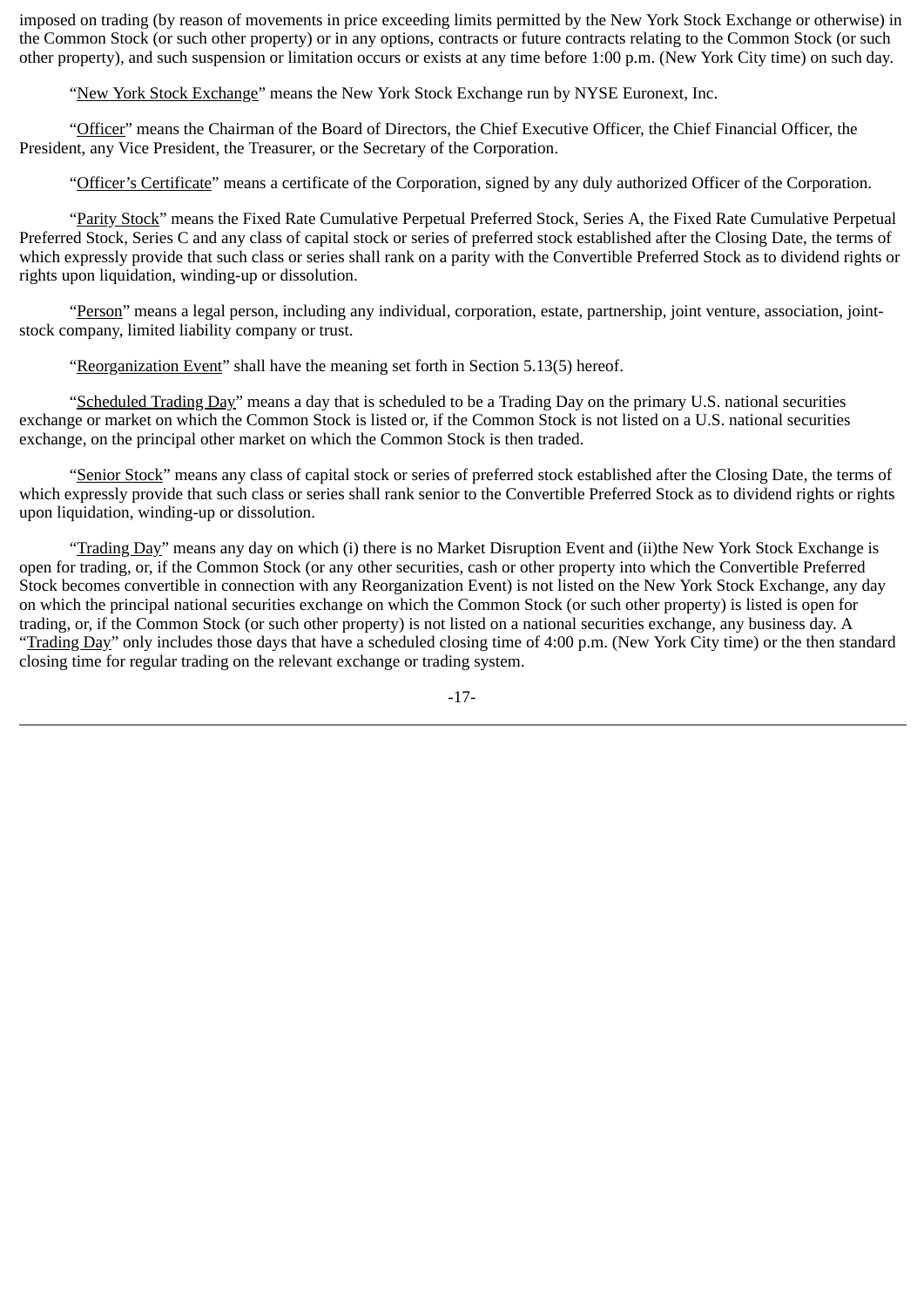imposed on trading (by reason of movements in price exceeding limits permitted by the New York Stock Exchange or otherwise) in the Common Stock (or such other property) or in any options, contracts or future contracts relating to the Common Stock (or such other property), and such suspension or limitation occurs or exists at any time before 1:00 p.m. (New York City time) on such day.

"New York Stock Exchange" means the New York Stock Exchange run by NYSE Euronext, Inc.

"Officer" means the Chairman of the Board of Directors, the Chief Executive Officer, the Chief Financial Officer, the President, any Vice President, the Treasurer, or the Secretary of the Corporation.

"Officer's Certificate" means a certificate of the Corporation, signed by any duly authorized Officer of the Corporation.

"Parity Stock" means the Fixed Rate Cumulative Perpetual Preferred Stock, Series A, the Fixed Rate Cumulative Perpetual Preferred Stock, Series C and any class of capital stock or series of preferred stock established after the Closing Date, the terms of which expressly provide that such class or series shall rank on a parity with the Convertible Preferred Stock as to dividend rights or rights upon liquidation, winding-up or dissolution.

"Person" means a legal person, including any individual, corporation, estate, partnership, joint venture, association, joint-stock company, limited liability company or trust.

"Reorganization Event" shall have the meaning set forth in Section 5.13(5) hereof.

"Scheduled Trading Day" means a day that is scheduled to be a Trading Day on the primary U.S. national securities exchange or market on which the Common Stock is listed or, if the Common Stock is not listed on a U.S. national securities exchange, on the principal other market on which the Common Stock is then traded.

"Senior Stock" means any class of capital stock or series of preferred stock established after the Closing Date, the terms of which expressly provide that such class or series shall rank senior to the Convertible Preferred Stock as to dividend rights or rights upon liquidation, winding-up or dissolution.

"Trading Day" means any day on which (i) there is no Market Disruption Event and (ii)the New York Stock Exchange is open for trading, or, if the Common Stock (or any other securities, cash or other property into which the Convertible Preferred Stock becomes convertible in connection with any Reorganization Event) is not listed on the New York Stock Exchange, any day on which the principal national securities exchange on which the Common Stock (or such other property) is listed is open for trading, or, if the Common Stock (or such other property) is not listed on a national securities exchange, any business day. A "Trading Day" only includes those days that have a scheduled closing time of 4:00 p.m. (New York City time) or the then standard closing time for regular trading on the relevant exchange or trading system.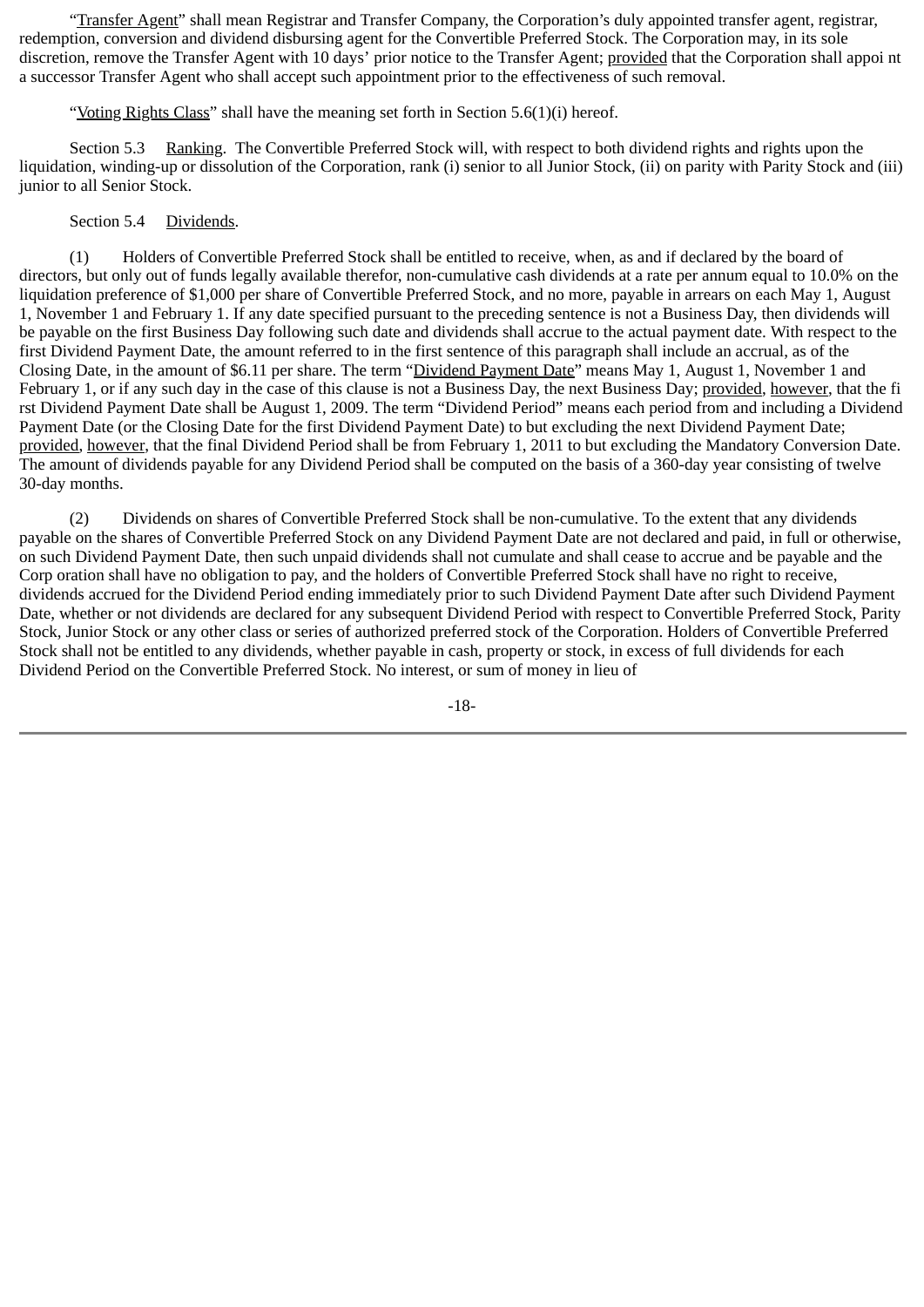"Transfer Agent" shall mean Registrar and Transfer Company, the Corporation's duly appointed transfer agent, registrar, redemption, conversion and dividend disbursing agent for the Convertible Preferred Stock. The Corporation may, in its sole discretion, remove the Transfer Agent with 10 days' prior notice to the Transfer Agent; provided that the Corporation shall appoint a successor Transfer Agent who shall accept such appointment prior to the effectiveness of such removal.

"Voting Rights Class" shall have the meaning set forth in Section 5.6(1)(i) hereof.

Section 5.3 Ranking. The Convertible Preferred Stock will, with respect to both dividend rights and rights upon the liquidation, winding-up or dissolution of the Corporation, rank (i) senior to all Junior Stock, (ii) on parity with Parity Stock and (iii) junior to all Senior Stock.

Section 5.4 Dividends.

(1) Holders of Convertible Preferred Stock shall be entitled to receive, when, as and if declared by the board of directors, but only out of funds legally available therefor, non-cumulative cash dividends at a rate per annum equal to 10.0% on the liquidation preference of $1,000 per share of Convertible Preferred Stock, and no more, payable in arrears on each May 1, August 1, November 1 and February 1. If any date specified pursuant to the preceding sentence is not a Business Day, then dividends will be payable on the first Business Day following such date and dividends shall accrue to the actual payment date. With respect to the first Dividend Payment Date, the amount referred to in the first sentence of this paragraph shall include an accrual, as of the Closing Date, in the amount of $6.11 per share. The term "Dividend Payment Date" means May 1, August 1, November 1 and February 1, or if any such day in the case of this clause is not a Business Day, the next Business Day; provided, however, that the first Dividend Payment Date shall be August 1, 2009. The term "Dividend Period" means each period from and including a Dividend Payment Date (or the Closing Date for the first Dividend Payment Date) to but excluding the next Dividend Payment Date; provided, however, that the final Dividend Period shall be from February 1, 2011 to but excluding the Mandatory Conversion Date. The amount of dividends payable for any Dividend Period shall be computed on the basis of a 360-day year consisting of twelve 30-day months.

(2) Dividends on shares of Convertible Preferred Stock shall be non-cumulative. To the extent that any dividends payable on the shares of Convertible Preferred Stock on any Dividend Payment Date are not declared and paid, in full or otherwise, on such Dividend Payment Date, then such unpaid dividends shall not cumulate and shall cease to accrue and be payable and the Corporation shall have no obligation to pay, and the holders of Convertible Preferred Stock shall have no right to receive, dividends accrued for the Dividend Period ending immediately prior to such Dividend Payment Date after such Dividend Payment Date, whether or not dividends are declared for any subsequent Dividend Period with respect to Convertible Preferred Stock, Parity Stock, Junior Stock or any other class or series of authorized preferred stock of the Corporation. Holders of Convertible Preferred Stock shall not be entitled to any dividends, whether payable in cash, property or stock, in excess of full dividends for each Dividend Period on the Convertible Preferred Stock. No interest, or sum of money in lieu of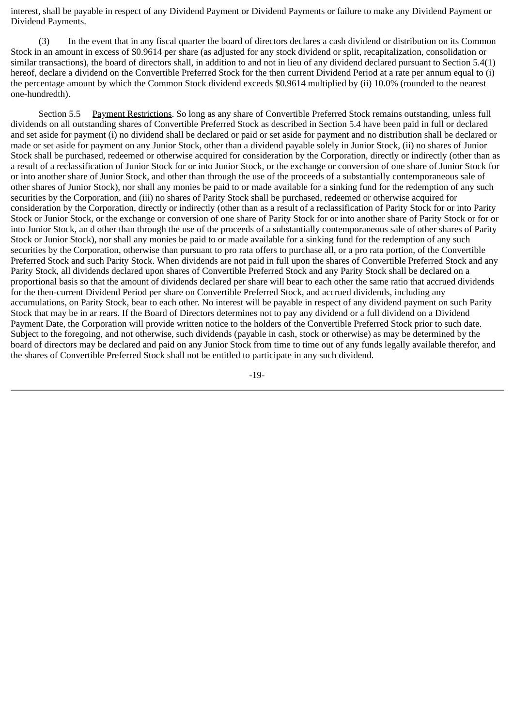interest, shall be payable in respect of any Dividend Payment or Dividend Payments or failure to make any Dividend Payment or Dividend Payments.

(3) In the event that in any fiscal quarter the board of directors declares a cash dividend or distribution on its Common Stock in an amount in excess of $0.9614 per share (as adjusted for any stock dividend or split, recapitalization, consolidation or similar transactions), the board of directors shall, in addition to and not in lieu of any dividend declared pursuant to Section 5.4(1) hereof, declare a dividend on the Convertible Preferred Stock for the then current Dividend Period at a rate per annum equal to (i) the percentage amount by which the Common Stock dividend exceeds $0.9614 multiplied by (ii) 10.0% (rounded to the nearest one-hundredth).

Section 5.5 Payment Restrictions. So long as any share of Convertible Preferred Stock remains outstanding, unless full dividends on all outstanding shares of Convertible Preferred Stock as described in Section 5.4 have been paid in full or declared and set aside for payment (i) no dividend shall be declared or paid or set aside for payment and no distribution shall be declared or made or set aside for payment on any Junior Stock, other than a dividend payable solely in Junior Stock, (ii) no shares of Junior Stock shall be purchased, redeemed or otherwise acquired for consideration by the Corporation, directly or indirectly (other than as a result of a reclassification of Junior Stock for or into Junior Stock, or the exchange or conversion of one share of Junior Stock for or into another share of Junior Stock, and other than through the use of the proceeds of a substantially contemporaneous sale of other shares of Junior Stock), nor shall any monies be paid to or made available for a sinking fund for the redemption of any such securities by the Corporation, and (iii) no shares of Parity Stock shall be purchased, redeemed or otherwise acquired for consideration by the Corporation, directly or indirectly (other than as a result of a reclassification of Parity Stock for or into Parity Stock or Junior Stock, or the exchange or conversion of one share of Parity Stock for or into another share of Parity Stock or for or into Junior Stock, an d other than through the use of the proceeds of a substantially contemporaneous sale of other shares of Parity Stock or Junior Stock), nor shall any monies be paid to or made available for a sinking fund for the redemption of any such securities by the Corporation, otherwise than pursuant to pro rata offers to purchase all, or a pro rata portion, of the Convertible Preferred Stock and such Parity Stock. When dividends are not paid in full upon the shares of Convertible Preferred Stock and any Parity Stock, all dividends declared upon shares of Convertible Preferred Stock and any Parity Stock shall be declared on a proportional basis so that the amount of dividends declared per share will bear to each other the same ratio that accrued dividends for the then-current Dividend Period per share on Convertible Preferred Stock, and accrued dividends, including any accumulations, on Parity Stock, bear to each other. No interest will be payable in respect of any dividend payment on such Parity Stock that may be in ar rears. If the Board of Directors determines not to pay any dividend or a full dividend on a Dividend Payment Date, the Corporation will provide written notice to the holders of the Convertible Preferred Stock prior to such date. Subject to the foregoing, and not otherwise, such dividends (payable in cash, stock or otherwise) as may be determined by the board of directors may be declared and paid on any Junior Stock from time to time out of any funds legally available therefor, and the shares of Convertible Preferred Stock shall not be entitled to participate in any such dividend.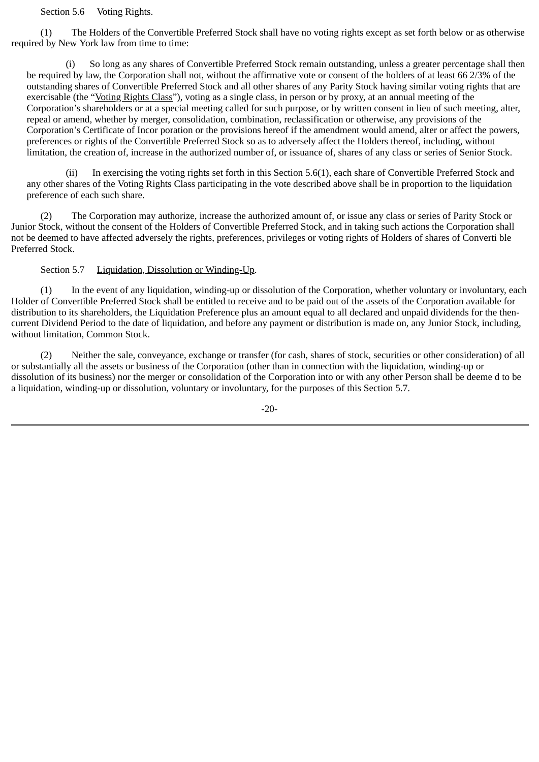Section 5.6 Voting Rights.

(1) The Holders of the Convertible Preferred Stock shall have no voting rights except as set forth below or as otherwise required by New York law from time to time:

(i) So long as any shares of Convertible Preferred Stock remain outstanding, unless a greater percentage shall then be required by law, the Corporation shall not, without the affirmative vote or consent of the holders of at least 66 2/3% of the outstanding shares of Convertible Preferred Stock and all other shares of any Parity Stock having similar voting rights that are exercisable (the "Voting Rights Class"), voting as a single class, in person or by proxy, at an annual meeting of the Corporation's shareholders or at a special meeting called for such purpose, or by written consent in lieu of such meeting, alter, repeal or amend, whether by merger, consolidation, combination, reclassification or otherwise, any provisions of the Corporation's Certificate of Incor poration or the provisions hereof if the amendment would amend, alter or affect the powers, preferences or rights of the Convertible Preferred Stock so as to adversely affect the Holders thereof, including, without limitation, the creation of, increase in the authorized number of, or issuance of, shares of any class or series of Senior Stock.

(ii) In exercising the voting rights set forth in this Section 5.6(1), each share of Convertible Preferred Stock and any other shares of the Voting Rights Class participating in the vote described above shall be in proportion to the liquidation preference of each such share.

(2) The Corporation may authorize, increase the authorized amount of, or issue any class or series of Parity Stock or Junior Stock, without the consent of the Holders of Convertible Preferred Stock, and in taking such actions the Corporation shall not be deemed to have affected adversely the rights, preferences, privileges or voting rights of Holders of shares of Converti ble Preferred Stock.

Section 5.7 Liquidation, Dissolution or Winding-Up.

(1) In the event of any liquidation, winding-up or dissolution of the Corporation, whether voluntary or involuntary, each Holder of Convertible Preferred Stock shall be entitled to receive and to be paid out of the assets of the Corporation available for distribution to its shareholders, the Liquidation Preference plus an amount equal to all declared and unpaid dividends for the then-current Dividend Period to the date of liquidation, and before any payment or distribution is made on, any Junior Stock, including, without limitation, Common Stock.

(2) Neither the sale, conveyance, exchange or transfer (for cash, shares of stock, securities or other consideration) of all or substantially all the assets or business of the Corporation (other than in connection with the liquidation, winding-up or dissolution of its business) nor the merger or consolidation of the Corporation into or with any other Person shall be deeme d to be a liquidation, winding-up or dissolution, voluntary or involuntary, for the purposes of this Section 5.7.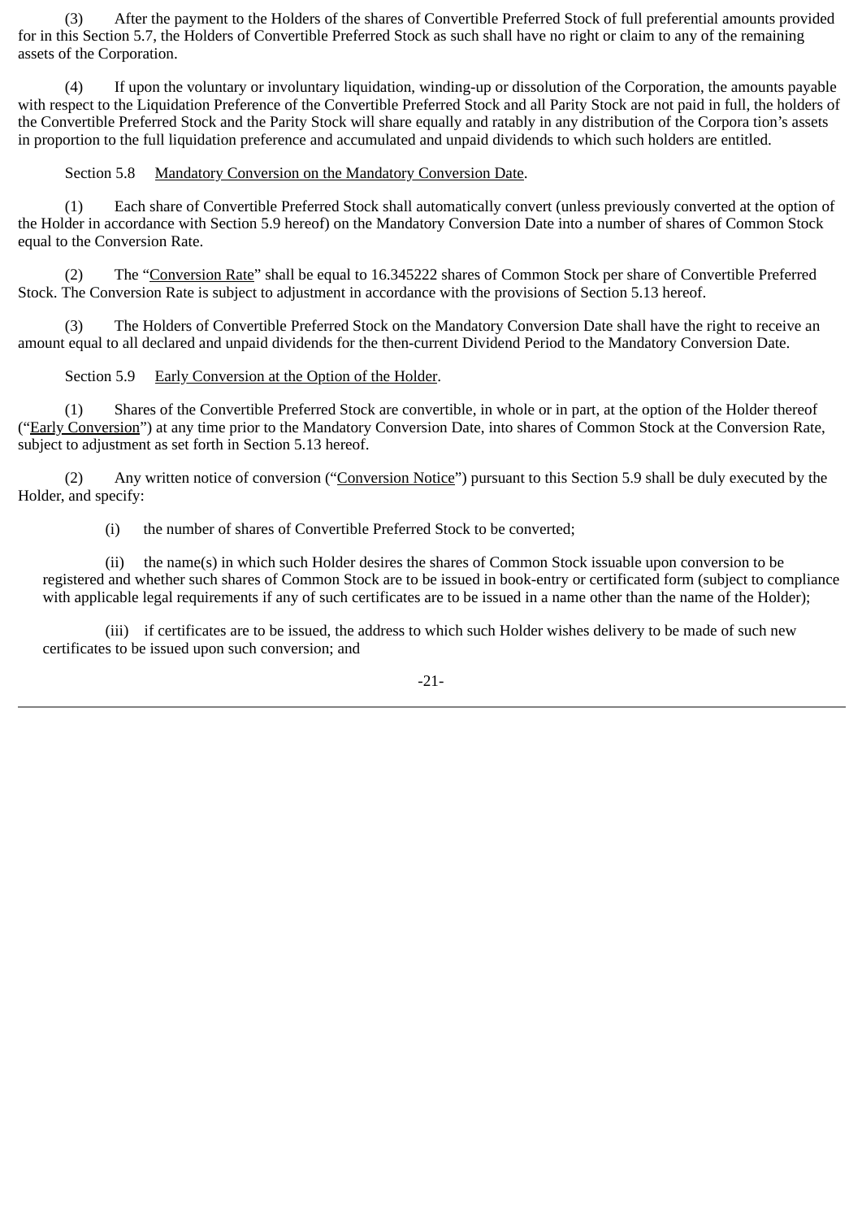(3) After the payment to the Holders of the shares of Convertible Preferred Stock of full preferential amounts provided for in this Section 5.7, the Holders of Convertible Preferred Stock as such shall have no right or claim to any of the remaining assets of the Corporation.

(4) If upon the voluntary or involuntary liquidation, winding-up or dissolution of the Corporation, the amounts payable with respect to the Liquidation Preference of the Convertible Preferred Stock and all Parity Stock are not paid in full, the holders of the Convertible Preferred Stock and the Parity Stock will share equally and ratably in any distribution of the Corpora tion's assets in proportion to the full liquidation preference and accumulated and unpaid dividends to which such holders are entitled.

Section 5.8 Mandatory Conversion on the Mandatory Conversion Date.

(1) Each share of Convertible Preferred Stock shall automatically convert (unless previously converted at the option of the Holder in accordance with Section 5.9 hereof) on the Mandatory Conversion Date into a number of shares of Common Stock equal to the Conversion Rate.

(2) The "Conversion Rate" shall be equal to 16.345222 shares of Common Stock per share of Convertible Preferred Stock. The Conversion Rate is subject to adjustment in accordance with the provisions of Section 5.13 hereof.

(3) The Holders of Convertible Preferred Stock on the Mandatory Conversion Date shall have the right to receive an amount equal to all declared and unpaid dividends for the then-current Dividend Period to the Mandatory Conversion Date.

Section 5.9 Early Conversion at the Option of the Holder.

(1) Shares of the Convertible Preferred Stock are convertible, in whole or in part, at the option of the Holder thereof ("Early Conversion") at any time prior to the Mandatory Conversion Date, into shares of Common Stock at the Conversion Rate, subject to adjustment as set forth in Section 5.13 hereof.

(2) Any written notice of conversion ("Conversion Notice") pursuant to this Section 5.9 shall be duly executed by the Holder, and specify:

(i) the number of shares of Convertible Preferred Stock to be converted;

(ii) the name(s) in which such Holder desires the shares of Common Stock issuable upon conversion to be registered and whether such shares of Common Stock are to be issued in book-entry or certificated form (subject to compliance with applicable legal requirements if any of such certificates are to be issued in a name other than the name of the Holder);

(iii) if certificates are to be issued, the address to which such Holder wishes delivery to be made of such new certificates to be issued upon such conversion; and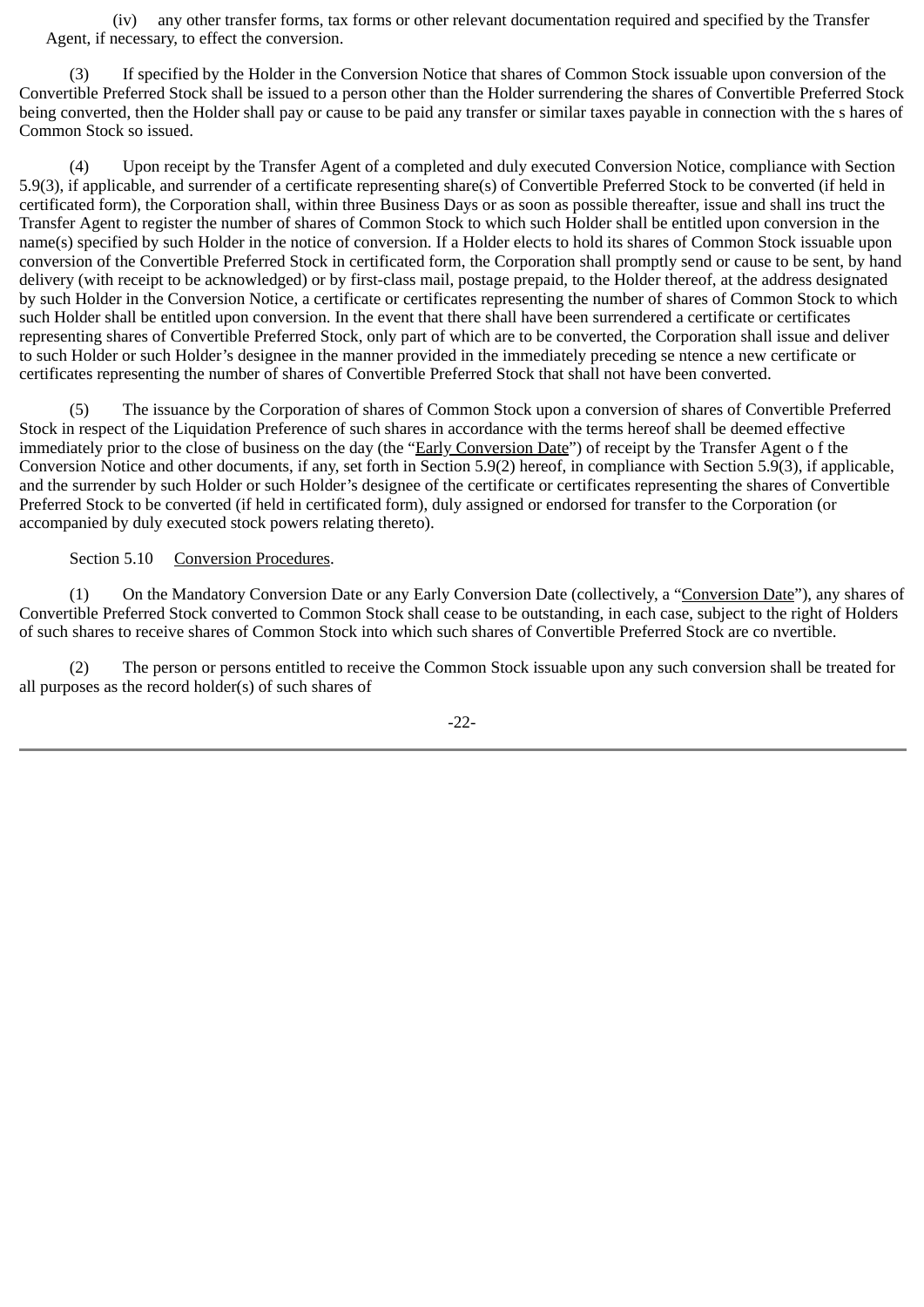(iv) any other transfer forms, tax forms or other relevant documentation required and specified by the Transfer Agent, if necessary, to effect the conversion.

(3) If specified by the Holder in the Conversion Notice that shares of Common Stock issuable upon conversion of the Convertible Preferred Stock shall be issued to a person other than the Holder surrendering the shares of Convertible Preferred Stock being converted, then the Holder shall pay or cause to be paid any transfer or similar taxes payable in connection with the shares of Common Stock so issued.

(4) Upon receipt by the Transfer Agent of a completed and duly executed Conversion Notice, compliance with Section 5.9(3), if applicable, and surrender of a certificate representing share(s) of Convertible Preferred Stock to be converted (if held in certificated form), the Corporation shall, within three Business Days or as soon as possible thereafter, issue and shall instruct the Transfer Agent to register the number of shares of Common Stock to which such Holder shall be entitled upon conversion in the name(s) specified by such Holder in the notice of conversion. If a Holder elects to hold its shares of Common Stock issuable upon conversion of the Convertible Preferred Stock in certificated form, the Corporation shall promptly send or cause to be sent, by hand delivery (with receipt to be acknowledged) or by first-class mail, postage prepaid, to the Holder thereof, at the address designated by such Holder in the Conversion Notice, a certificate or certificates representing the number of shares of Common Stock to which such Holder shall be entitled upon conversion. In the event that there shall have been surrendered a certificate or certificates representing shares of Convertible Preferred Stock, only part of which are to be converted, the Corporation shall issue and deliver to such Holder or such Holder's designee in the manner provided in the immediately preceding sentence a new certificate or certificates representing the number of shares of Convertible Preferred Stock that shall not have been converted.

(5) The issuance by the Corporation of shares of Common Stock upon a conversion of shares of Convertible Preferred Stock in respect of the Liquidation Preference of such shares in accordance with the terms hereof shall be deemed effective immediately prior to the close of business on the day (the "Early Conversion Date") of receipt by the Transfer Agent of the Conversion Notice and other documents, if any, set forth in Section 5.9(2) hereof, in compliance with Section 5.9(3), if applicable, and the surrender by such Holder or such Holder's designee of the certificate or certificates representing the shares of Convertible Preferred Stock to be converted (if held in certificated form), duly assigned or endorsed for transfer to the Corporation (or accompanied by duly executed stock powers relating thereto).

Section 5.10 Conversion Procedures.

(1) On the Mandatory Conversion Date or any Early Conversion Date (collectively, a "Conversion Date"), any shares of Convertible Preferred Stock converted to Common Stock shall cease to be outstanding, in each case, subject to the right of Holders of such shares to receive shares of Common Stock into which such shares of Convertible Preferred Stock are convertible.

(2) The person or persons entitled to receive the Common Stock issuable upon any such conversion shall be treated for all purposes as the record holder(s) of such shares of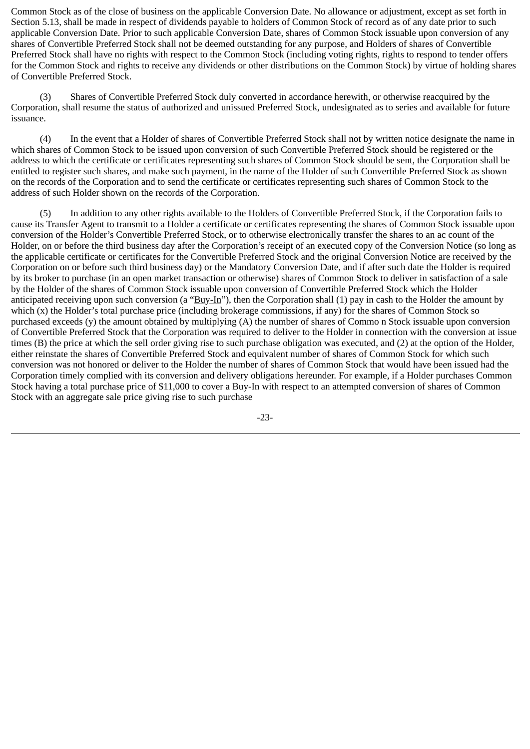Common Stock as of the close of business on the applicable Conversion Date. No allowance or adjustment, except as set forth in Section 5.13, shall be made in respect of dividends payable to holders of Common Stock of record as of any date prior to such applicable Conversion Date. Prior to such applicable Conversion Date, shares of Common Stock issuable upon conversion of any shares of Convertible Preferred Stock shall not be deemed outstanding for any purpose, and Holders of shares of Convertible Preferred Stock shall have no rights with respect to the Common Stock (including voting rights, rights to respond to tender offers for the Common Stock and rights to receive any dividends or other distributions on the Common Stock) by virtue of holding shares of Convertible Preferred Stock.

(3) Shares of Convertible Preferred Stock duly converted in accordance herewith, or otherwise reacquired by the Corporation, shall resume the status of authorized and unissued Preferred Stock, undesignated as to series and available for future issuance.

(4) In the event that a Holder of shares of Convertible Preferred Stock shall not by written notice designate the name in which shares of Common Stock to be issued upon conversion of such Convertible Preferred Stock should be registered or the address to which the certificate or certificates representing such shares of Common Stock should be sent, the Corporation shall be entitled to register such shares, and make such payment, in the name of the Holder of such Convertible Preferred Stock as shown on the records of the Corporation and to send the certificate or certificates representing such shares of Common Stock to the address of such Holder shown on the records of the Corporation.

(5) In addition to any other rights available to the Holders of Convertible Preferred Stock, if the Corporation fails to cause its Transfer Agent to transmit to a Holder a certificate or certificates representing the shares of Common Stock issuable upon conversion of the Holder's Convertible Preferred Stock, or to otherwise electronically transfer the shares to an ac count of the Holder, on or before the third business day after the Corporation's receipt of an executed copy of the Conversion Notice (so long as the applicable certificate or certificates for the Convertible Preferred Stock and the original Conversion Notice are received by the Corporation on or before such third business day) or the Mandatory Conversion Date, and if after such date the Holder is required by its broker to purchase (in an open market transaction or otherwise) shares of Common Stock to deliver in satisfaction of a sale by the Holder of the shares of Common Stock issuable upon conversion of Convertible Preferred Stock which the Holder anticipated receiving upon such conversion (a "Buy-In"), then the Corporation shall (1) pay in cash to the Holder the amount by which (x) the Holder's total purchase price (including brokerage commissions, if any) for the shares of Common Stock so purchased exceeds (y) the amount obtained by multiplying (A) the number of shares of Commo n Stock issuable upon conversion of Convertible Preferred Stock that the Corporation was required to deliver to the Holder in connection with the conversion at issue times (B) the price at which the sell order giving rise to such purchase obligation was executed, and (2) at the option of the Holder, either reinstate the shares of Convertible Preferred Stock and equivalent number of shares of Common Stock for which such conversion was not honored or deliver to the Holder the number of shares of Common Stock that would have been issued had the Corporation timely complied with its conversion and delivery obligations hereunder. For example, if a Holder purchases Common Stock having a total purchase price of $11,000 to cover a Buy-In with respect to an attempted conversion of shares of Common Stock with an aggregate sale price giving rise to such purchase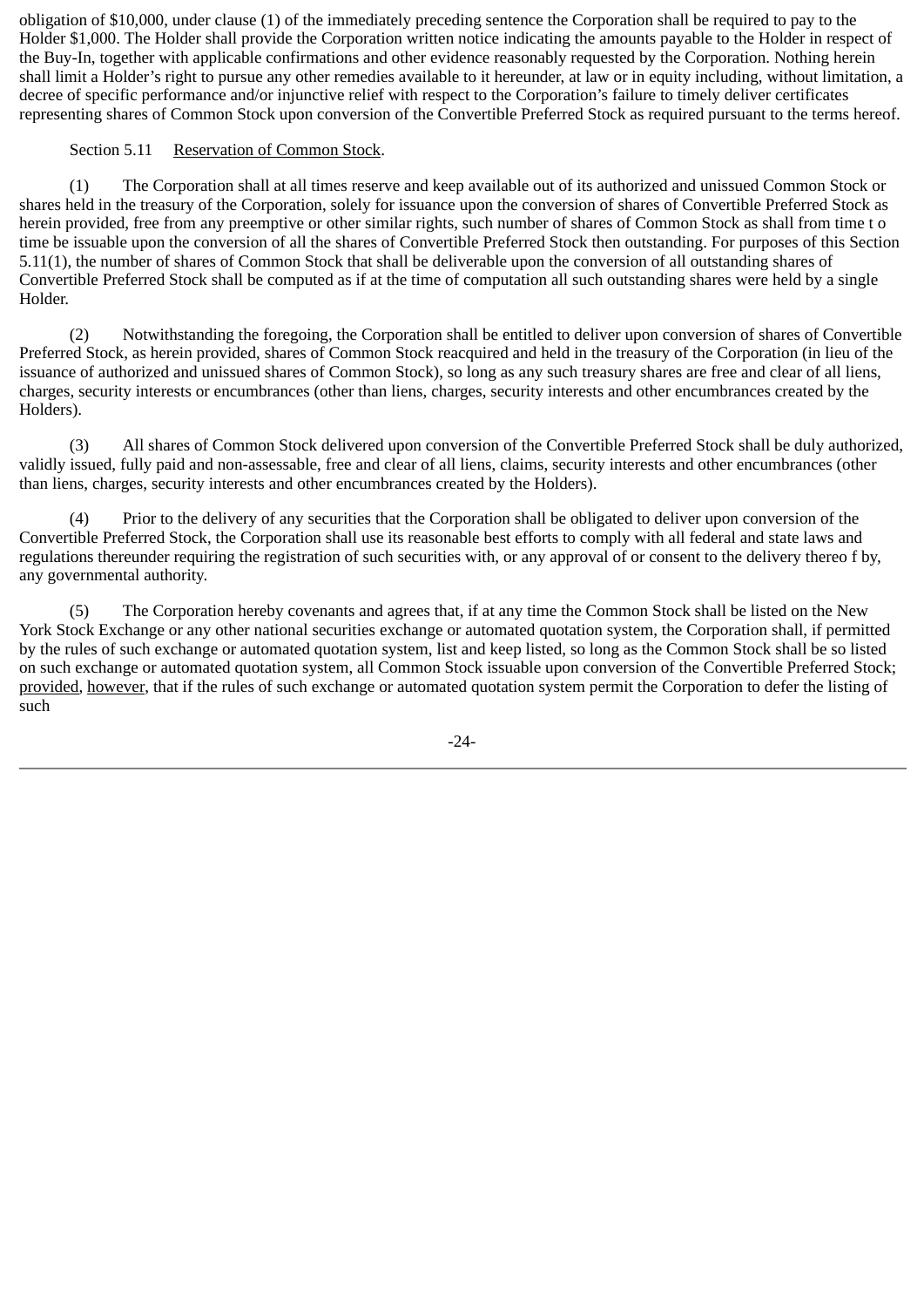obligation of $10,000, under clause (1) of the immediately preceding sentence the Corporation shall be required to pay to the Holder $1,000. The Holder shall provide the Corporation written notice indicating the amounts payable to the Holder in respect of the Buy-In, together with applicable confirmations and other evidence reasonably requested by the Corporation. Nothing herein shall limit a Holder's right to pursue any other remedies available to it hereunder, at law or in equity including, without limitation, a decree of specific performance and/or injunctive relief with respect to the Corporation's failure to timely deliver certificates representing shares of Common Stock upon conversion of the Convertible Preferred Stock as required pursuant to the terms hereof.

Section 5.11 Reservation of Common Stock.

(1) The Corporation shall at all times reserve and keep available out of its authorized and unissued Common Stock or shares held in the treasury of the Corporation, solely for issuance upon the conversion of shares of Convertible Preferred Stock as herein provided, free from any preemptive or other similar rights, such number of shares of Common Stock as shall from time t o time be issuable upon the conversion of all the shares of Convertible Preferred Stock then outstanding. For purposes of this Section 5.11(1), the number of shares of Common Stock that shall be deliverable upon the conversion of all outstanding shares of Convertible Preferred Stock shall be computed as if at the time of computation all such outstanding shares were held by a single Holder.

(2) Notwithstanding the foregoing, the Corporation shall be entitled to deliver upon conversion of shares of Convertible Preferred Stock, as herein provided, shares of Common Stock reacquired and held in the treasury of the Corporation (in lieu of the issuance of authorized and unissued shares of Common Stock), so long as any such treasury shares are free and clear of all liens, charges, security interests or encumbrances (other than liens, charges, security interests and other encumbrances created by the Holders).

(3) All shares of Common Stock delivered upon conversion of the Convertible Preferred Stock shall be duly authorized, validly issued, fully paid and non-assessable, free and clear of all liens, claims, security interests and other encumbrances (other than liens, charges, security interests and other encumbrances created by the Holders).

(4) Prior to the delivery of any securities that the Corporation shall be obligated to deliver upon conversion of the Convertible Preferred Stock, the Corporation shall use its reasonable best efforts to comply with all federal and state laws and regulations thereunder requiring the registration of such securities with, or any approval of or consent to the delivery thereo f by, any governmental authority.

(5) The Corporation hereby covenants and agrees that, if at any time the Common Stock shall be listed on the New York Stock Exchange or any other national securities exchange or automated quotation system, the Corporation shall, if permitted by the rules of such exchange or automated quotation system, list and keep listed, so long as the Common Stock shall be so listed on such exchange or automated quotation system, all Common Stock issuable upon conversion of the Convertible Preferred Stock; provided, however, that if the rules of such exchange or automated quotation system permit the Corporation to defer the listing of such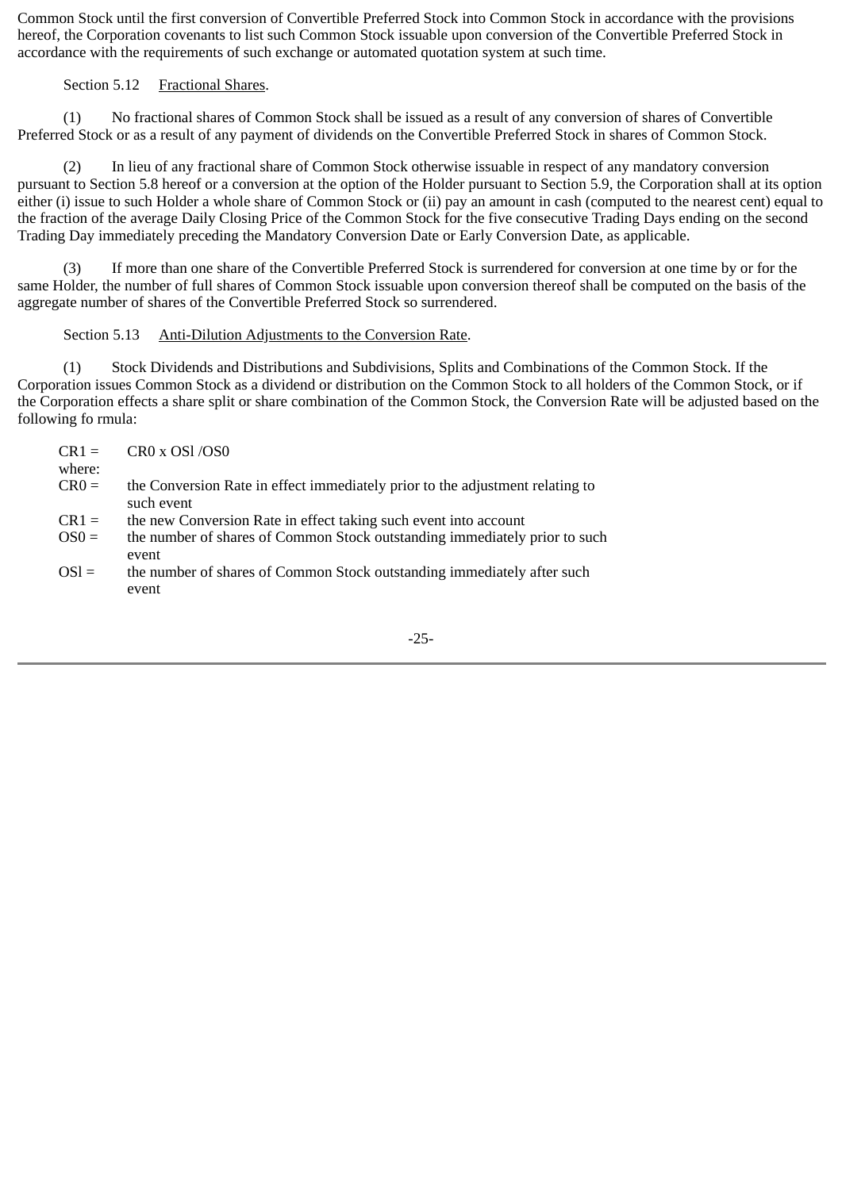Common Stock until the first conversion of Convertible Preferred Stock into Common Stock in accordance with the provisions hereof, the Corporation covenants to list such Common Stock issuable upon conversion of the Convertible Preferred Stock in accordance with the requirements of such exchange or automated quotation system at such time.

Section 5.12 Fractional Shares.

(1) No fractional shares of Common Stock shall be issued as a result of any conversion of shares of Convertible Preferred Stock or as a result of any payment of dividends on the Convertible Preferred Stock in shares of Common Stock.

(2) In lieu of any fractional share of Common Stock otherwise issuable in respect of any mandatory conversion pursuant to Section 5.8 hereof or a conversion at the option of the Holder pursuant to Section 5.9, the Corporation shall at its option either (i) issue to such Holder a whole share of Common Stock or (ii) pay an amount in cash (computed to the nearest cent) equal to the fraction of the average Daily Closing Price of the Common Stock for the five consecutive Trading Days ending on the second Trading Day immediately preceding the Mandatory Conversion Date or Early Conversion Date, as applicable.

(3) If more than one share of the Convertible Preferred Stock is surrendered for conversion at one time by or for the same Holder, the number of full shares of Common Stock issuable upon conversion thereof shall be computed on the basis of the aggregate number of shares of the Convertible Preferred Stock so surrendered.

Section 5.13 Anti-Dilution Adjustments to the Conversion Rate.

(1) Stock Dividends and Distributions and Subdivisions, Splits and Combinations of the Common Stock. If the Corporation issues Common Stock as a dividend or distribution on the Common Stock to all holders of the Common Stock, or if the Corporation effects a share split or share combination of the Common Stock, the Conversion Rate will be adjusted based on the following fo rmula:

$$CR_1 = CR_0 \times OS_1 / OS_0$$

where:

$CR_0$ = the Conversion Rate in effect immediately prior to the adjustment relating to such event

$CR_1$ = the new Conversion Rate in effect taking such event into account

$OS_0$ = the number of shares of Common Stock outstanding immediately prior to such event

$OS_1$ = the number of shares of Common Stock outstanding immediately after such event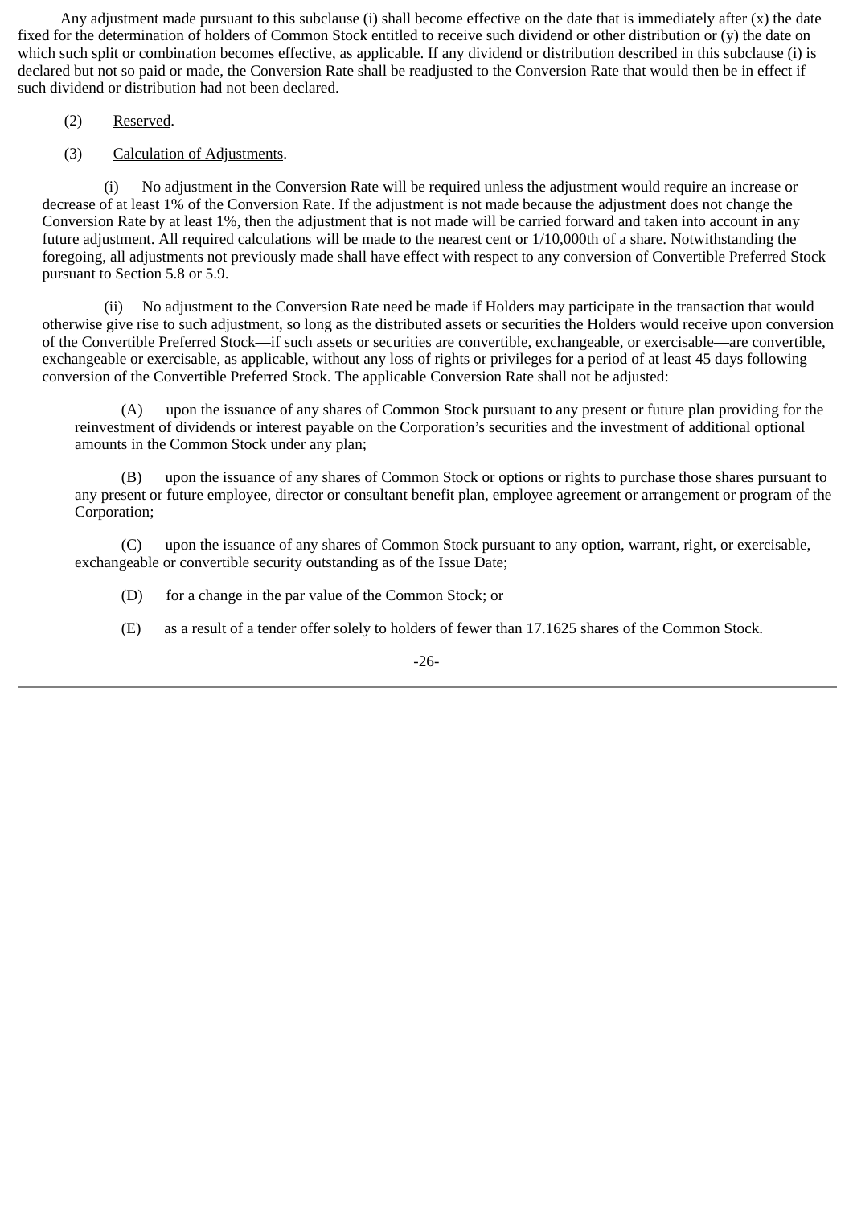Any adjustment made pursuant to this subclause (i) shall become effective on the date that is immediately after (x) the date fixed for the determination of holders of Common Stock entitled to receive such dividend or other distribution or (y) the date on which such split or combination becomes effective, as applicable. If any dividend or distribution described in this subclause (i) is declared but not so paid or made, the Conversion Rate shall be readjusted to the Conversion Rate that would then be in effect if such dividend or distribution had not been declared.

(2) Reserved.

(3) Calculation of Adjustments.

(i) No adjustment in the Conversion Rate will be required unless the adjustment would require an increase or decrease of at least 1% of the Conversion Rate. If the adjustment is not made because the adjustment does not change the Conversion Rate by at least 1%, then the adjustment that is not made will be carried forward and taken into account in any future adjustment. All required calculations will be made to the nearest cent or 1/10,000th of a share. Notwithstanding the foregoing, all adjustments not previously made shall have effect with respect to any conversion of Convertible Preferred Stock pursuant to Section 5.8 or 5.9.

(ii) No adjustment to the Conversion Rate need be made if Holders may participate in the transaction that would otherwise give rise to such adjustment, so long as the distributed assets or securities the Holders would receive upon conversion of the Convertible Preferred Stock—if such assets or securities are convertible, exchangeable, or exercisable—are convertible, exchangeable or exercisable, as applicable, without any loss of rights or privileges for a period of at least 45 days following conversion of the Convertible Preferred Stock. The applicable Conversion Rate shall not be adjusted:

(A) upon the issuance of any shares of Common Stock pursuant to any present or future plan providing for the reinvestment of dividends or interest payable on the Corporation's securities and the investment of additional optional amounts in the Common Stock under any plan;

(B) upon the issuance of any shares of Common Stock or options or rights to purchase those shares pursuant to any present or future employee, director or consultant benefit plan, employee agreement or arrangement or program of the Corporation;

(C) upon the issuance of any shares of Common Stock pursuant to any option, warrant, right, or exercisable, exchangeable or convertible security outstanding as of the Issue Date;

(D) for a change in the par value of the Common Stock; or

(E) as a result of a tender offer solely to holders of fewer than 17.1625 shares of the Common Stock.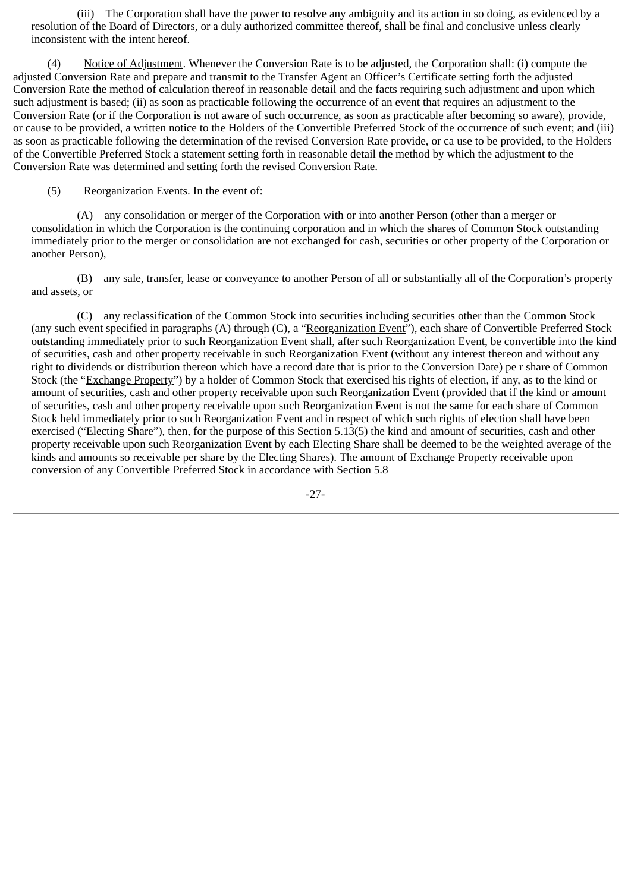(iii) The Corporation shall have the power to resolve any ambiguity and its action in so doing, as evidenced by a resolution of the Board of Directors, or a duly authorized committee thereof, shall be final and conclusive unless clearly inconsistent with the intent hereof.

(4) Notice of Adjustment. Whenever the Conversion Rate is to be adjusted, the Corporation shall: (i) compute the adjusted Conversion Rate and prepare and transmit to the Transfer Agent an Officer's Certificate setting forth the adjusted Conversion Rate the method of calculation thereof in reasonable detail and the facts requiring such adjustment and upon which such adjustment is based; (ii) as soon as practicable following the occurrence of an event that requires an adjustment to the Conversion Rate (or if the Corporation is not aware of such occurrence, as soon as practicable after becoming so aware), provide, or cause to be provided, a written notice to the Holders of the Convertible Preferred Stock of the occurrence of such event; and (iii) as soon as practicable following the determination of the revised Conversion Rate provide, or ca use to be provided, to the Holders of the Convertible Preferred Stock a statement setting forth in reasonable detail the method by which the adjustment to the Conversion Rate was determined and setting forth the revised Conversion Rate.

(5) Reorganization Events. In the event of:

(A) any consolidation or merger of the Corporation with or into another Person (other than a merger or consolidation in which the Corporation is the continuing corporation and in which the shares of Common Stock outstanding immediately prior to the merger or consolidation are not exchanged for cash, securities or other property of the Corporation or another Person),

(B) any sale, transfer, lease or conveyance to another Person of all or substantially all of the Corporation's property and assets, or

(C) any reclassification of the Common Stock into securities including securities other than the Common Stock (any such event specified in paragraphs (A) through (C), a "Reorganization Event"), each share of Convertible Preferred Stock outstanding immediately prior to such Reorganization Event shall, after such Reorganization Event, be convertible into the kind of securities, cash and other property receivable in such Reorganization Event (without any interest thereon and without any right to dividends or distribution thereon which have a record date that is prior to the Conversion Date) pe r share of Common Stock (the "Exchange Property") by a holder of Common Stock that exercised his rights of election, if any, as to the kind or amount of securities, cash and other property receivable upon such Reorganization Event (provided that if the kind or amount of securities, cash and other property receivable upon such Reorganization Event is not the same for each share of Common Stock held immediately prior to such Reorganization Event and in respect of which such rights of election shall have been exercised ("Electing Share"), then, for the purpose of this Section 5.13(5) the kind and amount of securities, cash and other property receivable upon such Reorganization Event by each Electing Share shall be deemed to be the weighted average of the kinds and amounts so receivable per share by the Electing Shares). The amount of Exchange Property receivable upon conversion of any Convertible Preferred Stock in accordance with Section 5.8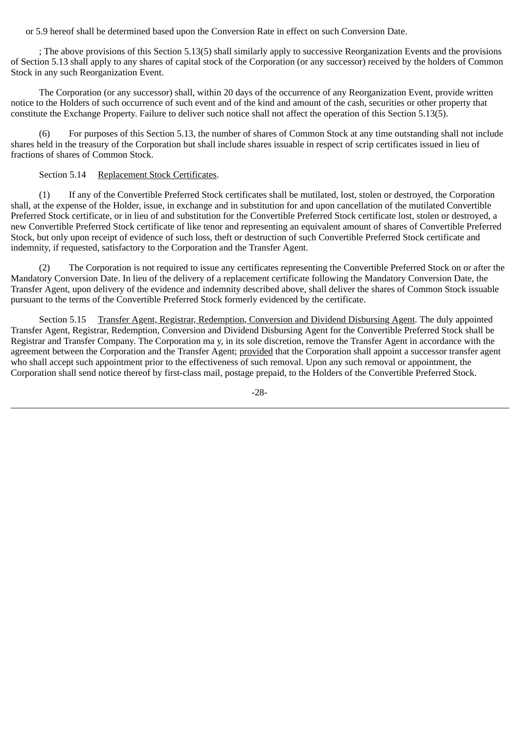or 5.9 hereof shall be determined based upon the Conversion Rate in effect on such Conversion Date.

; The above provisions of this Section 5.13(5) shall similarly apply to successive Reorganization Events and the provisions of Section 5.13 shall apply to any shares of capital stock of the Corporation (or any successor) received by the holders of Common Stock in any such Reorganization Event.

The Corporation (or any successor) shall, within 20 days of the occurrence of any Reorganization Event, provide written notice to the Holders of such occurrence of such event and of the kind and amount of the cash, securities or other property that constitute the Exchange Property. Failure to deliver such notice shall not affect the operation of this Section 5.13(5).

(6) For purposes of this Section 5.13, the number of shares of Common Stock at any time outstanding shall not include shares held in the treasury of the Corporation but shall include shares issuable in respect of scrip certificates issued in lieu of fractions of shares of Common Stock.

Section 5.14 Replacement Stock Certificates.

(1) If any of the Convertible Preferred Stock certificates shall be mutilated, lost, stolen or destroyed, the Corporation shall, at the expense of the Holder, issue, in exchange and in substitution for and upon cancellation of the mutilated Convertible Preferred Stock certificate, or in lieu of and substitution for the Convertible Preferred Stock certificate lost, stolen or destroyed, a new Convertible Preferred Stock certificate of like tenor and representing an equivalent amount of shares of Convertible Preferred Stock, but only upon receipt of evidence of such loss, theft or destruction of such Convertible Preferred Stock certificate and indemnity, if requested, satisfactory to the Corporation and the Transfer Agent.

(2) The Corporation is not required to issue any certificates representing the Convertible Preferred Stock on or after the Mandatory Conversion Date. In lieu of the delivery of a replacement certificate following the Mandatory Conversion Date, the Transfer Agent, upon delivery of the evidence and indemnity described above, shall deliver the shares of Common Stock issuable pursuant to the terms of the Convertible Preferred Stock formerly evidenced by the certificate.

Section 5.15 Transfer Agent, Registrar, Redemption, Conversion and Dividend Disbursing Agent. The duly appointed Transfer Agent, Registrar, Redemption, Conversion and Dividend Disbursing Agent for the Convertible Preferred Stock shall be Registrar and Transfer Company. The Corporation ma y, in its sole discretion, remove the Transfer Agent in accordance with the agreement between the Corporation and the Transfer Agent; provided that the Corporation shall appoint a successor transfer agent who shall accept such appointment prior to the effectiveness of such removal. Upon any such removal or appointment, the Corporation shall send notice thereof by first-class mail, postage prepaid, to the Holders of the Convertible Preferred Stock.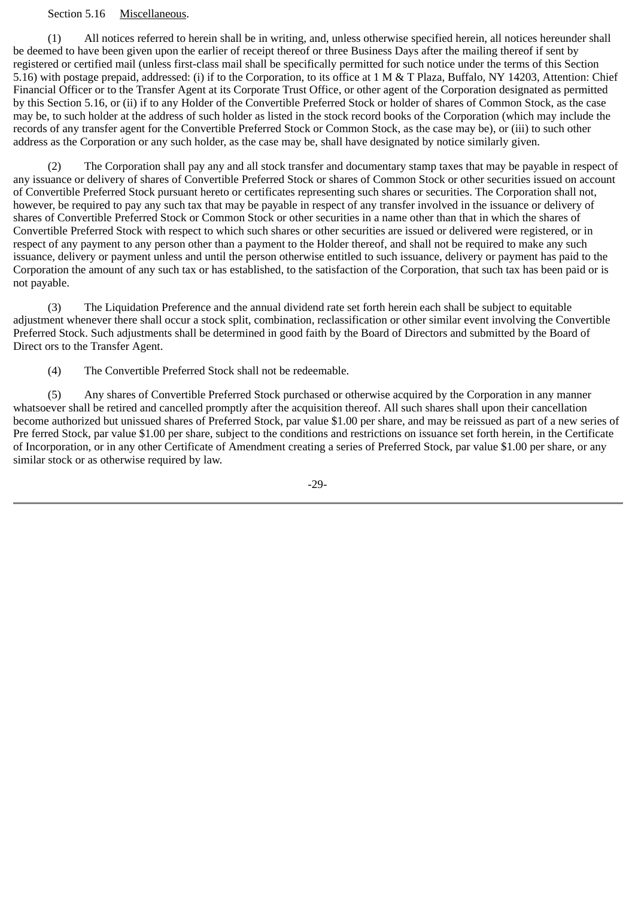Section 5.16 Miscellaneous.

(1) All notices referred to herein shall be in writing, and, unless otherwise specified herein, all notices hereunder shall be deemed to have been given upon the earlier of receipt thereof or three Business Days after the mailing thereof if sent by registered or certified mail (unless first-class mail shall be specifically permitted for such notice under the terms of this Section 5.16) with postage prepaid, addressed: (i) if to the Corporation, to its office at 1 M & T Plaza, Buffalo, NY 14203, Attention: Chief Financial Officer or to the Transfer Agent at its Corporate Trust Office, or other agent of the Corporation designated as permitted by this Section 5.16, or (ii) if to any Holder of the Convertible Preferred Stock or holder of shares of Common Stock, as the case may be, to such holder at the address of such holder as listed in the stock record books of the Corporation (which may include the records of any transfer agent for the Convertible Preferred Stock or Common Stock, as the case may be), or (iii) to such other address as the Corporation or any such holder, as the case may be, shall have designated by notice similarly given.

(2) The Corporation shall pay any and all stock transfer and documentary stamp taxes that may be payable in respect of any issuance or delivery of shares of Convertible Preferred Stock or shares of Common Stock or other securities issued on account of Convertible Preferred Stock pursuant hereto or certificates representing such shares or securities. The Corporation shall not, however, be required to pay any such tax that may be payable in respect of any transfer involved in the issuance or delivery of shares of Convertible Preferred Stock or Common Stock or other securities in a name other than that in which the shares of Convertible Preferred Stock with respect to which such shares or other securities are issued or delivered were registered, or in respect of any payment to any person other than a payment to the Holder thereof, and shall not be required to make any such issuance, delivery or payment unless and until the person otherwise entitled to such issuance, delivery or payment has paid to the Corporation the amount of any such tax or has established, to the satisfaction of the Corporation, that such tax has been paid or is not payable.

(3) The Liquidation Preference and the annual dividend rate set forth herein each shall be subject to equitable adjustment whenever there shall occur a stock split, combination, reclassification or other similar event involving the Convertible Preferred Stock. Such adjustments shall be determined in good faith by the Board of Directors and submitted by the Board of Direct ors to the Transfer Agent.

(4) The Convertible Preferred Stock shall not be redeemable.

(5) Any shares of Convertible Preferred Stock purchased or otherwise acquired by the Corporation in any manner whatsoever shall be retired and cancelled promptly after the acquisition thereof. All such shares shall upon their cancellation become authorized but unissued shares of Preferred Stock, par value $1.00 per share, and may be reissued as part of a new series of Pre ferred Stock, par value $1.00 per share, subject to the conditions and restrictions on issuance set forth herein, in the Certificate of Incorporation, or in any other Certificate of Amendment creating a series of Preferred Stock, par value $1.00 per share, or any similar stock or as otherwise required by law.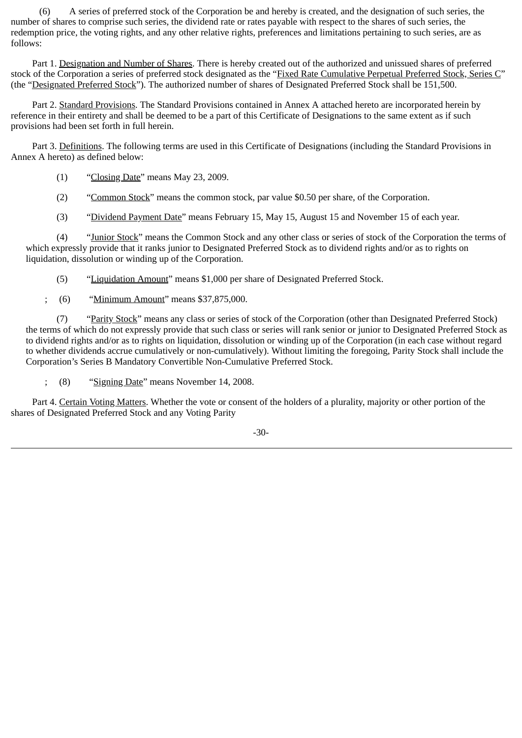(6) A series of preferred stock of the Corporation be and hereby is created, and the designation of such series, the number of shares to comprise such series, the dividend rate or rates payable with respect to the shares of such series, the redemption price, the voting rights, and any other relative rights, preferences and limitations pertaining to such series, are as follows:

Part 1. Designation and Number of Shares. There is hereby created out of the authorized and unissued shares of preferred stock of the Corporation a series of preferred stock designated as the "Fixed Rate Cumulative Perpetual Preferred Stock, Series C" (the "Designated Preferred Stock"). The authorized number of shares of Designated Preferred Stock shall be 151,500.

Part 2. Standard Provisions. The Standard Provisions contained in Annex A attached hereto are incorporated herein by reference in their entirety and shall be deemed to be a part of this Certificate of Designations to the same extent as if such provisions had been set forth in full herein.

Part 3. Definitions. The following terms are used in this Certificate of Designations (including the Standard Provisions in Annex A hereto) as defined below:

(1) "Closing Date" means May 23, 2009.

(2) "Common Stock" means the common stock, par value $0.50 per share, of the Corporation.

(3) "Dividend Payment Date" means February 15, May 15, August 15 and November 15 of each year.

(4) "Junior Stock" means the Common Stock and any other class or series of stock of the Corporation the terms of which expressly provide that it ranks junior to Designated Preferred Stock as to dividend rights and/or as to rights on liquidation, dissolution or winding up of the Corporation.

(5) "Liquidation Amount" means $1,000 per share of Designated Preferred Stock.

; (6) "Minimum Amount" means $37,875,000.

(7) "Parity Stock" means any class or series of stock of the Corporation (other than Designated Preferred Stock) the terms of which do not expressly provide that such class or series will rank senior or junior to Designated Preferred Stock as to dividend rights and/or as to rights on liquidation, dissolution or winding up of the Corporation (in each case without regard to whether dividends accrue cumulatively or non-cumulatively). Without limiting the foregoing, Parity Stock shall include the Corporation's Series B Mandatory Convertible Non-Cumulative Preferred Stock.

; (8) "Signing Date" means November 14, 2008.

Part 4. Certain Voting Matters. Whether the vote or consent of the holders of a plurality, majority or other portion of the shares of Designated Preferred Stock and any Voting Parity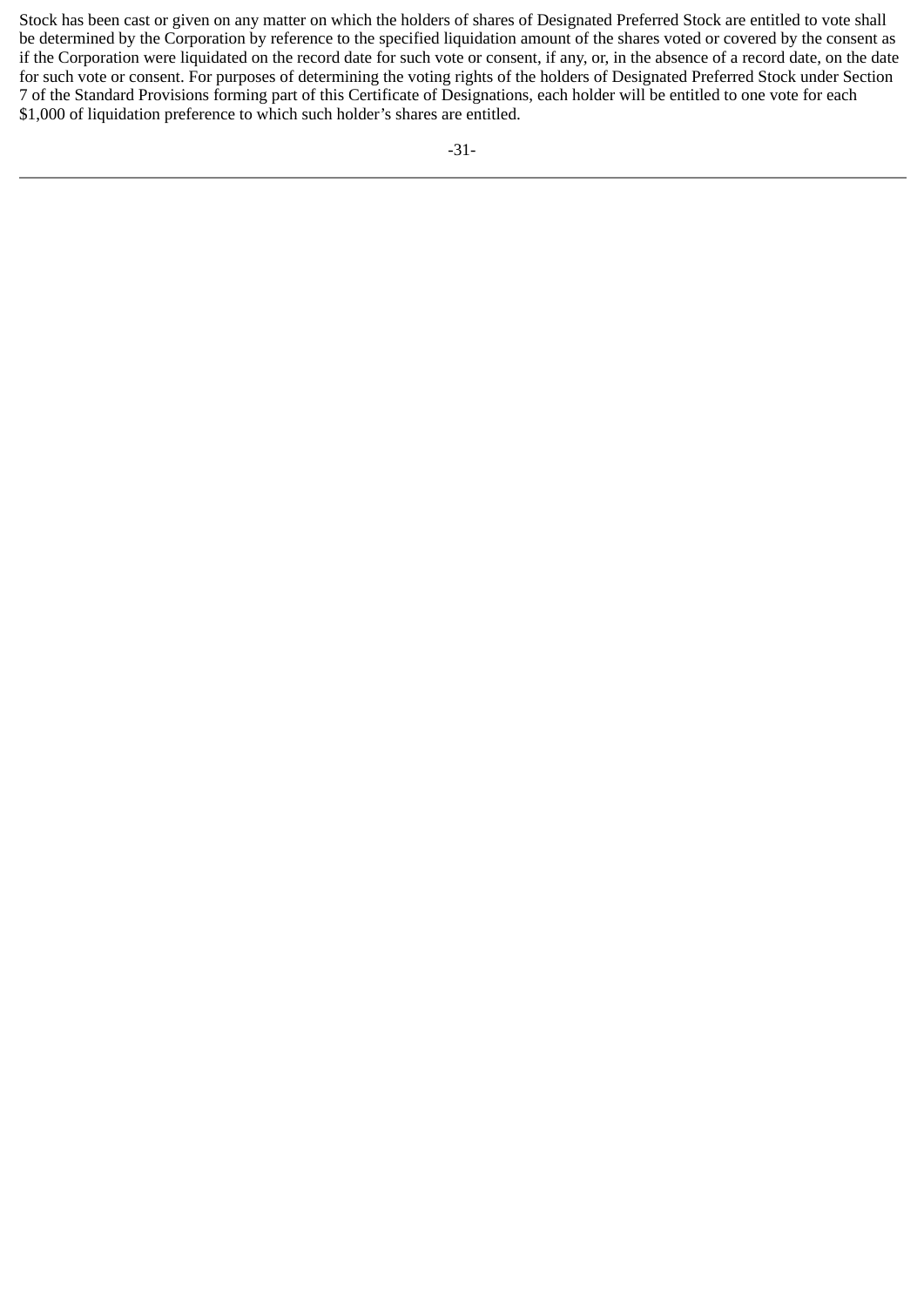Stock has been cast or given on any matter on which the holders of shares of Designated Preferred Stock are entitled to vote shall be determined by the Corporation by reference to the specified liquidation amount of the shares voted or covered by the consent as if the Corporation were liquidated on the record date for such vote or consent, if any, or, in the absence of a record date, on the date for such vote or consent. For purposes of determining the voting rights of the holders of Designated Preferred Stock under Section 7 of the Standard Provisions forming part of this Certificate of Designations, each holder will be entitled to one vote for each $1,000 of liquidation preference to which such holder's shares are entitled.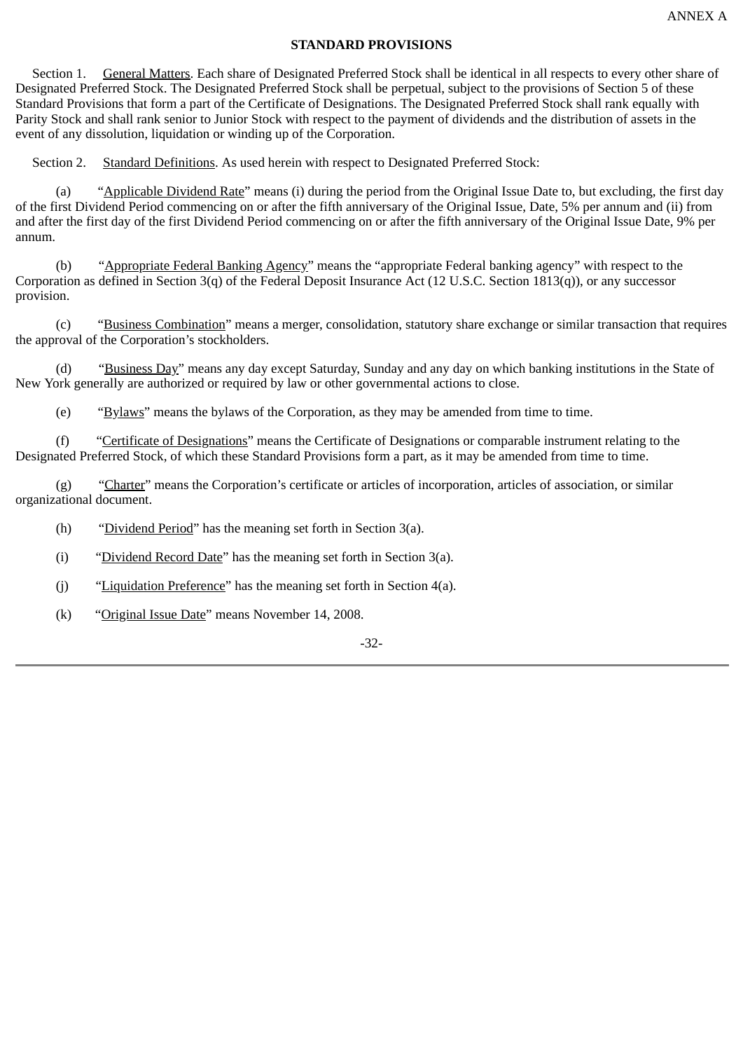ANNEX A

**STANDARD PROVISIONS**

Section 1. General Matters. Each share of Designated Preferred Stock shall be identical in all respects to every other share of Designated Preferred Stock. The Designated Preferred Stock shall be perpetual, subject to the provisions of Section 5 of these Standard Provisions that form a part of the Certificate of Designations. The Designated Preferred Stock shall rank equally with Parity Stock and shall rank senior to Junior Stock with respect to the payment of dividends and the distribution of assets in the event of any dissolution, liquidation or winding up of the Corporation.

Section 2. Standard Definitions. As used herein with respect to Designated Preferred Stock:

(a) "Applicable Dividend Rate" means (i) during the period from the Original Issue Date to, but excluding, the first day of the first Dividend Period commencing on or after the fifth anniversary of the Original Issue, Date, 5% per annum and (ii) from and after the first day of the first Dividend Period commencing on or after the fifth anniversary of the Original Issue Date, 9% per annum.

(b) "Appropriate Federal Banking Agency" means the "appropriate Federal banking agency" with respect to the Corporation as defined in Section 3(q) of the Federal Deposit Insurance Act (12 U.S.C. Section 1813(q)), or any successor provision.

(c) "Business Combination" means a merger, consolidation, statutory share exchange or similar transaction that requires the approval of the Corporation's stockholders.

(d) "Business Day" means any day except Saturday, Sunday and any day on which banking institutions in the State of New York generally are authorized or required by law or other governmental actions to close.

(e) "Bylaws" means the bylaws of the Corporation, as they may be amended from time to time.

(f) "Certificate of Designations" means the Certificate of Designations or comparable instrument relating to the Designated Preferred Stock, of which these Standard Provisions form a part, as it may be amended from time to time.

(g) "Charter" means the Corporation's certificate or articles of incorporation, articles of association, or similar organizational document.

(h) "Dividend Period" has the meaning set forth in Section 3(a).

(i) "Dividend Record Date" has the meaning set forth in Section 3(a).

(j) "Liquidation Preference" has the meaning set forth in Section 4(a).

(k) "Original Issue Date" means November 14, 2008.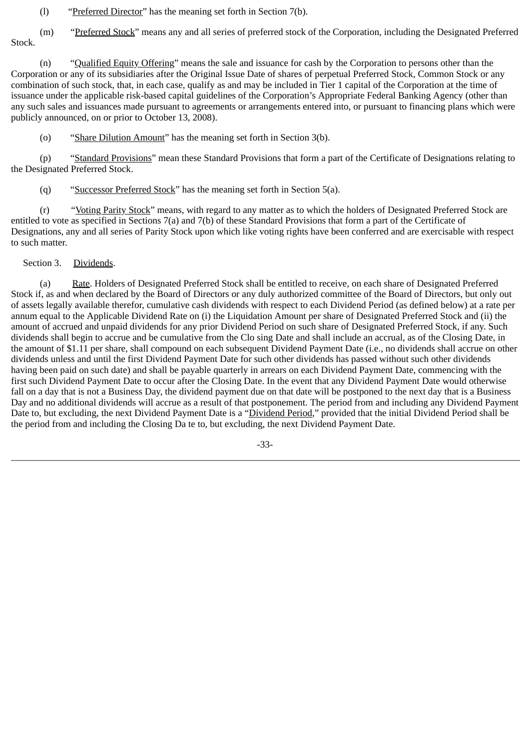(l) "Preferred Director" has the meaning set forth in Section 7(b).

(m) "Preferred Stock" means any and all series of preferred stock of the Corporation, including the Designated Preferred Stock.

(n) "Qualified Equity Offering" means the sale and issuance for cash by the Corporation to persons other than the Corporation or any of its subsidiaries after the Original Issue Date of shares of perpetual Preferred Stock, Common Stock or any combination of such stock, that, in each case, qualify as and may be included in Tier 1 capital of the Corporation at the time of issuance under the applicable risk-based capital guidelines of the Corporation's Appropriate Federal Banking Agency (other than any such sales and issuances made pursuant to agreements or arrangements entered into, or pursuant to financing plans which were publicly announced, on or prior to October 13, 2008).

(o) "Share Dilution Amount" has the meaning set forth in Section 3(b).

(p) "Standard Provisions" mean these Standard Provisions that form a part of the Certificate of Designations relating to the Designated Preferred Stock.

(q) "Successor Preferred Stock" has the meaning set forth in Section 5(a).

(r) "Voting Parity Stock" means, with regard to any matter as to which the holders of Designated Preferred Stock are entitled to vote as specified in Sections 7(a) and 7(b) of these Standard Provisions that form a part of the Certificate of Designations, any and all series of Parity Stock upon which like voting rights have been conferred and are exercisable with respect to such matter.

Section 3. Dividends.

(a) Rate. Holders of Designated Preferred Stock shall be entitled to receive, on each share of Designated Preferred Stock if, as and when declared by the Board of Directors or any duly authorized committee of the Board of Directors, but only out of assets legally available therefor, cumulative cash dividends with respect to each Dividend Period (as defined below) at a rate per annum equal to the Applicable Dividend Rate on (i) the Liquidation Amount per share of Designated Preferred Stock and (ii) the amount of accrued and unpaid dividends for any prior Dividend Period on such share of Designated Preferred Stock, if any. Such dividends shall begin to accrue and be cumulative from the Clo sing Date and shall include an accrual, as of the Closing Date, in the amount of $1.11 per share, shall compound on each subsequent Dividend Payment Date (i.e., no dividends shall accrue on other dividends unless and until the first Dividend Payment Date for such other dividends has passed without such other dividends having been paid on such date) and shall be payable quarterly in arrears on each Dividend Payment Date, commencing with the first such Dividend Payment Date to occur after the Closing Date. In the event that any Dividend Payment Date would otherwise fall on a day that is not a Business Day, the dividend payment due on that date will be postponed to the next day that is a Business Day and no additional dividends will accrue as a result of that postponement. The period from and including any Dividend Payment Date to, but excluding, the next Dividend Payment Date is a "Dividend Period," provided that the initial Dividend Period shall be the period from and including the Closing Da te to, but excluding, the next Dividend Payment Date.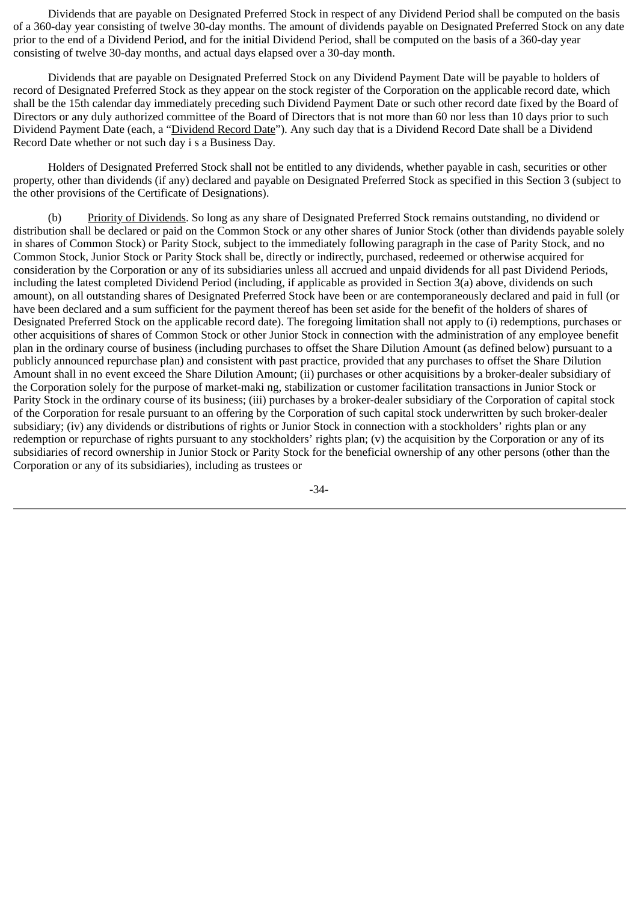Dividends that are payable on Designated Preferred Stock in respect of any Dividend Period shall be computed on the basis of a 360-day year consisting of twelve 30-day months. The amount of dividends payable on Designated Preferred Stock on any date prior to the end of a Dividend Period, and for the initial Dividend Period, shall be computed on the basis of a 360-day year consisting of twelve 30-day months, and actual days elapsed over a 30-day month.

Dividends that are payable on Designated Preferred Stock on any Dividend Payment Date will be payable to holders of record of Designated Preferred Stock as they appear on the stock register of the Corporation on the applicable record date, which shall be the 15th calendar day immediately preceding such Dividend Payment Date or such other record date fixed by the Board of Directors or any duly authorized committee of the Board of Directors that is not more than 60 nor less than 10 days prior to such Dividend Payment Date (each, a "Dividend Record Date"). Any such day that is a Dividend Record Date shall be a Dividend Record Date whether or not such day i s a Business Day.

Holders of Designated Preferred Stock shall not be entitled to any dividends, whether payable in cash, securities or other property, other than dividends (if any) declared and payable on Designated Preferred Stock as specified in this Section 3 (subject to the other provisions of the Certificate of Designations).

(b) Priority of Dividends. So long as any share of Designated Preferred Stock remains outstanding, no dividend or distribution shall be declared or paid on the Common Stock or any other shares of Junior Stock (other than dividends payable solely in shares of Common Stock) or Parity Stock, subject to the immediately following paragraph in the case of Parity Stock, and no Common Stock, Junior Stock or Parity Stock shall be, directly or indirectly, purchased, redeemed or otherwise acquired for consideration by the Corporation or any of its subsidiaries unless all accrued and unpaid dividends for all past Dividend Periods, including the latest completed Dividend Period (including, if applicable as provided in Section 3(a) above, dividends on such amount), on all outstanding shares of Designated Preferred Stock have been or are contemporaneously declared and paid in full (or have been declared and a sum sufficient for the payment thereof has been set aside for the benefit of the holders of shares of Designated Preferred Stock on the applicable record date). The foregoing limitation shall not apply to (i) redemptions, purchases or other acquisitions of shares of Common Stock or other Junior Stock in connection with the administration of any employee benefit plan in the ordinary course of business (including purchases to offset the Share Dilution Amount (as defined below) pursuant to a publicly announced repurchase plan) and consistent with past practice, provided that any purchases to offset the Share Dilution Amount shall in no event exceed the Share Dilution Amount; (ii) purchases or other acquisitions by a broker-dealer subsidiary of the Corporation solely for the purpose of market-maki ng, stabilization or customer facilitation transactions in Junior Stock or Parity Stock in the ordinary course of its business; (iii) purchases by a broker-dealer subsidiary of the Corporation of capital stock of the Corporation for resale pursuant to an offering by the Corporation of such capital stock underwritten by such broker-dealer subsidiary; (iv) any dividends or distributions of rights or Junior Stock in connection with a stockholders' rights plan or any redemption or repurchase of rights pursuant to any stockholders' rights plan; (v) the acquisition by the Corporation or any of its subsidiaries of record ownership in Junior Stock or Parity Stock for the beneficial ownership of any other persons (other than the Corporation or any of its subsidiaries), including as trustees or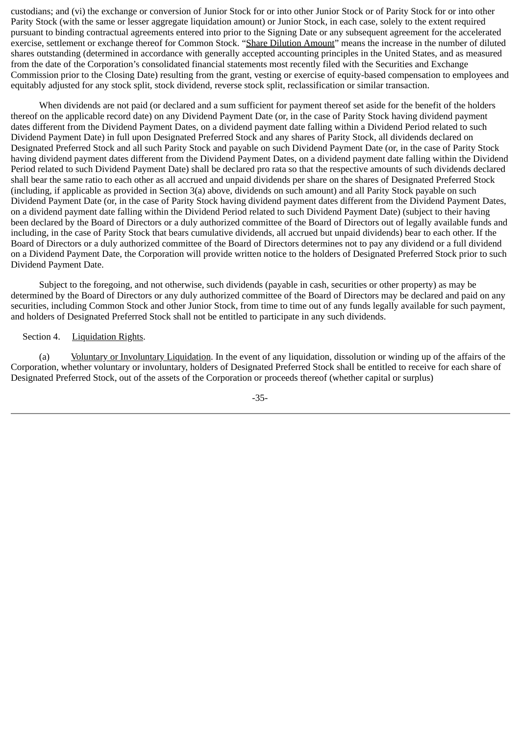custodians; and (vi) the exchange or conversion of Junior Stock for or into other Junior Stock or of Parity Stock for or into other Parity Stock (with the same or lesser aggregate liquidation amount) or Junior Stock, in each case, solely to the extent required pursuant to binding contractual agreements entered into prior to the Signing Date or any subsequent agreement for the accelerated exercise, settlement or exchange thereof for Common Stock. "Share Dilution Amount" means the increase in the number of diluted shares outstanding (determined in accordance with generally accepted accounting principles in the United States, and as measured from the date of the Corporation's consolidated financial statements most recently filed with the Securities and Exchange Commission prior to the Closing Date) resulting from the grant, vesting or exercise of equity-based compensation to employees and equitably adjusted for any stock split, stock dividend, reverse stock split, reclassification or similar transaction.

When dividends are not paid (or declared and a sum sufficient for payment thereof set aside for the benefit of the holders thereof on the applicable record date) on any Dividend Payment Date (or, in the case of Parity Stock having dividend payment dates different from the Dividend Payment Dates, on a dividend payment date falling within a Dividend Period related to such Dividend Payment Date) in full upon Designated Preferred Stock and any shares of Parity Stock, all dividends declared on Designated Preferred Stock and all such Parity Stock and payable on such Dividend Payment Date (or, in the case of Parity Stock having dividend payment dates different from the Dividend Payment Dates, on a dividend payment date falling within the Dividend Period related to such Dividend Payment Date) shall be declared pro rata so that the respective amounts of such dividends declared shall bear the same ratio to each other as all accrued and unpaid dividends per share on the shares of Designated Preferred Stock (including, if applicable as provided in Section 3(a) above, dividends on such amount) and all Parity Stock payable on such Dividend Payment Date (or, in the case of Parity Stock having dividend payment dates different from the Dividend Payment Dates, on a dividend payment date falling within the Dividend Period related to such Dividend Payment Date) (subject to their having been declared by the Board of Directors or a duly authorized committee of the Board of Directors out of legally available funds and including, in the case of Parity Stock that bears cumulative dividends, all accrued but unpaid dividends) bear to each other. If the Board of Directors or a duly authorized committee of the Board of Directors determines not to pay any dividend or a full dividend on a Dividend Payment Date, the Corporation will provide written notice to the holders of Designated Preferred Stock prior to such Dividend Payment Date.

Subject to the foregoing, and not otherwise, such dividends (payable in cash, securities or other property) as may be determined by the Board of Directors or any duly authorized committee of the Board of Directors may be declared and paid on any securities, including Common Stock and other Junior Stock, from time to time out of any funds legally available for such payment, and holders of Designated Preferred Stock shall not be entitled to participate in any such dividends.

Section 4. Liquidation Rights.

(a) Voluntary or Involuntary Liquidation. In the event of any liquidation, dissolution or winding up of the affairs of the Corporation, whether voluntary or involuntary, holders of Designated Preferred Stock shall be entitled to receive for each share of Designated Preferred Stock, out of the assets of the Corporation or proceeds thereof (whether capital or surplus)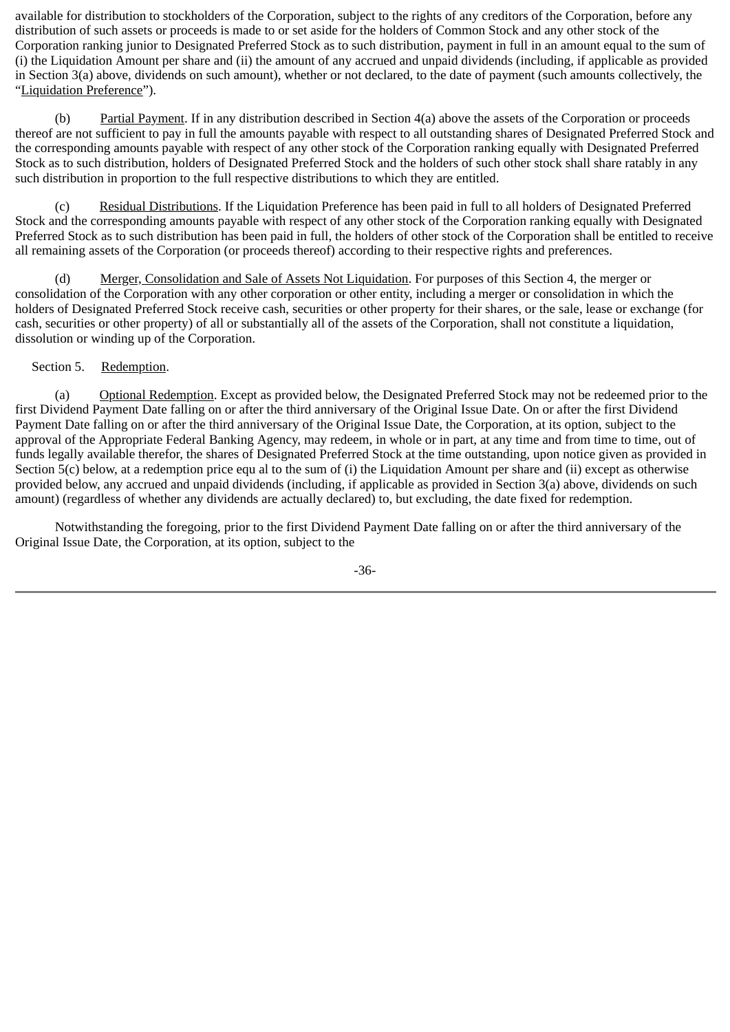available for distribution to stockholders of the Corporation, subject to the rights of any creditors of the Corporation, before any distribution of such assets or proceeds is made to or set aside for the holders of Common Stock and any other stock of the Corporation ranking junior to Designated Preferred Stock as to such distribution, payment in full in an amount equal to the sum of (i) the Liquidation Amount per share and (ii) the amount of any accrued and unpaid dividends (including, if applicable as provided in Section 3(a) above, dividends on such amount), whether or not declared, to the date of payment (such amounts collectively, the "Liquidation Preference").

(b) Partial Payment. If in any distribution described in Section 4(a) above the assets of the Corporation or proceeds thereof are not sufficient to pay in full the amounts payable with respect to all outstanding shares of Designated Preferred Stock and the corresponding amounts payable with respect of any other stock of the Corporation ranking equally with Designated Preferred Stock as to such distribution, holders of Designated Preferred Stock and the holders of such other stock shall share ratably in any such distribution in proportion to the full respective distributions to which they are entitled.

(c) Residual Distributions. If the Liquidation Preference has been paid in full to all holders of Designated Preferred Stock and the corresponding amounts payable with respect of any other stock of the Corporation ranking equally with Designated Preferred Stock as to such distribution has been paid in full, the holders of other stock of the Corporation shall be entitled to receive all remaining assets of the Corporation (or proceeds thereof) according to their respective rights and preferences.

(d) Merger, Consolidation and Sale of Assets Not Liquidation. For purposes of this Section 4, the merger or consolidation of the Corporation with any other corporation or other entity, including a merger or consolidation in which the holders of Designated Preferred Stock receive cash, securities or other property for their shares, or the sale, lease or exchange (for cash, securities or other property) of all or substantially all of the assets of the Corporation, shall not constitute a liquidation, dissolution or winding up of the Corporation.

Section 5. Redemption.

(a) Optional Redemption. Except as provided below, the Designated Preferred Stock may not be redeemed prior to the first Dividend Payment Date falling on or after the third anniversary of the Original Issue Date. On or after the first Dividend Payment Date falling on or after the third anniversary of the Original Issue Date, the Corporation, at its option, subject to the approval of the Appropriate Federal Banking Agency, may redeem, in whole or in part, at any time and from time to time, out of funds legally available therefor, the shares of Designated Preferred Stock at the time outstanding, upon notice given as provided in Section 5(c) below, at a redemption price equ al to the sum of (i) the Liquidation Amount per share and (ii) except as otherwise provided below, any accrued and unpaid dividends (including, if applicable as provided in Section 3(a) above, dividends on such amount) (regardless of whether any dividends are actually declared) to, but excluding, the date fixed for redemption.

Notwithstanding the foregoing, prior to the first Dividend Payment Date falling on or after the third anniversary of the Original Issue Date, the Corporation, at its option, subject to the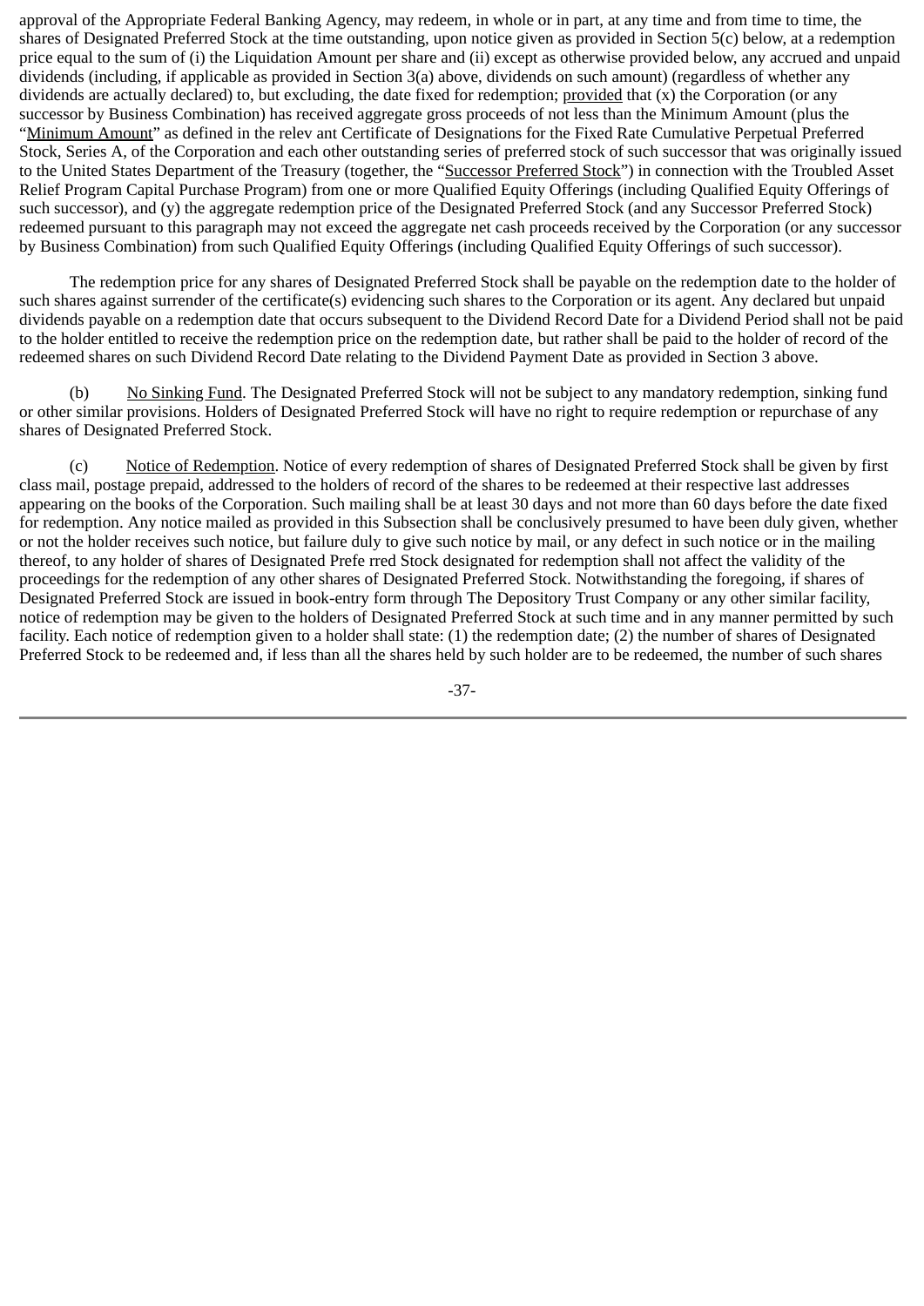approval of the Appropriate Federal Banking Agency, may redeem, in whole or in part, at any time and from time to time, the shares of Designated Preferred Stock at the time outstanding, upon notice given as provided in Section 5(c) below, at a redemption price equal to the sum of (i) the Liquidation Amount per share and (ii) except as otherwise provided below, any accrued and unpaid dividends (including, if applicable as provided in Section 3(a) above, dividends on such amount) (regardless of whether any dividends are actually declared) to, but excluding, the date fixed for redemption; provided that (x) the Corporation (or any successor by Business Combination) has received aggregate gross proceeds of not less than the Minimum Amount (plus the "Minimum Amount" as defined in the relev ant Certificate of Designations for the Fixed Rate Cumulative Perpetual Preferred Stock, Series A, of the Corporation and each other outstanding series of preferred stock of such successor that was originally issued to the United States Department of the Treasury (together, the "Successor Preferred Stock") in connection with the Troubled Asset Relief Program Capital Purchase Program) from one or more Qualified Equity Offerings (including Qualified Equity Offerings of such successor), and (y) the aggregate redemption price of the Designated Preferred Stock (and any Successor Preferred Stock) redeemed pursuant to this paragraph may not exceed the aggregate net cash proceeds received by the Corporation (or any successor by Business Combination) from such Qualified Equity Offerings (including Qualified Equity Offerings of such successor).

The redemption price for any shares of Designated Preferred Stock shall be payable on the redemption date to the holder of such shares against surrender of the certificate(s) evidencing such shares to the Corporation or its agent. Any declared but unpaid dividends payable on a redemption date that occurs subsequent to the Dividend Record Date for a Dividend Period shall not be paid to the holder entitled to receive the redemption price on the redemption date, but rather shall be paid to the holder of record of the redeemed shares on such Dividend Record Date relating to the Dividend Payment Date as provided in Section 3 above.

(b) No Sinking Fund. The Designated Preferred Stock will not be subject to any mandatory redemption, sinking fund or other similar provisions. Holders of Designated Preferred Stock will have no right to require redemption or repurchase of any shares of Designated Preferred Stock.

(c) Notice of Redemption. Notice of every redemption of shares of Designated Preferred Stock shall be given by first class mail, postage prepaid, addressed to the holders of record of the shares to be redeemed at their respective last addresses appearing on the books of the Corporation. Such mailing shall be at least 30 days and not more than 60 days before the date fixed for redemption. Any notice mailed as provided in this Subsection shall be conclusively presumed to have been duly given, whether or not the holder receives such notice, but failure duly to give such notice by mail, or any defect in such notice or in the mailing thereof, to any holder of shares of Designated Prefe rred Stock designated for redemption shall not affect the validity of the proceedings for the redemption of any other shares of Designated Preferred Stock. Notwithstanding the foregoing, if shares of Designated Preferred Stock are issued in book-entry form through The Depository Trust Company or any other similar facility, notice of redemption may be given to the holders of Designated Preferred Stock at such time and in any manner permitted by such facility. Each notice of redemption given to a holder shall state: (1) the redemption date; (2) the number of shares of Designated Preferred Stock to be redeemed and, if less than all the shares held by such holder are to be redeemed, the number of such shares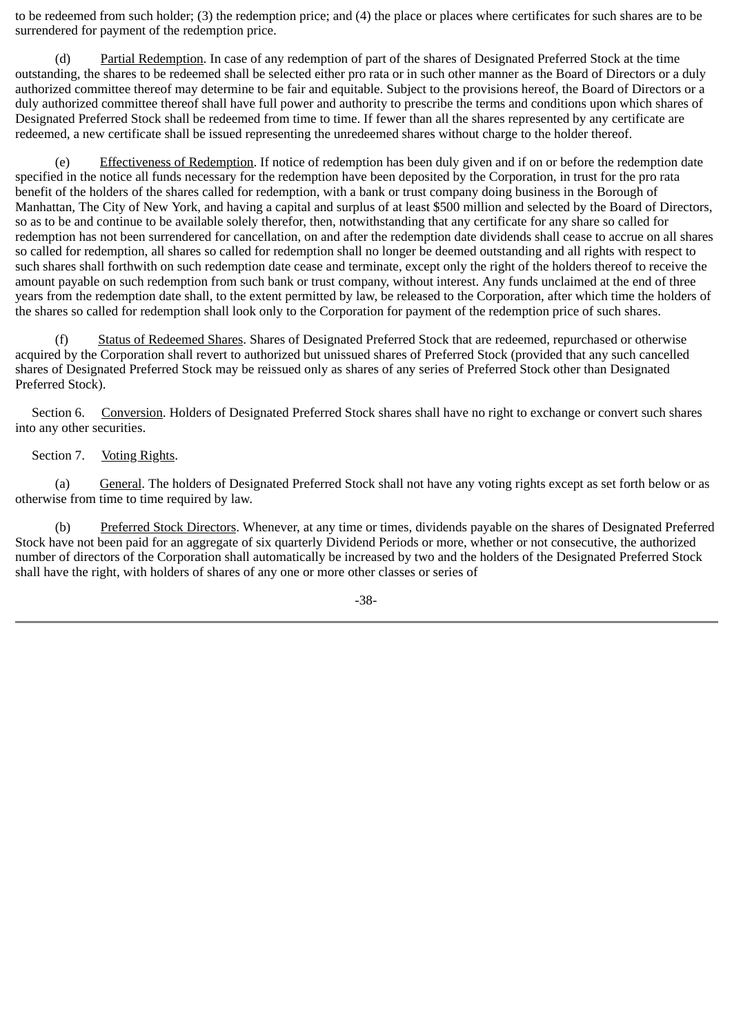to be redeemed from such holder; (3) the redemption price; and (4) the place or places where certificates for such shares are to be surrendered for payment of the redemption price.

(d) Partial Redemption. In case of any redemption of part of the shares of Designated Preferred Stock at the time outstanding, the shares to be redeemed shall be selected either pro rata or in such other manner as the Board of Directors or a duly authorized committee thereof may determine to be fair and equitable. Subject to the provisions hereof, the Board of Directors or a duly authorized committee thereof shall have full power and authority to prescribe the terms and conditions upon which shares of Designated Preferred Stock shall be redeemed from time to time. If fewer than all the shares represented by any certificate are redeemed, a new certificate shall be issued representing the unredeemed shares without charge to the holder thereof.

(e) Effectiveness of Redemption. If notice of redemption has been duly given and if on or before the redemption date specified in the notice all funds necessary for the redemption have been deposited by the Corporation, in trust for the pro rata benefit of the holders of the shares called for redemption, with a bank or trust company doing business in the Borough of Manhattan, The City of New York, and having a capital and surplus of at least $500 million and selected by the Board of Directors, so as to be and continue to be available solely therefor, then, notwithstanding that any certificate for any share so called for redemption has not been surrendered for cancellation, on and after the redemption date dividends shall cease to accrue on all shares so called for redemption, all shares so called for redemption shall no longer be deemed outstanding and all rights with respect to such shares shall forthwith on such redemption date cease and terminate, except only the right of the holders thereof to receive the amount payable on such redemption from such bank or trust company, without interest. Any funds unclaimed at the end of three years from the redemption date shall, to the extent permitted by law, be released to the Corporation, after which time the holders of the shares so called for redemption shall look only to the Corporation for payment of the redemption price of such shares.

(f) Status of Redeemed Shares. Shares of Designated Preferred Stock that are redeemed, repurchased or otherwise acquired by the Corporation shall revert to authorized but unissued shares of Preferred Stock (provided that any such cancelled shares of Designated Preferred Stock may be reissued only as shares of any series of Preferred Stock other than Designated Preferred Stock).

Section 6. Conversion. Holders of Designated Preferred Stock shares shall have no right to exchange or convert such shares into any other securities.

Section 7. Voting Rights.

(a) General. The holders of Designated Preferred Stock shall not have any voting rights except as set forth below or as otherwise from time to time required by law.

(b) Preferred Stock Directors. Whenever, at any time or times, dividends payable on the shares of Designated Preferred Stock have not been paid for an aggregate of six quarterly Dividend Periods or more, whether or not consecutive, the authorized number of directors of the Corporation shall automatically be increased by two and the holders of the Designated Preferred Stock shall have the right, with holders of shares of any one or more other classes or series of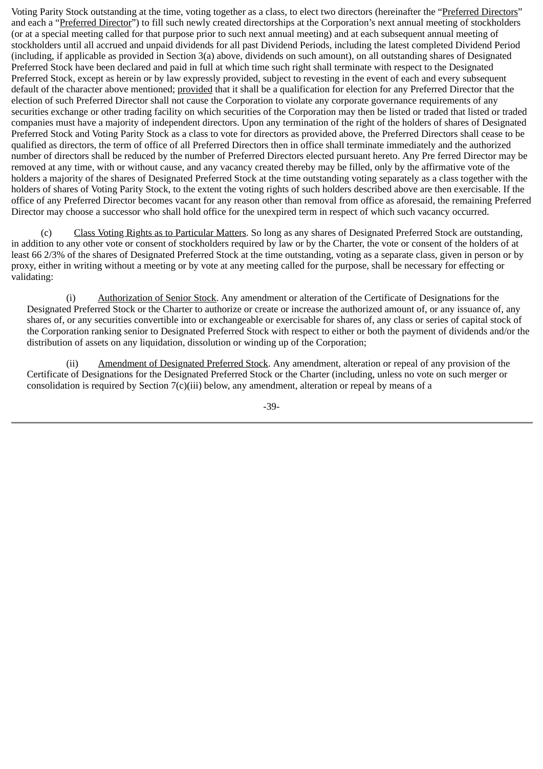Voting Parity Stock outstanding at the time, voting together as a class, to elect two directors (hereinafter the "Preferred Directors" and each a "Preferred Director") to fill such newly created directorships at the Corporation's next annual meeting of stockholders (or at a special meeting called for that purpose prior to such next annual meeting) and at each subsequent annual meeting of stockholders until all accrued and unpaid dividends for all past Dividend Periods, including the latest completed Dividend Period (including, if applicable as provided in Section 3(a) above, dividends on such amount), on all outstanding shares of Designated Preferred Stock have been declared and paid in full at which time such right shall terminate with respect to the Designated Preferred Stock, except as herein or by law expressly provided, subject to revesting in the event of each and every subsequent default of the character above mentioned; provided that it shall be a qualification for election for any Preferred Director that the election of such Preferred Director shall not cause the Corporation to violate any corporate governance requirements of any securities exchange or other trading facility on which securities of the Corporation may then be listed or traded that listed or traded companies must have a majority of independent directors. Upon any termination of the right of the holders of shares of Designated Preferred Stock and Voting Parity Stock as a class to vote for directors as provided above, the Preferred Directors shall cease to be qualified as directors, the term of office of all Preferred Directors then in office shall terminate immediately and the authorized number of directors shall be reduced by the number of Preferred Directors elected pursuant hereto. Any Pre ferred Director may be removed at any time, with or without cause, and any vacancy created thereby may be filled, only by the affirmative vote of the holders a majority of the shares of Designated Preferred Stock at the time outstanding voting separately as a class together with the holders of shares of Voting Parity Stock, to the extent the voting rights of such holders described above are then exercisable. If the office of any Preferred Director becomes vacant for any reason other than removal from office as aforesaid, the remaining Preferred Director may choose a successor who shall hold office for the unexpired term in respect of which such vacancy occurred.

(c) Class Voting Rights as to Particular Matters. So long as any shares of Designated Preferred Stock are outstanding, in addition to any other vote or consent of stockholders required by law or by the Charter, the vote or consent of the holders of at least 66 2/3% of the shares of Designated Preferred Stock at the time outstanding, voting as a separate class, given in person or by proxy, either in writing without a meeting or by vote at any meeting called for the purpose, shall be necessary for effecting or validating:

(i) Authorization of Senior Stock. Any amendment or alteration of the Certificate of Designations for the Designated Preferred Stock or the Charter to authorize or create or increase the authorized amount of, or any issuance of, any shares of, or any securities convertible into or exchangeable or exercisable for shares of, any class or series of capital stock of the Corporation ranking senior to Designated Preferred Stock with respect to either or both the payment of dividends and/or the distribution of assets on any liquidation, dissolution or winding up of the Corporation;

(ii) Amendment of Designated Preferred Stock. Any amendment, alteration or repeal of any provision of the Certificate of Designations for the Designated Preferred Stock or the Charter (including, unless no vote on such merger or consolidation is required by Section 7(c)(iii) below, any amendment, alteration or repeal by means of a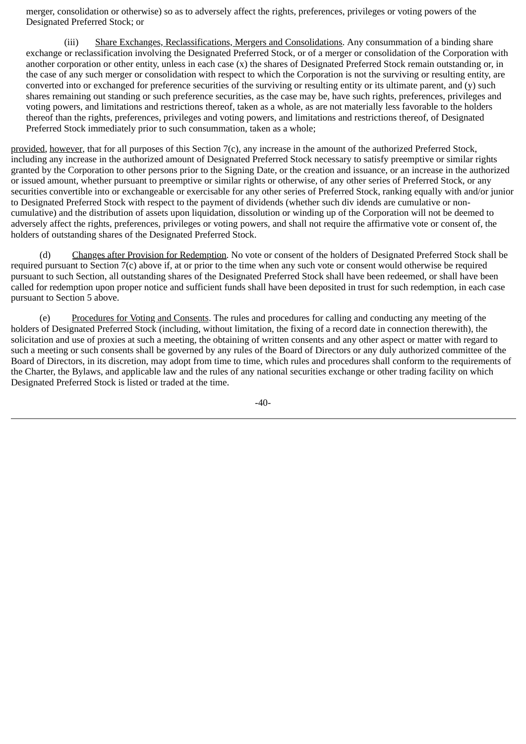merger, consolidation or otherwise) so as to adversely affect the rights, preferences, privileges or voting powers of the Designated Preferred Stock; or

(iii) Share Exchanges, Reclassifications, Mergers and Consolidations. Any consummation of a binding share exchange or reclassification involving the Designated Preferred Stock, or of a merger or consolidation of the Corporation with another corporation or other entity, unless in each case (x) the shares of Designated Preferred Stock remain outstanding or, in the case of any such merger or consolidation with respect to which the Corporation is not the surviving or resulting entity, are converted into or exchanged for preference securities of the surviving or resulting entity or its ultimate parent, and (y) such shares remaining out standing or such preference securities, as the case may be, have such rights, preferences, privileges and voting powers, and limitations and restrictions thereof, taken as a whole, as are not materially less favorable to the holders thereof than the rights, preferences, privileges and voting powers, and limitations and restrictions thereof, of Designated Preferred Stock immediately prior to such consummation, taken as a whole;

provided, however, that for all purposes of this Section 7(c), any increase in the amount of the authorized Preferred Stock, including any increase in the authorized amount of Designated Preferred Stock necessary to satisfy preemptive or similar rights granted by the Corporation to other persons prior to the Signing Date, or the creation and issuance, or an increase in the authorized or issued amount, whether pursuant to preemptive or similar rights or otherwise, of any other series of Preferred Stock, or any securities convertible into or exchangeable or exercisable for any other series of Preferred Stock, ranking equally with and/or junior to Designated Preferred Stock with respect to the payment of dividends (whether such div idends are cumulative or non-cumulative) and the distribution of assets upon liquidation, dissolution or winding up of the Corporation will not be deemed to adversely affect the rights, preferences, privileges or voting powers, and shall not require the affirmative vote or consent of, the holders of outstanding shares of the Designated Preferred Stock.

(d) Changes after Provision for Redemption. No vote or consent of the holders of Designated Preferred Stock shall be required pursuant to Section 7(c) above if, at or prior to the time when any such vote or consent would otherwise be required pursuant to such Section, all outstanding shares of the Designated Preferred Stock shall have been redeemed, or shall have been called for redemption upon proper notice and sufficient funds shall have been deposited in trust for such redemption, in each case pursuant to Section 5 above.

(e) Procedures for Voting and Consents. The rules and procedures for calling and conducting any meeting of the holders of Designated Preferred Stock (including, without limitation, the fixing of a record date in connection therewith), the solicitation and use of proxies at such a meeting, the obtaining of written consents and any other aspect or matter with regard to such a meeting or such consents shall be governed by any rules of the Board of Directors or any duly authorized committee of the Board of Directors, in its discretion, may adopt from time to time, which rules and procedures shall conform to the requirements of the Charter, the Bylaws, and applicable law and the rules of any national securities exchange or other trading facility on which Designated Preferred Stock is listed or traded at the time.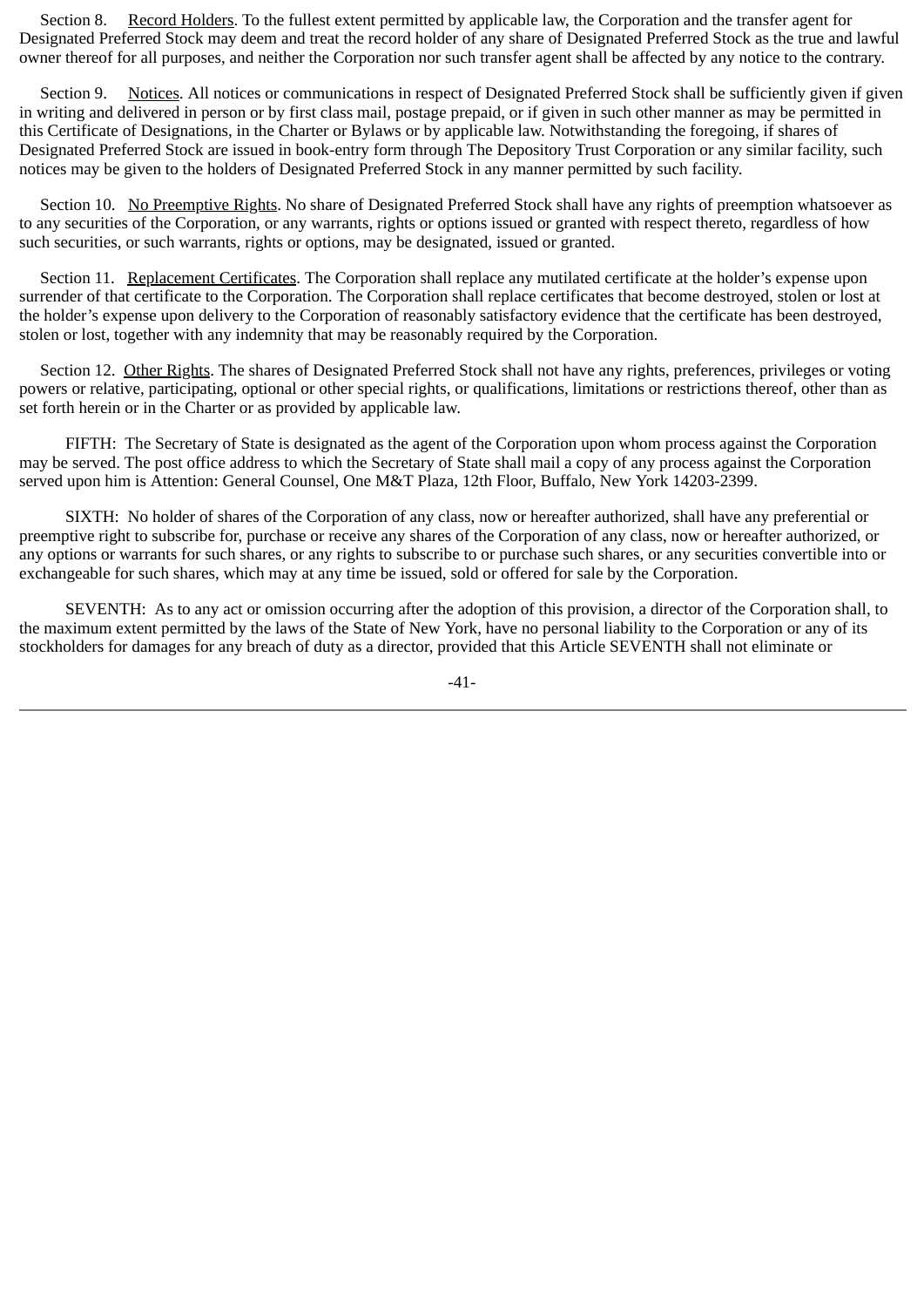Section 8. Record Holders. To the fullest extent permitted by applicable law, the Corporation and the transfer agent for Designated Preferred Stock may deem and treat the record holder of any share of Designated Preferred Stock as the true and lawful owner thereof for all purposes, and neither the Corporation nor such transfer agent shall be affected by any notice to the contrary.

Section 9. Notices. All notices or communications in respect of Designated Preferred Stock shall be sufficiently given if given in writing and delivered in person or by first class mail, postage prepaid, or if given in such other manner as may be permitted in this Certificate of Designations, in the Charter or Bylaws or by applicable law. Notwithstanding the foregoing, if shares of Designated Preferred Stock are issued in book-entry form through The Depository Trust Corporation or any similar facility, such notices may be given to the holders of Designated Preferred Stock in any manner permitted by such facility.

Section 10. No Preemptive Rights. No share of Designated Preferred Stock shall have any rights of preemption whatsoever as to any securities of the Corporation, or any warrants, rights or options issued or granted with respect thereto, regardless of how such securities, or such warrants, rights or options, may be designated, issued or granted.

Section 11. Replacement Certificates. The Corporation shall replace any mutilated certificate at the holder's expense upon surrender of that certificate to the Corporation. The Corporation shall replace certificates that become destroyed, stolen or lost at the holder's expense upon delivery to the Corporation of reasonably satisfactory evidence that the certificate has been destroyed, stolen or lost, together with any indemnity that may be reasonably required by the Corporation.

Section 12. Other Rights. The shares of Designated Preferred Stock shall not have any rights, preferences, privileges or voting powers or relative, participating, optional or other special rights, or qualifications, limitations or restrictions thereof, other than as set forth herein or in the Charter or as provided by applicable law.

FIFTH: The Secretary of State is designated as the agent of the Corporation upon whom process against the Corporation may be served. The post office address to which the Secretary of State shall mail a copy of any process against the Corporation served upon him is Attention: General Counsel, One M&T Plaza, 12th Floor, Buffalo, New York 14203-2399.

SIXTH: No holder of shares of the Corporation of any class, now or hereafter authorized, shall have any preferential or preemptive right to subscribe for, purchase or receive any shares of the Corporation of any class, now or hereafter authorized, or any options or warrants for such shares, or any rights to subscribe to or purchase such shares, or any securities convertible into or exchangeable for such shares, which may at any time be issued, sold or offered for sale by the Corporation.

SEVENTH: As to any act or omission occurring after the adoption of this provision, a director of the Corporation shall, to the maximum extent permitted by the laws of the State of New York, have no personal liability to the Corporation or any of its stockholders for damages for any breach of duty as a director, provided that this Article SEVENTH shall not eliminate or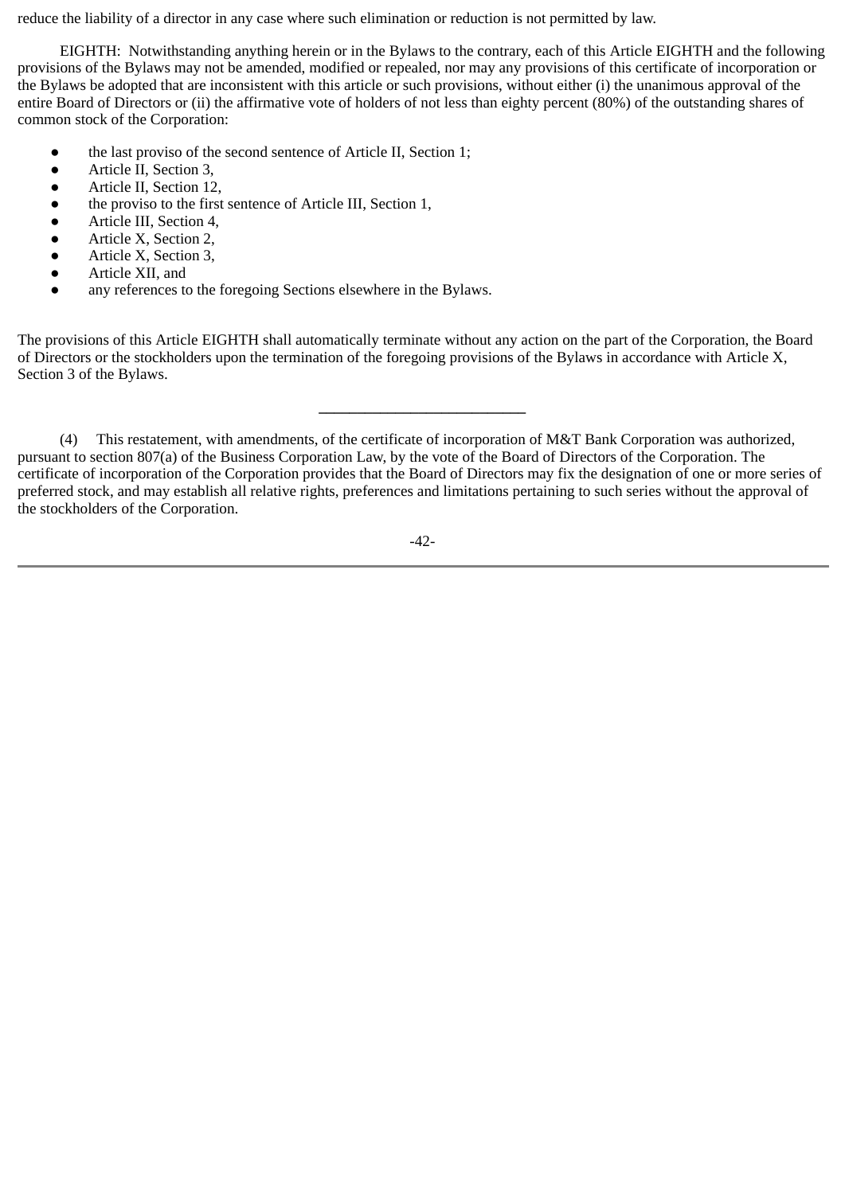reduce the liability of a director in any case where such elimination or reduction is not permitted by law.

EIGHTH: Notwithstanding anything herein or in the Bylaws to the contrary, each of this Article EIGHTH and the following provisions of the Bylaws may not be amended, modified or repealed, nor may any provisions of this certificate of incorporation or the Bylaws be adopted that are inconsistent with this article or such provisions, without either (i) the unanimous approval of the entire Board of Directors or (ii) the affirmative vote of holders of not less than eighty percent (80%) of the outstanding shares of common stock of the Corporation:

- the last proviso of the second sentence of Article II, Section 1;
- Article II, Section 3,
- Article II, Section 12,
- the proviso to the first sentence of Article III, Section 1,
- Article III, Section 4,
- Article X, Section 2,
- Article X, Section 3,
- Article XII, and
- any references to the foregoing Sections elsewhere in the Bylaws.

The provisions of this Article EIGHTH shall automatically terminate without any action on the part of the Corporation, the Board of Directors or the stockholders upon the termination of the foregoing provisions of the Bylaws in accordance with Article X, Section 3 of the Bylaws.

---

(4) This restatement, with amendments, of the certificate of incorporation of M&T Bank Corporation was authorized, pursuant to section 807(a) of the Business Corporation Law, by the vote of the Board of Directors of the Corporation. The certificate of incorporation of the Corporation provides that the Board of Directors may fix the designation of one or more series of preferred stock, and may establish all relative rights, preferences and limitations pertaining to such series without the approval of the stockholders of the Corporation.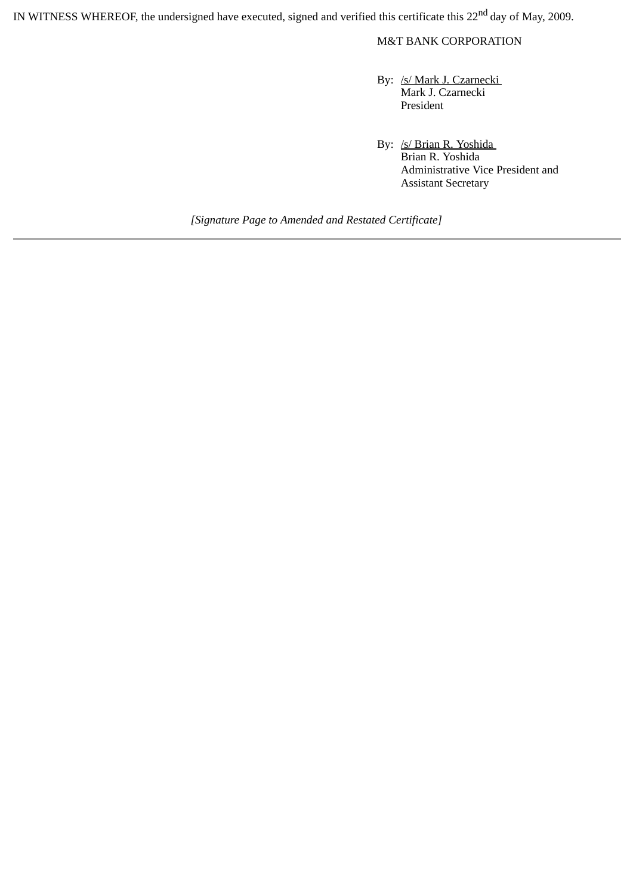IN WITNESS WHEREOF, the undersigned have executed, signed and verified this certificate this 22nd day of May, 2009.

M&T BANK CORPORATION

By: /s/ Mark J. Czarnecki
Mark J. Czarnecki
President

By: /s/ Brian R. Yoshida
Brian R. Yoshida
Administrative Vice President and
Assistant Secretary

*[Signature Page to Amended and Restated Certificate]*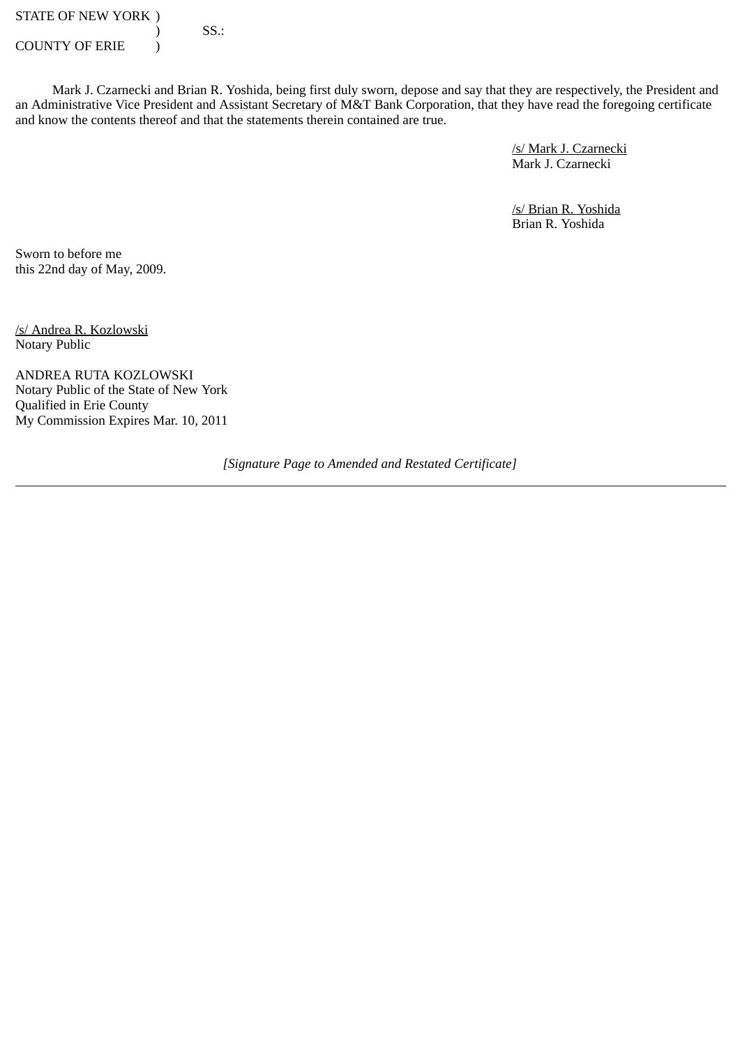STATE OF NEW YORK )
) SS.:
COUNTY OF ERIE )

Mark J. Czarnecki and Brian R. Yoshida, being first duly sworn, depose and say that they are respectively, the President and an Administrative Vice President and Assistant Secretary of M&T Bank Corporation, that they have read the foregoing certificate and know the contents thereof and that the statements therein contained are true.

/s/ Mark J. Czarnecki
Mark J. Czarnecki

/s/ Brian R. Yoshida
Brian R. Yoshida

Sworn to before me
this 22nd day of May, 2009.

/s/ Andrea R. Kozlowski
Notary Public

ANDREA RUTA KOZLOWSKI
Notary Public of the State of New York
Qualified in Erie County
My Commission Expires Mar. 10, 2011

*[Signature Page to Amended and Restated Certificate]*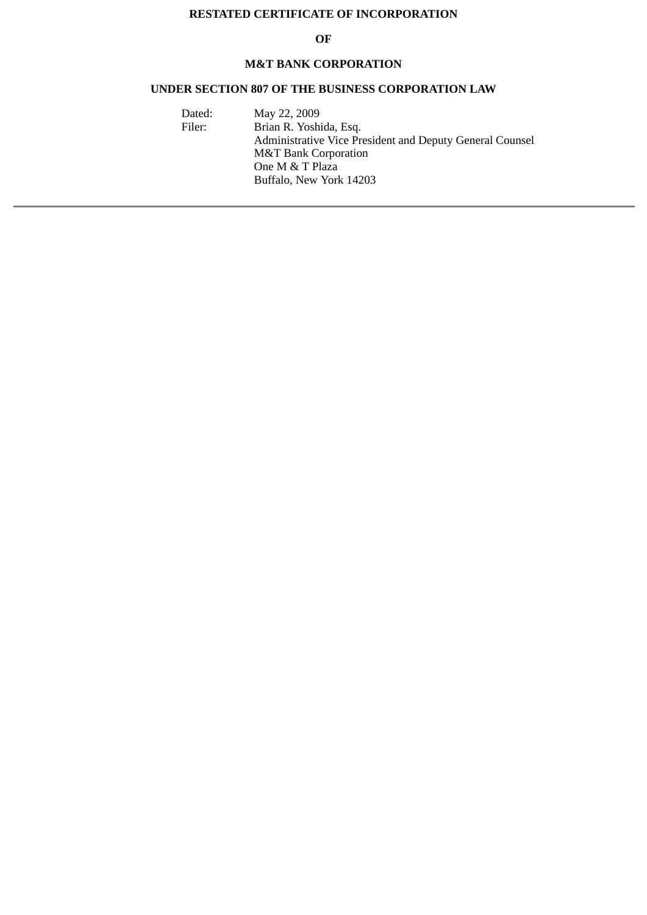**RESTATED CERTIFICATE OF INCORPORATION**

**OF**

**M&T BANK CORPORATION**

**UNDER SECTION 807 OF THE BUSINESS CORPORATION LAW**

| | |
|---|---|
| Dated: | May 22, 2009 |
| Filer: | Brian R. Yoshida, Esq.<br>Administrative Vice President and Deputy General Counsel<br>M&T Bank Corporation<br>One M & T Plaza<br>Buffalo, New York 14203 |

---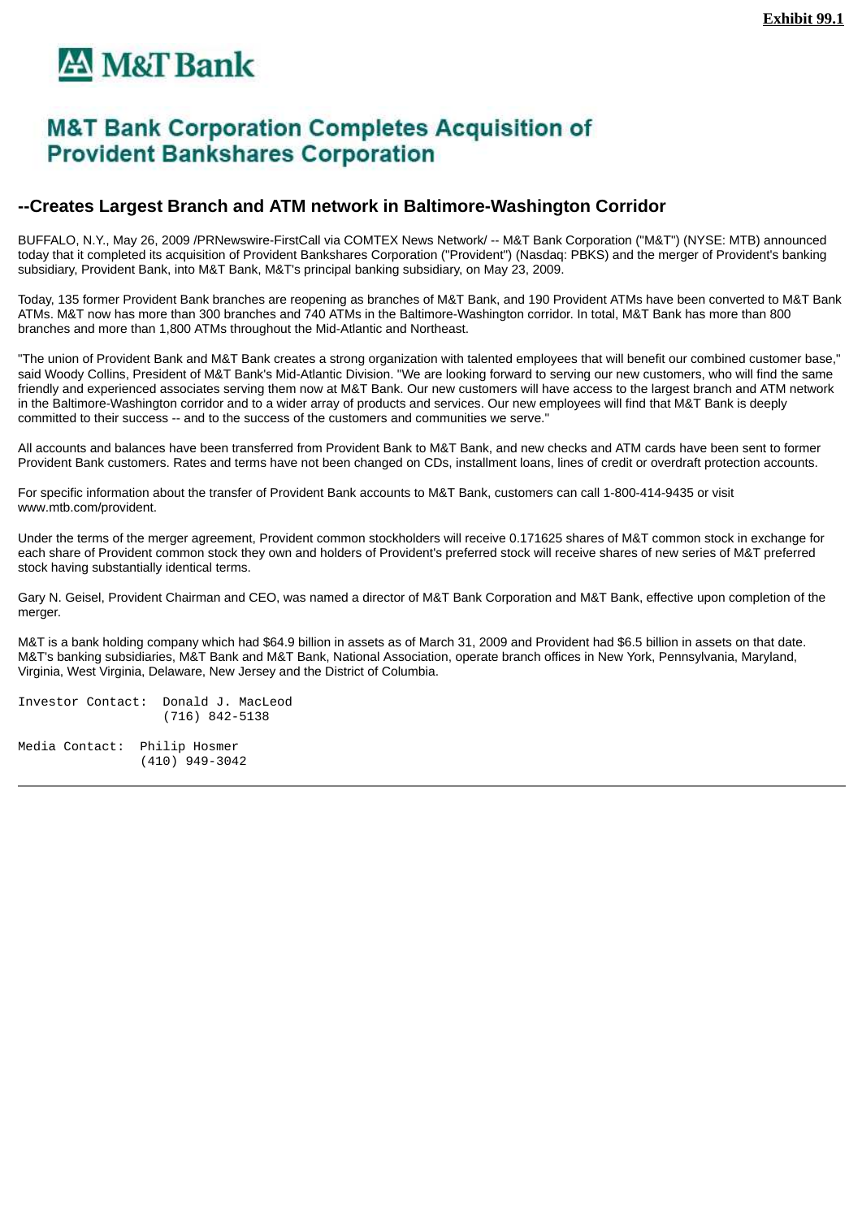**Exhibit 99.1**

M&T Bank

# M&T Bank Corporation Completes Acquisition of Provident Bankshares Corporation

## --Creates Largest Branch and ATM network in Baltimore-Washington Corridor

BUFFALO, N.Y., May 26, 2009 /PRNewswire-FirstCall via COMTEX News Network/ -- M&T Bank Corporation ("M&T") (NYSE: MTB) announced today that it completed its acquisition of Provident Bankshares Corporation ("Provident") (Nasdaq: PBKS) and the merger of Provident's banking subsidiary, Provident Bank, into M&T Bank, M&T's principal banking subsidiary, on May 23, 2009.

Today, 135 former Provident Bank branches are reopening as branches of M&T Bank, and 190 Provident ATMs have been converted to M&T Bank ATMs. M&T now has more than 300 branches and 740 ATMs in the Baltimore-Washington corridor. In total, M&T Bank has more than 800 branches and more than 1,800 ATMs throughout the Mid-Atlantic and Northeast.

"The union of Provident Bank and M&T Bank creates a strong organization with talented employees that will benefit our combined customer base," said Woody Collins, President of M&T Bank's Mid-Atlantic Division. "We are looking forward to serving our new customers, who will find the same friendly and experienced associates serving them now at M&T Bank. Our new customers will have access to the largest branch and ATM network in the Baltimore-Washington corridor and to a wider array of products and services. Our new employees will find that M&T Bank is deeply committed to their success -- and to the success of the customers and communities we serve."

All accounts and balances have been transferred from Provident Bank to M&T Bank, and new checks and ATM cards have been sent to former Provident Bank customers. Rates and terms have not been changed on CDs, installment loans, lines of credit or overdraft protection accounts.

For specific information about the transfer of Provident Bank accounts to M&T Bank, customers can call 1-800-414-9435 or visit www.mtb.com/provident.

Under the terms of the merger agreement, Provident common stockholders will receive 0.171625 shares of M&T common stock in exchange for each share of Provident common stock they own and holders of Provident's preferred stock will receive shares of new series of M&T preferred stock having substantially identical terms.

Gary N. Geisel, Provident Chairman and CEO, was named a director of M&T Bank Corporation and M&T Bank, effective upon completion of the merger.

M&T is a bank holding company which had $64.9 billion in assets as of March 31, 2009 and Provident had $6.5 billion in assets on that date. M&T's banking subsidiaries, M&T Bank and M&T Bank, National Association, operate branch offices in New York, Pennsylvania, Maryland, Virginia, West Virginia, Delaware, New Jersey and the District of Columbia.

```
Investor Contact:  Donald J. MacLeod
                   (716) 842-5138

Media Contact:  Philip Hosmer
                (410) 949-3042
```